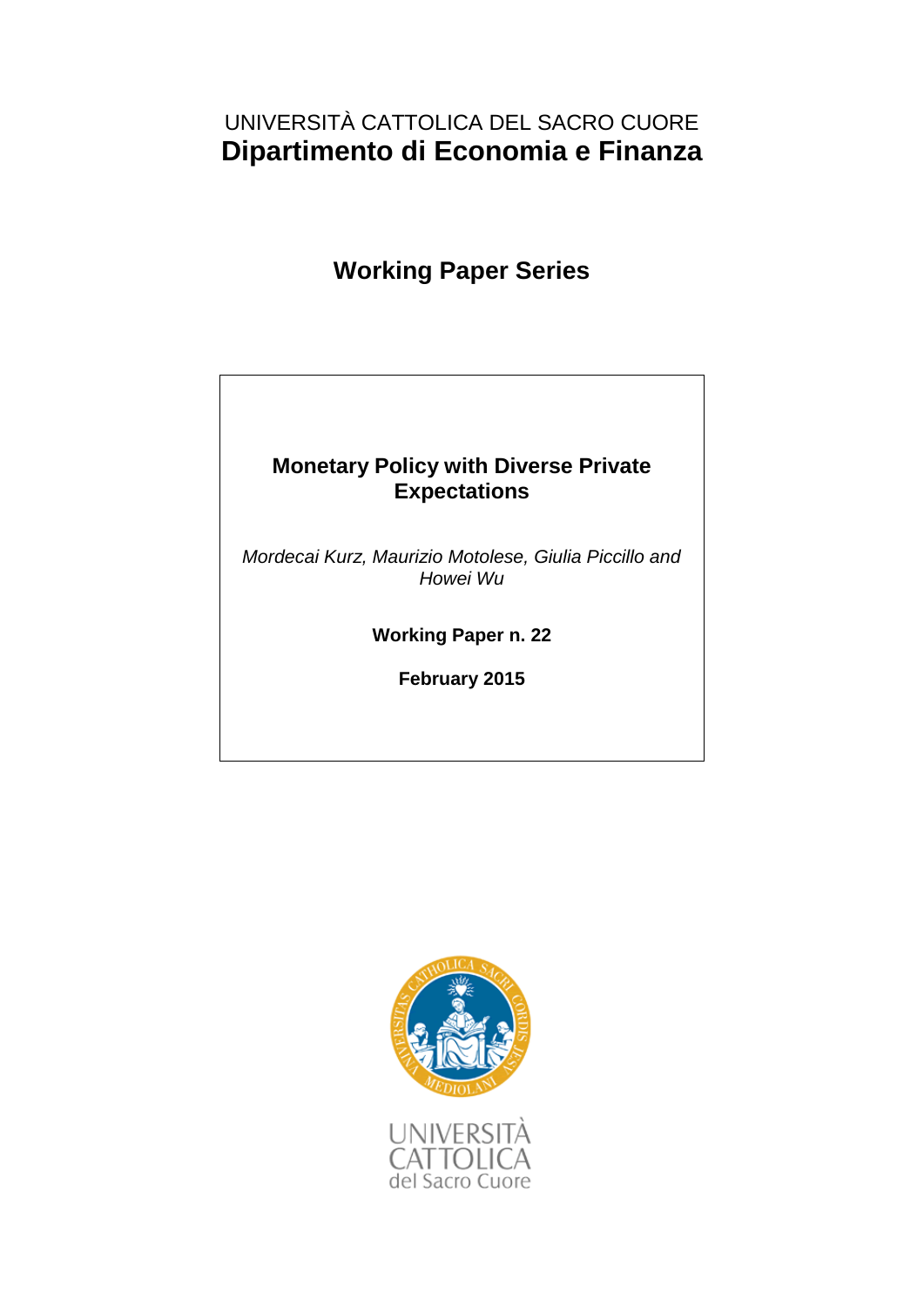UNIVERSITÀ CATTOLICA DEL SACRO CUORE

# Dipartimento di Economia e Finanza

## Working Paper Series

### Monetary Policy with Diverse Private Expectations

*Mordecai Kurz, Maurizio Motolese, Giulia Piccillo and Howei Wu*

**Working Paper n. 22**

**February 2015**

UNIVERSITÀ CATTOLICA del Sacro Cuore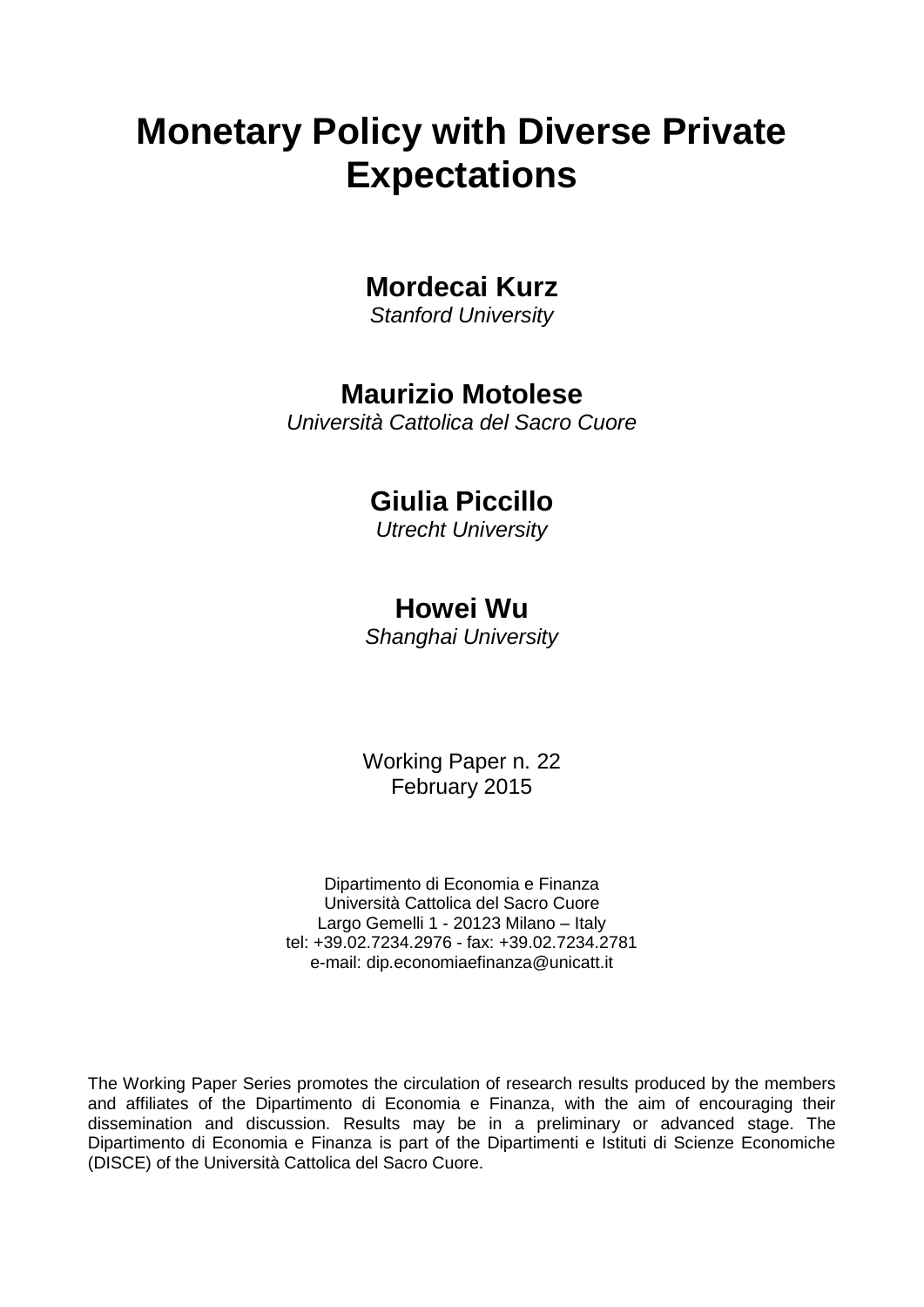# Monetary Policy with Diverse Private Expectations

**Mordecai Kurz**
*Stanford University*

**Maurizio Motolese**
*Università Cattolica del Sacro Cuore*

**Giulia Piccillo**
*Utrecht University*

**Howei Wu**
*Shanghai University*

Working Paper n. 22
February 2015

Dipartimento di Economia e Finanza
Università Cattolica del Sacro Cuore
Largo Gemelli 1 - 20123 Milano – Italy
tel: +39.02.7234.2976 - fax: +39.02.7234.2781
e-mail: dip.economiaefinanza@unicatt.it

The Working Paper Series promotes the circulation of research results produced by the members and affiliates of the Dipartimento di Economia e Finanza, with the aim of encouraging their dissemination and discussion. Results may be in a preliminary or advanced stage. The Dipartimento di Economia e Finanza is part of the Dipartimenti e Istituti di Scienze Economiche (DISCE) of the Università Cattolica del Sacro Cuore.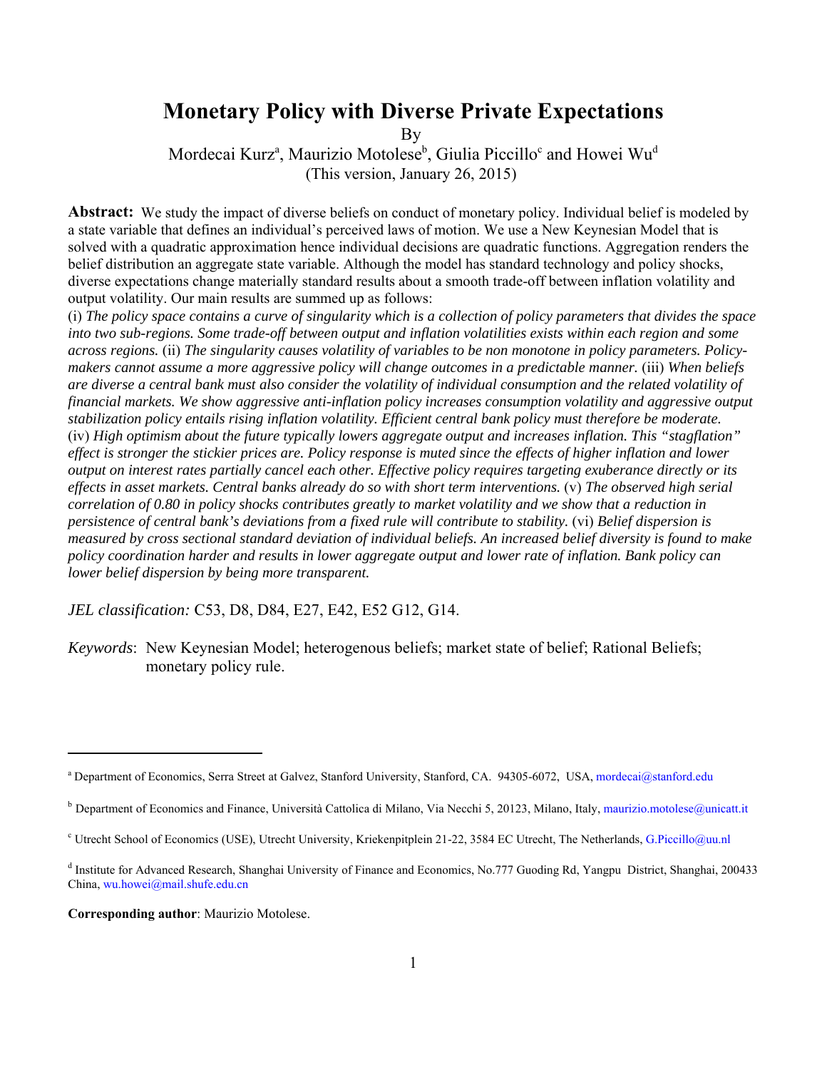# Monetary Policy with Diverse Private Expectations

By

Mordecai Kurz[a], Maurizio Motolese[b], Giulia Piccillo[c] and Howei Wu[d]

(This version, January 26, 2015)

**Abstract:** We study the impact of diverse beliefs on conduct of monetary policy. Individual belief is modeled by a state variable that defines an individual's perceived laws of motion. We use a New Keynesian Model that is solved with a quadratic approximation hence individual decisions are quadratic functions. Aggregation renders the belief distribution an aggregate state variable. Although the model has standard technology and policy shocks, diverse expectations change materially standard results about a smooth trade-off between inflation volatility and output volatility. Our main results are summed up as follows:
(i) *The policy space contains a curve of singularity which is a collection of policy parameters that divides the space into two sub-regions. Some trade-off between output and inflation volatilities exists within each region and some across regions.* (ii) *The singularity causes volatility of variables to be non monotone in policy parameters. Policy-makers cannot assume a more aggressive policy will change outcomes in a predictable manner.* (iii) *When beliefs are diverse a central bank must also consider the volatility of individual consumption and the related volatility of financial markets. We show aggressive anti-inflation policy increases consumption volatility and aggressive output stabilization policy entails rising inflation volatility. Efficient central bank policy must therefore be moderate.* (iv) *High optimism about the future typically lowers aggregate output and increases inflation. This "stagflation" effect is stronger the stickier prices are. Policy response is muted since the effects of higher inflation and lower output on interest rates partially cancel each other. Effective policy requires targeting exuberance directly or its effects in asset markets. Central banks already do so with short term interventions.* (v) *The observed high serial correlation of 0.80 in policy shocks contributes greatly to market volatility and we show that a reduction in persistence of central bank's deviations from a fixed rule will contribute to stability.* (vi) *Belief dispersion is measured by cross sectional standard deviation of individual beliefs. An increased belief diversity is found to make policy coordination harder and results in lower aggregate output and lower rate of inflation. Bank policy can lower belief dispersion by being more transparent.*

*JEL classification:* C53, D8, D84, E27, E42, E52 G12, G14.

*Keywords*: New Keynesian Model; heterogenous beliefs; market state of belief; Rational Beliefs; monetary policy rule.

---

[a] Department of Economics, Serra Street at Galvez, Stanford University, Stanford, CA. 94305-6072, USA, mordecai@stanford.edu

[b] Department of Economics and Finance, Università Cattolica di Milano, Via Necchi 5, 20123, Milano, Italy, maurizio.motolese@unicatt.it

[c] Utrecht School of Economics (USE), Utrecht University, Kriekenpitplein 21-22, 3584 EC Utrecht, The Netherlands, G.Piccillo@uu.nl

[d] Institute for Advanced Research, Shanghai University of Finance and Economics, No.777 Guoding Rd, Yangpu District, Shanghai, 200433 China, wu.howei@mail.shufe.edu.cn

**Corresponding author**: Maurizio Motolese.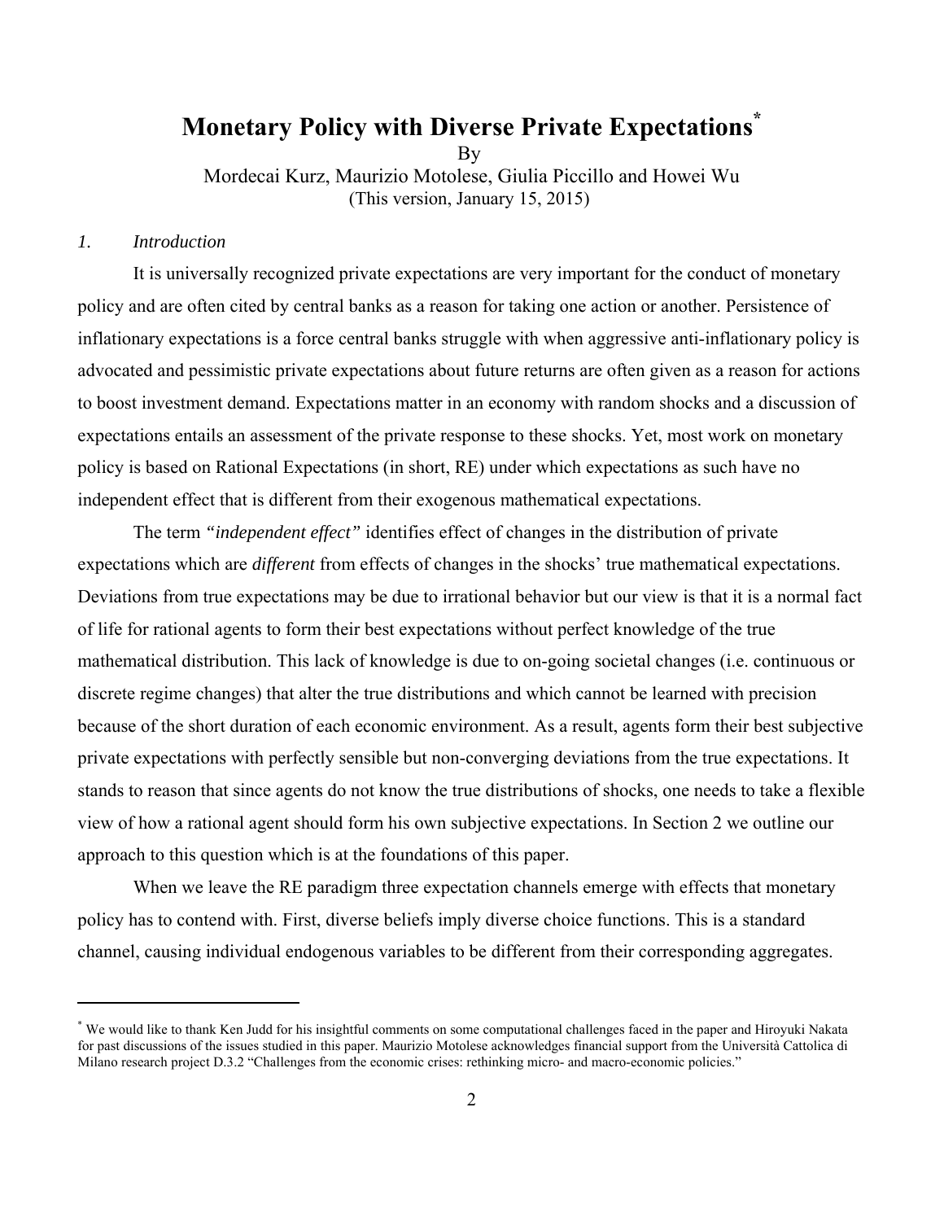# Monetary Policy with Diverse Private Expectations[*]

By

Mordecai Kurz, Maurizio Motolese, Giulia Piccillo and Howei Wu

(This version, January 15, 2015)

## *1. Introduction*

It is universally recognized private expectations are very important for the conduct of monetary policy and are often cited by central banks as a reason for taking one action or another. Persistence of inflationary expectations is a force central banks struggle with when aggressive anti-inflationary policy is advocated and pessimistic private expectations about future returns are often given as a reason for actions to boost investment demand. Expectations matter in an economy with random shocks and a discussion of expectations entails an assessment of the private response to these shocks. Yet, most work on monetary policy is based on Rational Expectations (in short, RE) under which expectations as such have no independent effect that is different from their exogenous mathematical expectations.

The term ***"independent effect"*** identifies effect of changes in the distribution of private expectations which are ***different*** from effects of changes in the shocks' true mathematical expectations. Deviations from true expectations may be due to irrational behavior but our view is that it is a normal fact of life for rational agents to form their best expectations without perfect knowledge of the true mathematical distribution. This lack of knowledge is due to on-going societal changes (i.e. continuous or discrete regime changes) that alter the true distributions and which cannot be learned with precision because of the short duration of each economic environment. As a result, agents form their best subjective private expectations with perfectly sensible but non-converging deviations from the true expectations. It stands to reason that since agents do not know the true distributions of shocks, one needs to take a flexible view of how a rational agent should form his own subjective expectations. In Section 2 we outline our approach to this question which is at the foundations of this paper.

When we leave the RE paradigm three expectation channels emerge with effects that monetary policy has to contend with. First, diverse beliefs imply diverse choice functions. This is a standard channel, causing individual endogenous variables to be different from their corresponding aggregates.

---

[*] We would like to thank Ken Judd for his insightful comments on some computational challenges faced in the paper and Hiroyuki Nakata for past discussions of the issues studied in this paper. Maurizio Motolese acknowledges financial support from the Università Cattolica di Milano research project D.3.2 "Challenges from the economic crises: rethinking micro- and macro-economic policies."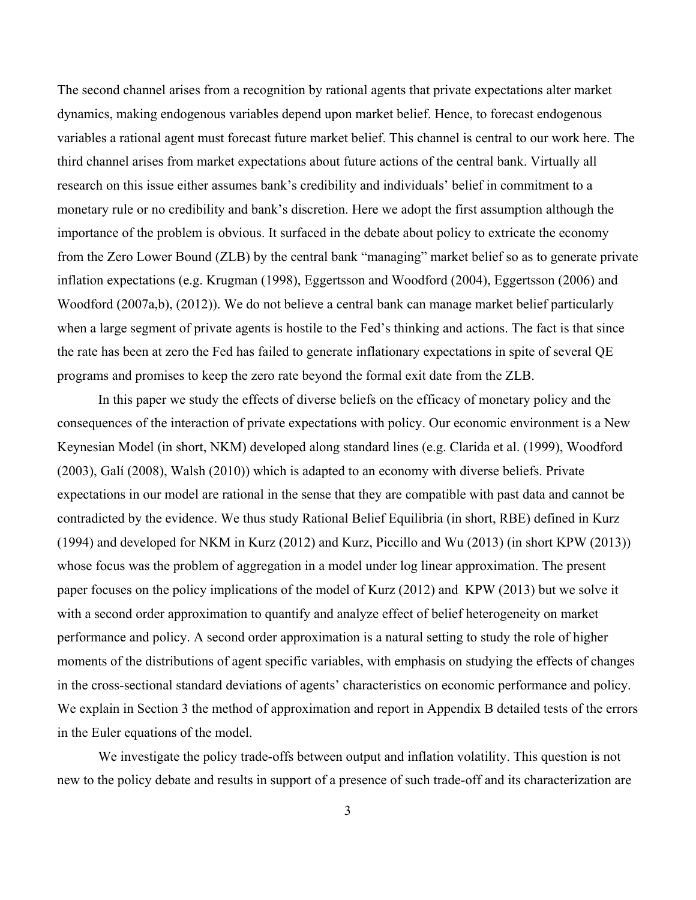The second channel arises from a recognition by rational agents that private expectations alter market dynamics, making endogenous variables depend upon market belief. Hence, to forecast endogenous variables a rational agent must forecast future market belief. This channel is central to our work here. The third channel arises from market expectations about future actions of the central bank. Virtually all research on this issue either assumes bank's credibility and individuals' belief in commitment to a monetary rule or no credibility and bank's discretion. Here we adopt the first assumption although the importance of the problem is obvious. It surfaced in the debate about policy to extricate the economy from the Zero Lower Bound (ZLB) by the central bank "managing" market belief so as to generate private inflation expectations (e.g. Krugman (1998), Eggertsson and Woodford (2004), Eggertsson (2006) and Woodford (2007a,b), (2012)). We do not believe a central bank can manage market belief particularly when a large segment of private agents is hostile to the Fed's thinking and actions. The fact is that since the rate has been at zero the Fed has failed to generate inflationary expectations in spite of several QE programs and promises to keep the zero rate beyond the formal exit date from the ZLB.

In this paper we study the effects of diverse beliefs on the efficacy of monetary policy and the consequences of the interaction of private expectations with policy. Our economic environment is a New Keynesian Model (in short, NKM) developed along standard lines (e.g. Clarida et al. (1999), Woodford (2003), Galí (2008), Walsh (2010)) which is adapted to an economy with diverse beliefs. Private expectations in our model are rational in the sense that they are compatible with past data and cannot be contradicted by the evidence. We thus study Rational Belief Equilibria (in short, RBE) defined in Kurz (1994) and developed for NKM in Kurz (2012) and Kurz, Piccillo and Wu (2013) (in short KPW (2013)) whose focus was the problem of aggregation in a model under log linear approximation. The present paper focuses on the policy implications of the model of Kurz (2012) and KPW (2013) but we solve it with a second order approximation to quantify and analyze effect of belief heterogeneity on market performance and policy. A second order approximation is a natural setting to study the role of higher moments of the distributions of agent specific variables, with emphasis on studying the effects of changes in the cross-sectional standard deviations of agents' characteristics on economic performance and policy. We explain in Section 3 the method of approximation and report in Appendix B detailed tests of the errors in the Euler equations of the model.

We investigate the policy trade-offs between output and inflation volatility. This question is not new to the policy debate and results in support of a presence of such trade-off and its characterization are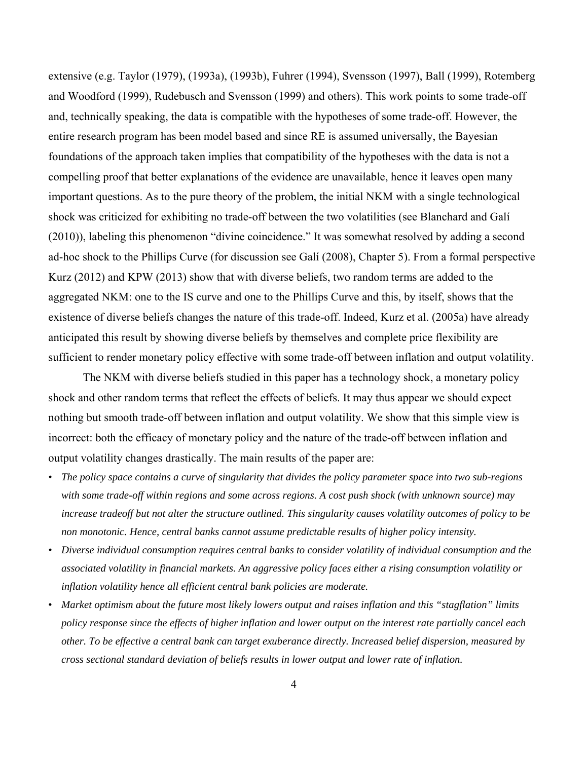extensive (e.g. Taylor (1979), (1993a), (1993b), Fuhrer (1994), Svensson (1997), Ball (1999), Rotemberg and Woodford (1999), Rudebusch and Svensson (1999) and others). This work points to some trade-off and, technically speaking, the data is compatible with the hypotheses of some trade-off. However, the entire research program has been model based and since RE is assumed universally, the Bayesian foundations of the approach taken implies that compatibility of the hypotheses with the data is not a compelling proof that better explanations of the evidence are unavailable, hence it leaves open many important questions. As to the pure theory of the problem, the initial NKM with a single technological shock was criticized for exhibiting no trade-off between the two volatilities (see Blanchard and Galí (2010)), labeling this phenomenon "divine coincidence." It was somewhat resolved by adding a second ad-hoc shock to the Phillips Curve (for discussion see Galí (2008), Chapter 5). From a formal perspective Kurz (2012) and KPW (2013) show that with diverse beliefs, two random terms are added to the aggregated NKM: one to the IS curve and one to the Phillips Curve and this, by itself, shows that the existence of diverse beliefs changes the nature of this trade-off. Indeed, Kurz et al. (2005a) have already anticipated this result by showing diverse beliefs by themselves and complete price flexibility are sufficient to render monetary policy effective with some trade-off between inflation and output volatility.

The NKM with diverse beliefs studied in this paper has a technology shock, a monetary policy shock and other random terms that reflect the effects of beliefs. It may thus appear we should expect nothing but smooth trade-off between inflation and output volatility. We show that this simple view is incorrect: both the efficacy of monetary policy and the nature of the trade-off between inflation and output volatility changes drastically. The main results of the paper are:

- *The policy space contains a curve of singularity that divides the policy parameter space into two sub-regions with some trade-off within regions and some across regions. A cost push shock (with unknown source) may increase tradeoff but not alter the structure outlined. This singularity causes volatility outcomes of policy to be non monotonic. Hence, central banks cannot assume predictable results of higher policy intensity.*
- *Diverse individual consumption requires central banks to consider volatility of individual consumption and the associated volatility in financial markets. An aggressive policy faces either a rising consumption volatility or inflation volatility hence all efficient central bank policies are moderate.*
- *Market optimism about the future most likely lowers output and raises inflation and this "stagflation" limits policy response since the effects of higher inflation and lower output on the interest rate partially cancel each other. To be effective a central bank can target exuberance directly. Increased belief dispersion, measured by cross sectional standard deviation of beliefs results in lower output and lower rate of inflation.*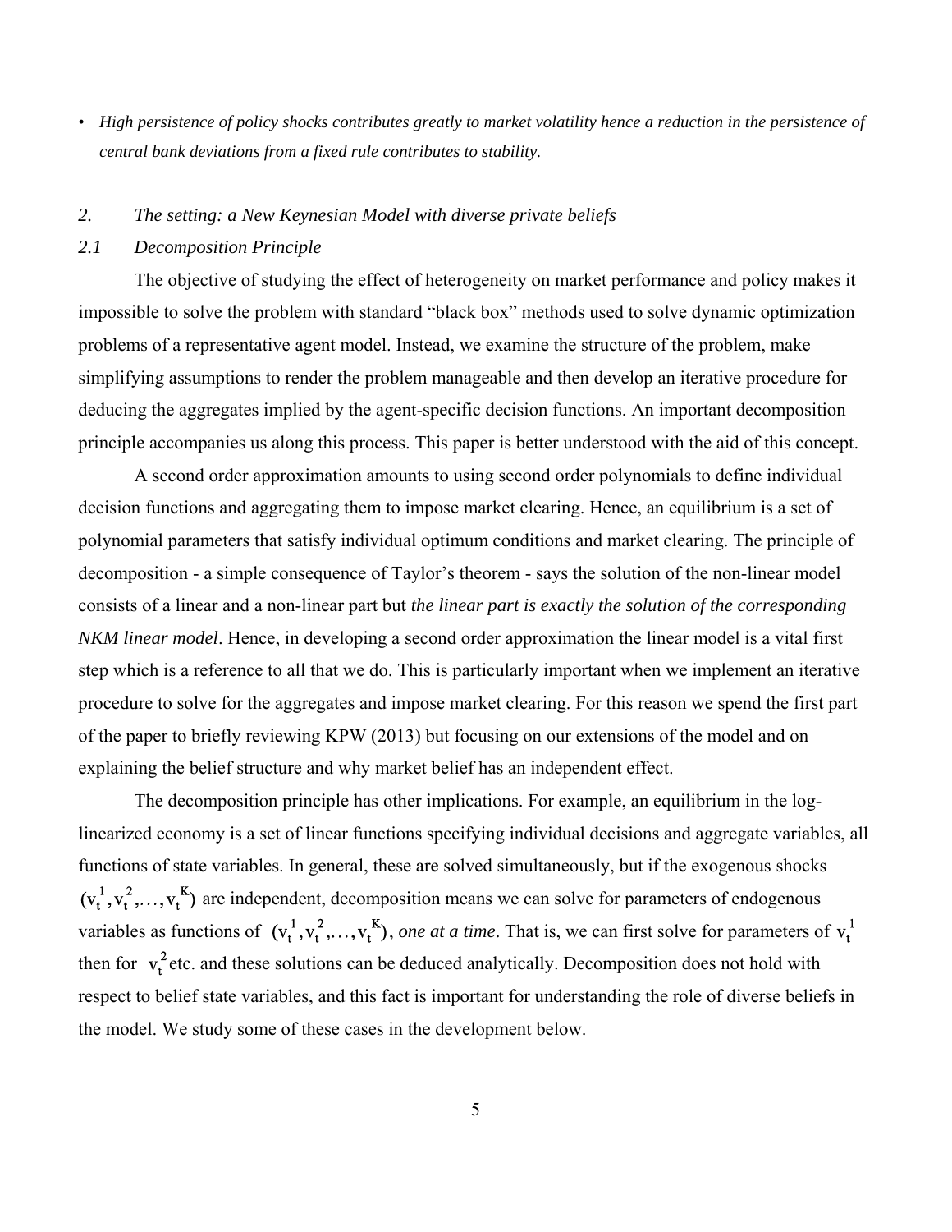- *High persistence of policy shocks contributes greatly to market volatility hence a reduction in the persistence of central bank deviations from a fixed rule contributes to stability.*

## 2. The setting: a New Keynesian Model with diverse private beliefs

### 2.1 Decomposition Principle

The objective of studying the effect of heterogeneity on market performance and policy makes it impossible to solve the problem with standard "black box" methods used to solve dynamic optimization problems of a representative agent model. Instead, we examine the structure of the problem, make simplifying assumptions to render the problem manageable and then develop an iterative procedure for deducing the aggregates implied by the agent-specific decision functions. An important decomposition principle accompanies us along this process. This paper is better understood with the aid of this concept.

A second order approximation amounts to using second order polynomials to define individual decision functions and aggregating them to impose market clearing. Hence, an equilibrium is a set of polynomial parameters that satisfy individual optimum conditions and market clearing. The principle of decomposition - a simple consequence of Taylor's theorem - says the solution of the non-linear model consists of a linear and a non-linear part but *the linear part is exactly the solution of the corresponding NKM linear model*. Hence, in developing a second order approximation the linear model is a vital first step which is a reference to all that we do. This is particularly important when we implement an iterative procedure to solve for the aggregates and impose market clearing. For this reason we spend the first part of the paper to briefly reviewing KPW (2013) but focusing on our extensions of the model and on explaining the belief structure and why market belief has an independent effect.

The decomposition principle has other implications. For example, an equilibrium in the log-linearized economy is a set of linear functions specifying individual decisions and aggregate variables, all functions of state variables. In general, these are solved simultaneously, but if the exogenous shocks $(v_t^1, v_t^2, \ldots, v_t^K)$ are independent, decomposition means we can solve for parameters of endogenous variables as functions of $(v_t^1, v_t^2, \ldots, v_t^K)$, *one at a time*. That is, we can first solve for parameters of $v_t^1$ then for $v_t^2$ etc. and these solutions can be deduced analytically. Decomposition does not hold with respect to belief state variables, and this fact is important for understanding the role of diverse beliefs in the model. We study some of these cases in the development below.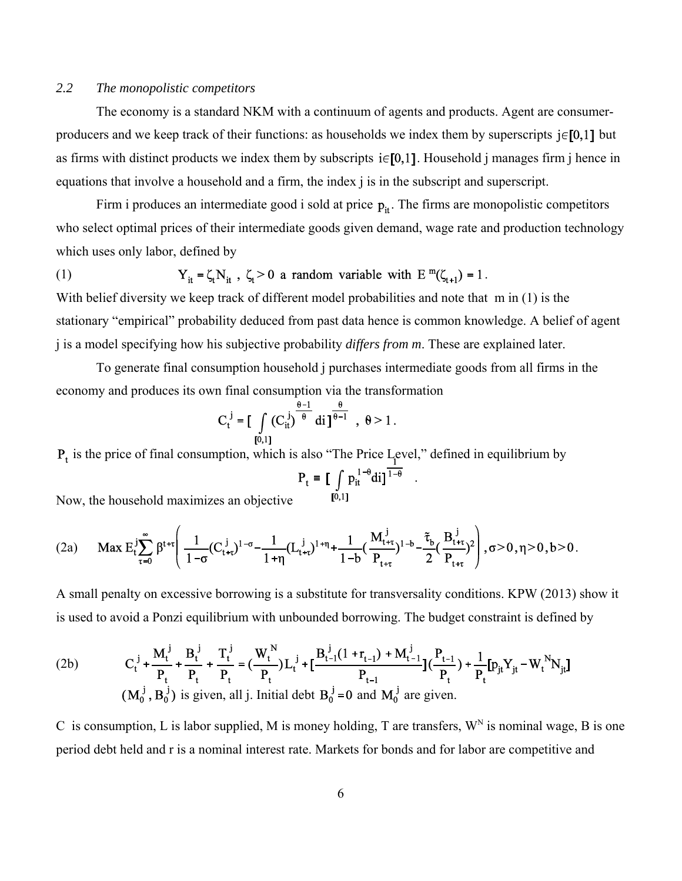*2.2 The monopolistic competitors*

The economy is a standard NKM with a continuum of agents and products. Agent are consumer-producers and we keep track of their functions: as households we index them by superscripts $j \in [0,1]$ but as firms with distinct products we index them by subscripts $i \in [0,1]$. Household j manages firm j hence in equations that involve a household and a firm, the index j is in the subscript and superscript.

Firm i produces an intermediate good i sold at price $p_{it}$. The firms are monopolistic competitors who select optimal prices of their intermediate goods given demand, wage rate and production technology which uses only labor, defined by

(1) $$Y_{it} = \zeta_t N_{it} \ , \ \zeta_t > 0 \text{ a random variable with } E^m(\zeta_{t+1}) = 1 .$$

With belief diversity we keep track of different model probabilities and note that m in (1) is the stationary "empirical" probability deduced from past data hence is common knowledge. A belief of agent j is a model specifying how his subjective probability *differs from m*. These are explained later.

To generate final consumption household j purchases intermediate goods from all firms in the economy and produces its own final consumption via the transformation

$$C_t^j = \Big[ \int_{[0,1]} (C_{it}^j)^{\frac{\theta-1}{\theta}} di \Big]^{\frac{\theta}{\theta-1}} \ , \ \theta > 1 .$$

$P_t$ is the price of final consumption, which is also "The Price Level," defined in equilibrium by

$$P_t \equiv \Big[ \int_{[0,1]} p_{it}^{1-\theta} di \Big]^{\frac{1}{1-\theta}} .$$

Now, the household maximizes an objective

(2a) $$\text{Max } E_t^j \sum_{\tau=0}^{\infty} \beta^{t+\tau} \left( \frac{1}{1-\sigma}(C_{t+\tau}^j)^{1-\sigma} - \frac{1}{1+\eta}(L_{t+\tau}^j)^{1+\eta} + \frac{1}{1-b}\Big(\frac{M_{t+\tau}^j}{P_{t+\tau}}\Big)^{1-b} - \frac{\tilde{\tau}_b}{2}\Big(\frac{B_{t+\tau}^j}{P_{t+\tau}}\Big)^2 \right), \sigma > 0, \eta > 0, b > 0 .$$

A small penalty on excessive borrowing is a substitute for transversality conditions. KPW (2013) show it is used to avoid a Ponzi equilibrium with unbounded borrowing. The budget constraint is defined by

(2b) $$C_t^j + \frac{M_t^j}{P_t} + \frac{B_t^j}{P_t} + \frac{T_t^j}{P_t} = \Big(\frac{W_t^N}{P_t}\Big) L_t^j + \Big[\frac{B_{t-1}^j(1+r_{t-1}) + M_{t-1}^j}{P_{t-1}}\Big]\Big(\frac{P_{t-1}}{P_t}\Big) + \frac{1}{P_t}[p_{jt} Y_{jt} - W_t^N N_{jt}]$$

$(M_0^j, B_0^j)$ is given, all j. Initial debt $B_0^j = 0$ and $M_0^j$ are given.

C is consumption, L is labor supplied, M is money holding, T are transfers, $W^N$ is nominal wage, B is one period debt held and r is a nominal interest rate. Markets for bonds and for labor are competitive and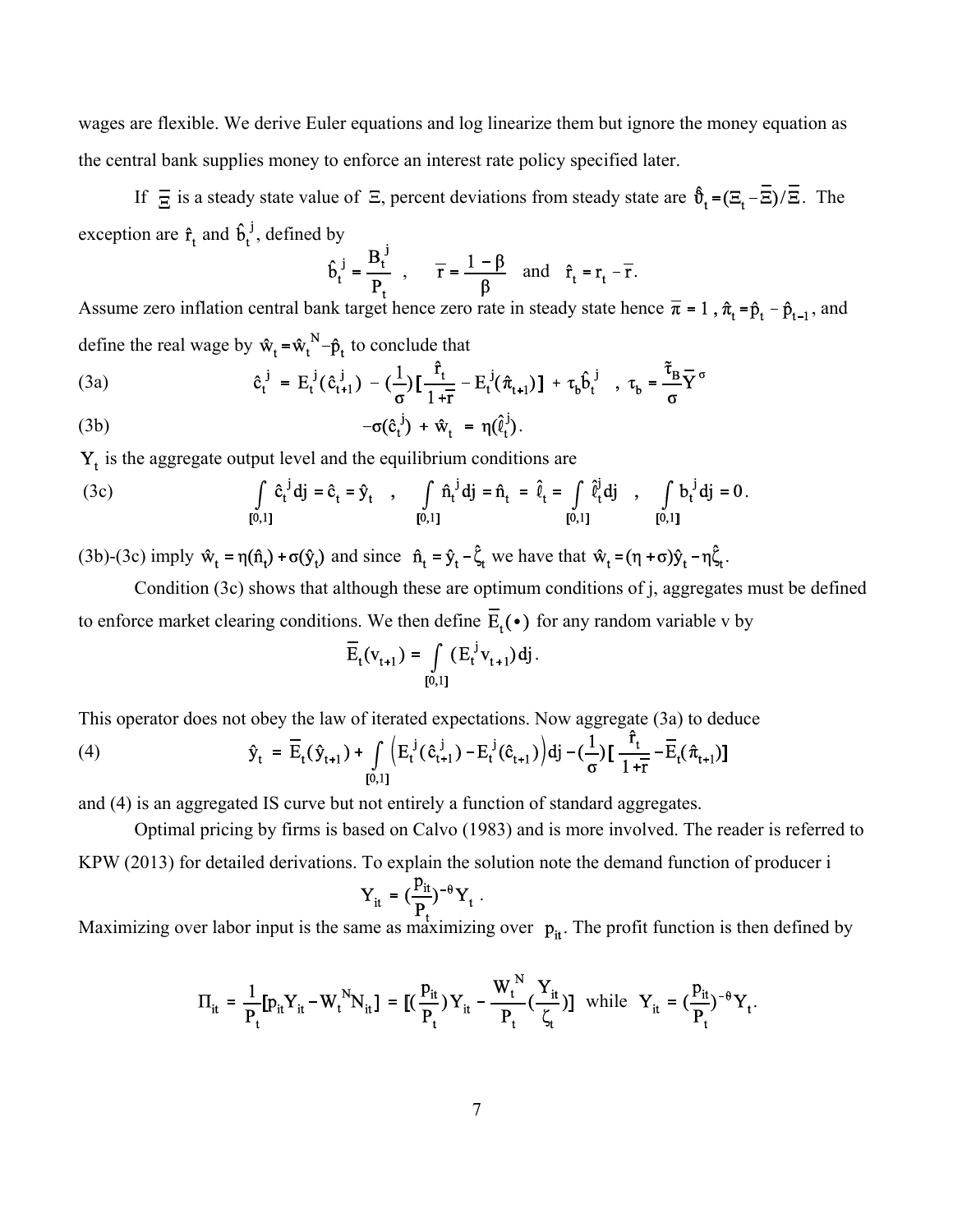wages are flexible. We derive Euler equations and log linearize them but ignore the money equation as the central bank supplies money to enforce an interest rate policy specified later.

If $\overline{\Xi}$ is a steady state value of $\Xi$, percent deviations from steady state are $\hat{\vartheta}_t = (\Xi_t - \overline{\Xi})/\overline{\Xi}$. The exception are $\hat{r}_t$ and $\hat{b}_t^{\,j}$, defined by

$$\hat{b}_t^{\,j} = \frac{B_t^j}{P_t} \quad , \qquad \bar{r} = \frac{1-\beta}{\beta} \quad \text{and} \quad \hat{r}_t = r_t - \bar{r}.$$

Assume zero inflation central bank target hence zero rate in steady state hence $\bar{\pi} = 1$, $\hat{\pi}_t = \hat{p}_t - \hat{p}_{t-1}$, and define the real wage by $\hat{w}_t = \hat{w}_t^{\,N} - \hat{p}_t$ to conclude that

$$\text{(3a)} \qquad \hat{c}_t^{\,j} = E_t^j(\hat{c}_{t+1}^{\,j}) - \left(\frac{1}{\sigma}\right)\left[\frac{\hat{r}_t}{1+\bar{r}} - E_t^j(\hat{\pi}_{t+1})\right] + \tau_b \hat{b}_t^{\,j} \quad , \; \tau_b = \frac{\tilde{\tau}_B}{\sigma}\overline{Y}^{\sigma}$$

$$\text{(3b)} \qquad -\sigma(\hat{c}_t^{\,j}) + \hat{w}_t = \eta(\hat{\ell}_t^{\,j}).$$

$Y_t$ is the aggregate output level and the equilibrium conditions are

$$\text{(3c)} \qquad \int_{[0,1]} \hat{c}_t^{\,j} dj = \hat{c}_t = \hat{y}_t \quad , \quad \int_{[0,1]} \hat{n}_t^{\,j} dj = \hat{n}_t = \hat{\ell}_t = \int_{[0,1]} \hat{\ell}_t^{\,j} dj \quad , \quad \int_{[0,1]} b_t^{\,j} dj = 0.$$

(3b)-(3c) imply $\hat{w}_t = \eta(\hat{n}_t) + \sigma(\hat{y}_t)$ and since $\hat{n}_t = \hat{y}_t - \hat{\zeta}_t$ we have that $\hat{w}_t = (\eta + \sigma)\hat{y}_t - \eta\hat{\zeta}_t$.

Condition (3c) shows that although these are optimum conditions of j, aggregates must be defined to enforce market clearing conditions. We then define $\overline{E}_t(\bullet)$ for any random variable v by

$$\overline{E}_t(v_{t+1}) = \int_{[0,1]} (E_t^j v_{t+1}) dj.$$

This operator does not obey the law of iterated expectations. Now aggregate (3a) to deduce

$$\text{(4)} \qquad \hat{y}_t = \overline{E}_t(\hat{y}_{t+1}) + \int_{[0,1]} \left(E_t^j(\hat{c}_{t+1}^{\,j}) - E_t^j(\hat{c}_{t+1})\right) dj - \left(\frac{1}{\sigma}\right)\left[\frac{\hat{r}_t}{1+\bar{r}} - \overline{E}_t(\hat{\pi}_{t+1})\right]$$

and (4) is an aggregated IS curve but not entirely a function of standard aggregates.

Optimal pricing by firms is based on Calvo (1983) and is more involved. The reader is referred to KPW (2013) for detailed derivations. To explain the solution note the demand function of producer i

$$Y_{it} = \left(\frac{p_{it}}{P_t}\right)^{-\theta} Y_t \, .$$

Maximizing over labor input is the same as maximizing over $p_{it}$. The profit function is then defined by

$$\Pi_{it} = \frac{1}{P_t}\left[p_{it}Y_{it} - W_t^N N_{it}\right] = \left[\left(\frac{p_{it}}{P_t}\right)Y_{it} - \frac{W_t^N}{P_t}\left(\frac{Y_{it}}{\zeta_t}\right)\right] \;\; \text{while} \;\; Y_{it} = \left(\frac{p_{it}}{P_t}\right)^{-\theta} Y_t.$$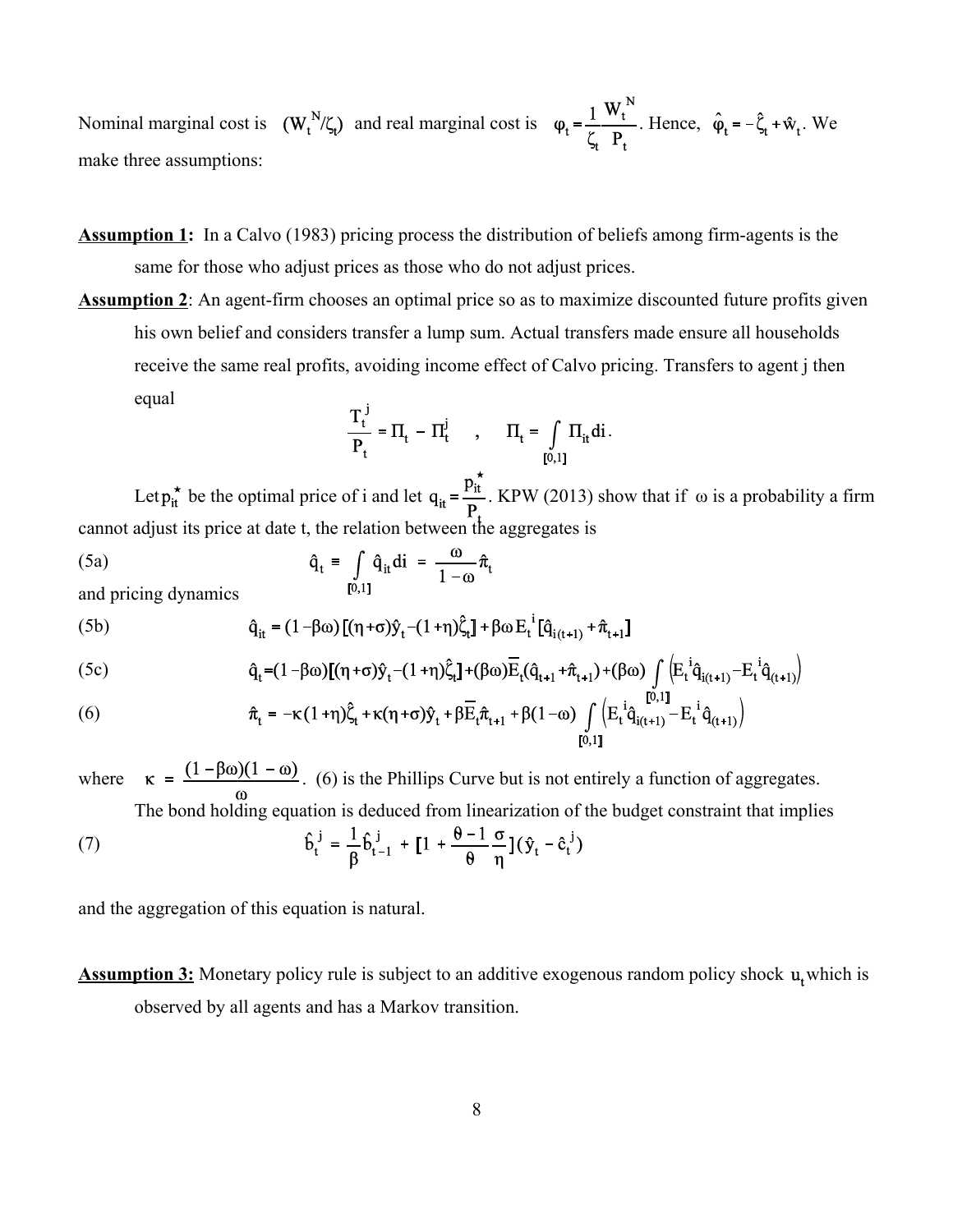Nominal marginal cost is $(W_t^N/\zeta_t)$ and real marginal cost is $\varphi_t = \frac{1}{\zeta_t}\frac{W_t^N}{P_t}$. Hence, $\hat{\varphi}_t = -\hat{\zeta}_t + \hat{w}_t$. We make three assumptions:

**Assumption 1:** In a Calvo (1983) pricing process the distribution of beliefs among firm-agents is the same for those who adjust prices as those who do not adjust prices.

**Assumption 2**: An agent-firm chooses an optimal price so as to maximize discounted future profits given his own belief and considers transfer a lump sum. Actual transfers made ensure all households receive the same real profits, avoiding income effect of Calvo pricing. Transfers to agent j then equal

$$\frac{T_t^j}{P_t} = \Pi_t - \Pi_t^j \quad , \quad \Pi_t = \int_{[0,1]} \Pi_{it} di .$$

Let $p_{it}^\star$ be the optimal price of i and let $q_{it} = \frac{p_{it}^\star}{P_t}$. KPW (2013) show that if $\omega$ is a probability a firm cannot adjust its price at date t, the relation between the aggregates is

$$\hat{q}_t \equiv \int_{[0,1]} \hat{q}_{it} di = \frac{\omega}{1-\omega}\hat{\pi}_t \tag{5a}$$

and pricing dynamics

$$\hat{q}_{it} = (1-\beta\omega)[(\eta+\sigma)\hat{y}_t - (1+\eta)\hat{\zeta}_t] + \beta\omega E_t^i[\hat{q}_{i(t+1)} + \hat{\pi}_{t+1}] \tag{5b}$$

$$\hat{q}_t = (1-\beta\omega)[(\eta+\sigma)\hat{y}_t - (1+\eta)\hat{\zeta}_t] + (\beta\omega)\overline{E}_t(\hat{q}_{t+1} + \hat{\pi}_{t+1}) + (\beta\omega)\int_{[0,1]} \left(E_t^i \hat{q}_{i(t+1)} - E_t^i \hat{q}_{(t+1)}\right) \tag{5c}$$

$$\hat{\pi}_t = -\kappa(1+\eta)\hat{\zeta}_t + \kappa(\eta+\sigma)\hat{y}_t + \beta\overline{E}_t\hat{\pi}_{t+1} + \beta(1-\omega)\int_{[0,1]} \left(E_t^i \hat{q}_{i(t+1)} - E_t^i \hat{q}_{(t+1)}\right) \tag{6}$$

where $\kappa = \frac{(1-\beta\omega)(1-\omega)}{\omega}$. (6) is the Phillips Curve but is not entirely a function of aggregates.

The bond holding equation is deduced from linearization of the budget constraint that implies

$$\hat{b}_t^j = \frac{1}{\beta}\hat{b}_{t-1}^j + [1 + \frac{\theta-1}{\theta}\frac{\sigma}{\eta}](\hat{y}_t - \hat{c}_t^j) \tag{7}$$

and the aggregation of this equation is natural.

**Assumption 3:** Monetary policy rule is subject to an additive exogenous random policy shock $u_t$ which is observed by all agents and has a Markov transition.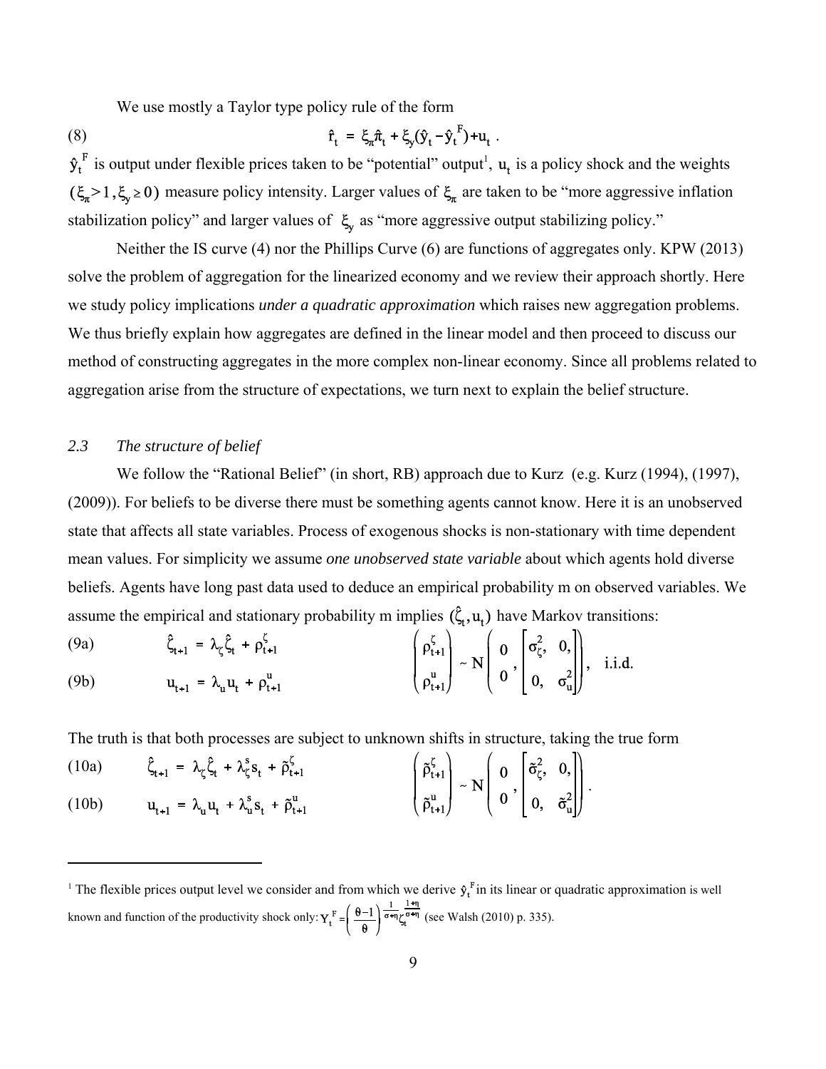We use mostly a Taylor type policy rule of the form

$$\hat{r}_t = \xi_\pi \hat{\pi}_t + \xi_y(\hat{y}_t - \hat{y}_t^F) + u_t \ . \tag{8}$$

$\hat{y}_t^F$ is output under flexible prices taken to be "potential" output[1], $u_t$ is a policy shock and the weights $(\xi_\pi > 1, \xi_y \geq 0)$ measure policy intensity. Larger values of $\xi_\pi$ are taken to be "more aggressive inflation stabilization policy" and larger values of $\xi_y$ as "more aggressive output stabilizing policy."

Neither the IS curve (4) nor the Phillips Curve (6) are functions of aggregates only. KPW (2013) solve the problem of aggregation for the linearized economy and we review their approach shortly. Here we study policy implications *under a quadratic approximation* which raises new aggregation problems. We thus briefly explain how aggregates are defined in the linear model and then proceed to discuss our method of constructing aggregates in the more complex non-linear economy. Since all problems related to aggregation arise from the structure of expectations, we turn next to explain the belief structure.

## 2.3 *The structure of belief*

We follow the "Rational Belief" (in short, RB) approach due to Kurz (e.g. Kurz (1994), (1997), (2009)). For beliefs to be diverse there must be something agents cannot know. Here it is an unobserved state that affects all state variables. Process of exogenous shocks is non-stationary with time dependent mean values. For simplicity we assume *one unobserved state variable* about which agents hold diverse beliefs. Agents have long past data used to deduce an empirical probability m on observed variables. We assume the empirical and stationary probability m implies $(\hat{\zeta}_t, u_t)$ have Markov transitions:

$$\hat{\zeta}_{t+1} = \lambda_\zeta \hat{\zeta}_t + \rho_{t+1}^\zeta \tag{9a}$$

$$u_{t+1} = \lambda_u u_t + \rho_{t+1}^u \tag{9b}$$

$$\begin{pmatrix} \rho_{t+1}^\zeta \\ \rho_{t+1}^u \end{pmatrix} \sim N\left( \begin{matrix} 0 \\ 0 \end{matrix}, \begin{bmatrix} \sigma_\zeta^2, & 0, \\ 0, & \sigma_u^2 \end{bmatrix} \right), \quad \text{i.i.d.}$$

The truth is that both processes are subject to unknown shifts in structure, taking the true form

$$\hat{\zeta}_{t+1} = \lambda_\zeta \hat{\zeta}_t + \lambda_\zeta^s s_t + \tilde{\rho}_{t+1}^\zeta \tag{10a}$$

$$u_{t+1} = \lambda_u u_t + \lambda_u^s s_t + \tilde{\rho}_{t+1}^u \tag{10b}$$

$$\begin{pmatrix} \tilde{\rho}_{t+1}^\zeta \\ \tilde{\rho}_{t+1}^u \end{pmatrix} \sim N\left( \begin{matrix} 0 \\ 0 \end{matrix}, \begin{bmatrix} \tilde{\sigma}_\zeta^2, & 0, \\ 0, & \tilde{\sigma}_u^2 \end{bmatrix} \right).$$

---

[1] The flexible prices output level we consider and from which we derive $\hat{y}_t^F$ in its linear or quadratic approximation is well known and function of the productivity shock only: $Y_t^F = \left(\frac{\theta - 1}{\theta}\right)^{\frac{1}{\sigma+\eta}} \zeta_t^{\frac{1+\eta}{\sigma+\eta}}$ (see Walsh (2010) p. 335).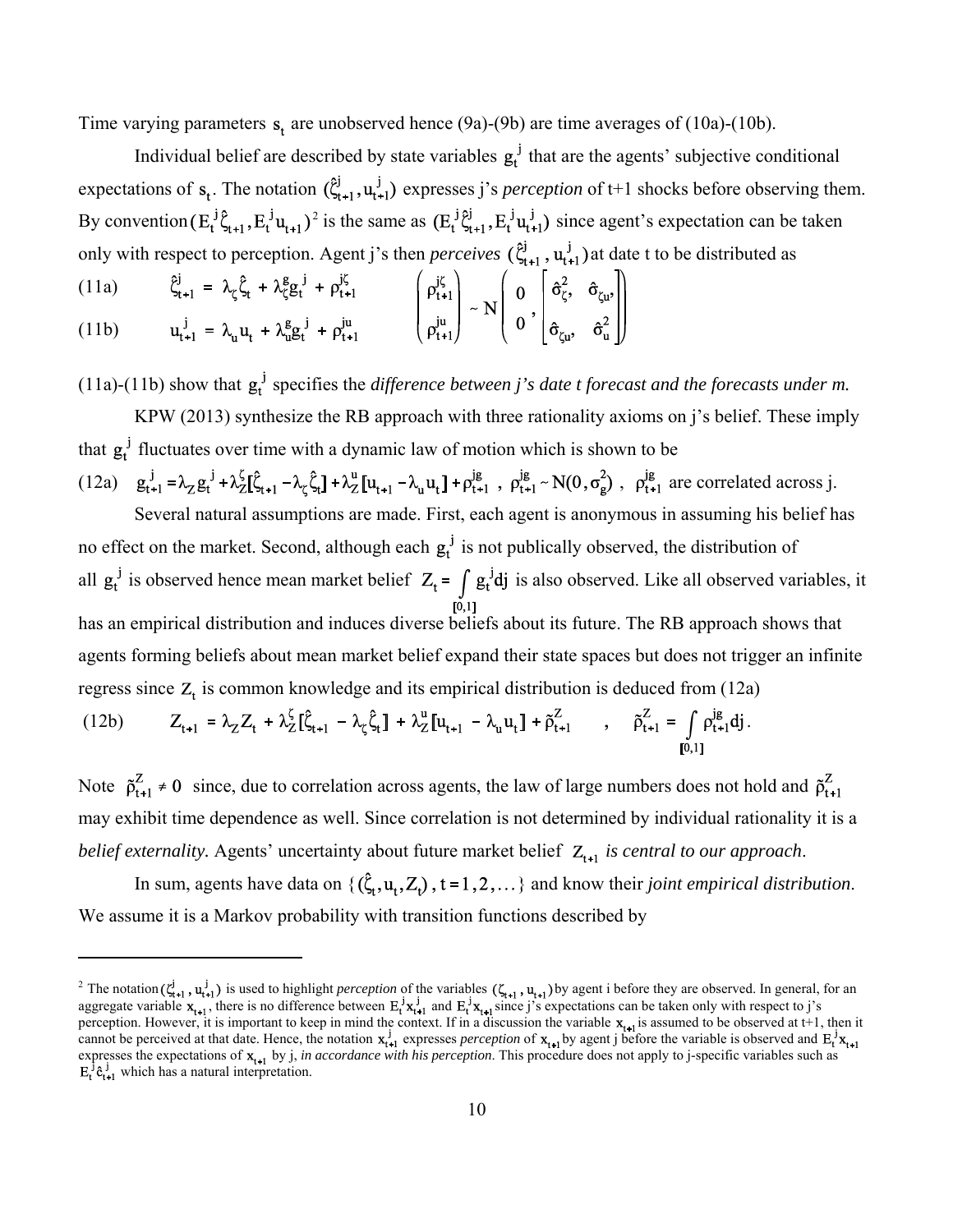Time varying parameters $s_t$ are unobserved hence (9a)-(9b) are time averages of (10a)-(10b).

Individual belief are described by state variables $g_t^j$ that are the agents' subjective conditional expectations of $s_t$. The notation $(\hat{\zeta}_{t+1}^j, u_{t+1}^j)$ expresses j's *perception* of t+1 shocks before observing them. By convention $(E_t^j \hat{\zeta}_{t+1}, E_t^j u_{t+1})$[2] is the same as $(E_t^j \hat{\zeta}_{t+1}^j, E_t^j u_{t+1}^j)$ since agent's expectation can be taken only with respect to perception. Agent j's then *perceives* $(\hat{\zeta}_{t+1}^j, u_{t+1}^j)$ at date t to be distributed as

$$\text{(11a)} \qquad \hat{\zeta}_{t+1}^j = \lambda_\zeta \hat{\zeta}_t + \lambda_\zeta^g g_t^j + \rho_{t+1}^{j\zeta}$$

$$\text{(11b)} \qquad u_{t+1}^j = \lambda_u u_t + \lambda_u^g g_t^j + \rho_{t+1}^{ju} \qquad \begin{pmatrix} \rho_{t+1}^{j\zeta} \\ \rho_{t+1}^{ju} \end{pmatrix} \sim N\left( \begin{matrix} 0 \\ 0 \end{matrix}, \begin{bmatrix} \hat{\sigma}_\zeta^2, & \hat{\sigma}_{\zeta u}, \\ \hat{\sigma}_{\zeta u}, & \hat{\sigma}_u^2 \end{bmatrix} \right)$$

(11a)-(11b) show that $g_t^j$ specifies the *difference between j's date t forecast and the forecasts under m.*

KPW (2013) synthesize the RB approach with three rationality axioms on j's belief. These imply that $g_t^j$ fluctuates over time with a dynamic law of motion which is shown to be

$$\text{(12a)} \quad g_{t+1}^j = \lambda_Z g_t^j + \lambda_Z^\zeta [\hat{\zeta}_{t+1} - \lambda_\zeta \hat{\zeta}_t] + \lambda_Z^u [u_{t+1} - \lambda_u u_t] + \rho_{t+1}^{jg}, \quad \rho_{t+1}^{jg} \sim N(0, \sigma_g^2), \quad \rho_{t+1}^{jg} \text{ are correlated across j.}$$

Several natural assumptions are made. First, each agent is anonymous in assuming his belief has no effect on the market. Second, although each $g_t^j$ is not publically observed, the distribution of all $g_t^j$ is observed hence mean market belief $Z_t = \int_{[0,1]} g_t^j dj$ is also observed. Like all observed variables, it has an empirical distribution and induces diverse beliefs about its future. The RB approach shows that agents forming beliefs about mean market belief expand their state spaces but does not trigger an infinite regress since $Z_t$ is common knowledge and its empirical distribution is deduced from (12a)

$$\text{(12b)} \qquad Z_{t+1} = \lambda_Z Z_t + \lambda_Z^\zeta [\hat{\zeta}_{t+1} - \lambda_\zeta \hat{\zeta}_t] + \lambda_Z^u [u_{t+1} - \lambda_u u_t] + \tilde{\rho}_{t+1}^Z \quad , \quad \tilde{\rho}_{t+1}^Z = \int_{[0,1]} \rho_{t+1}^{jg} dj .$$

Note $\tilde{\rho}_{t+1}^Z \neq 0$ since, due to correlation across agents, the law of large numbers does not hold and $\tilde{\rho}_{t+1}^Z$ may exhibit time dependence as well. Since correlation is not determined by individual rationality it is a *belief externality.* Agents' uncertainty about future market belief $Z_{t+1}$ *is central to our approach*.

In sum, agents have data on $\{(\hat{\zeta}_t, u_t, Z_t), t = 1, 2, \ldots\}$ and know their *joint empirical distribution*. We assume it is a Markov probability with transition functions described by

---

[2] The notation $(\zeta_{t+1}^j, u_{t+1}^j)$ is used to highlight *perception* of the variables $(\zeta_{t+1}, u_{t+1})$ by agent i before they are observed. In general, for an aggregate variable $x_{t+1}$, there is no difference between $E_t^j x_{t+1}^j$ and $E_t^j x_{t+1}$ since j's expectations can be taken only with respect to j's perception. However, it is important to keep in mind the context. If in a discussion the variable $x_{t+1}$ is assumed to be observed at t+1, then it cannot be perceived at that date. Hence, the notation $x_{t+1}^j$ expresses *perception* of $x_{t+1}$ by agent j before the variable is observed and $E_t^j x_{t+1}$ expresses the expectations of $x_{t+1}$ by j, *in accordance with his perception*. This procedure does not apply to j-specific variables such as $E_t^j \hat{c}_{t+1}^j$ which has a natural interpretation.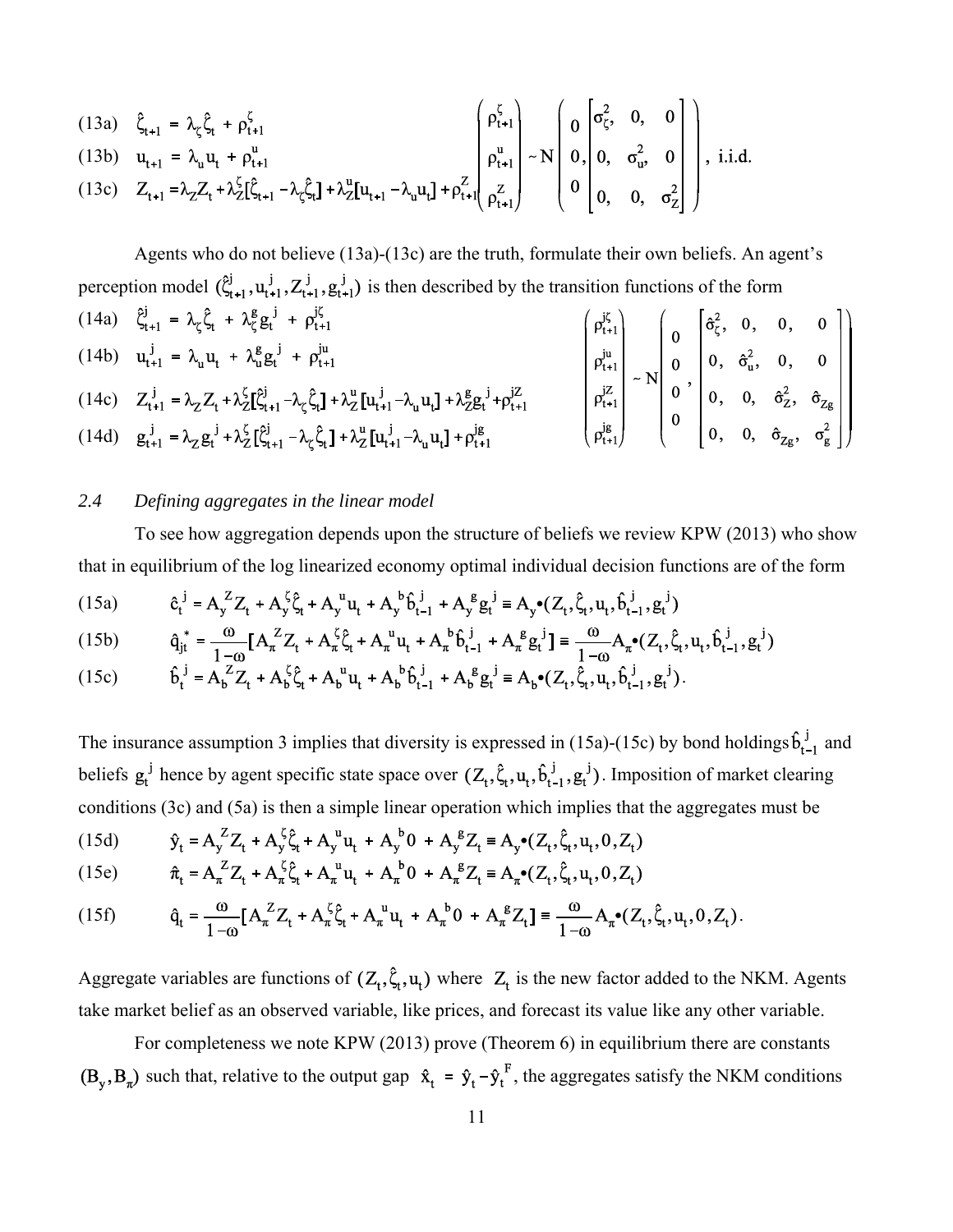$$\text{(13a)} \quad \hat{\zeta}_{t+1} = \lambda_\zeta \hat{\zeta}_t + \rho^\zeta_{t+1}$$

$$\text{(13b)} \quad u_{t+1} = \lambda_u u_t + \rho^u_{t+1}$$

$$\text{(13c)} \quad Z_{t+1} = \lambda_Z Z_t + \lambda^\zeta_Z[\hat{\zeta}_{t+1} - \lambda_\zeta \hat{\zeta}_t] + \lambda^u_Z[u_{t+1} - \lambda_u u_t] + \rho^Z_{t+1}$$

$$\begin{pmatrix} \rho^\zeta_{t+1} \\ \rho^u_{t+1} \\ \rho^Z_{t+1} \end{pmatrix} \sim N\left( \begin{matrix} 0 \\ 0, \\ 0 \end{matrix} \begin{bmatrix} \sigma^2_\zeta, & 0, & 0 \\ 0, & \sigma^2_u, & 0 \\ 0, & 0, & \sigma^2_Z \end{bmatrix} \right), \text{ i.i.d.}$$

Agents who do not believe (13a)-(13c) are the truth, formulate their own beliefs. An agent's perception model $(\hat{\zeta}^j_{t+1}, u^j_{t+1}, Z^j_{t+1}, g^j_{t+1})$ is then described by the transition functions of the form

$$\text{(14a)} \quad \hat{\zeta}^j_{t+1} = \lambda_\zeta \hat{\zeta}_t + \lambda^g_\zeta g^j_t + \rho^{j\zeta}_{t+1}$$

$$\text{(14b)} \quad u^j_{t+1} = \lambda_u u_t + \lambda^g_u g^j_t + \rho^{ju}_{t+1}$$

$$\text{(14c)} \quad Z^j_{t+1} = \lambda_Z Z_t + \lambda^\zeta_Z[\hat{\zeta}^j_{t+1} - \lambda_\zeta \hat{\zeta}_t] + \lambda^u_Z[u^j_{t+1} - \lambda_u u_t] + \lambda^g_Z g^j_t + \rho^{jZ}_{t+1}$$

$$\text{(14d)} \quad g^j_{t+1} = \lambda_Z g^j_t + \lambda^\zeta_Z[\hat{\zeta}^j_{t+1} - \lambda_\zeta \hat{\zeta}_t] + \lambda^u_Z[u^j_{t+1} - \lambda_u u_t] + \rho^{jg}_{t+1}$$

$$\begin{pmatrix} \rho^{j\zeta}_{t+1} \\ \rho^{ju}_{t+1} \\ \rho^{jZ}_{t+1} \\ \rho^{jg}_{t+1} \end{pmatrix} \sim N\left( \begin{matrix} 0 \\ 0 \\ 0 \\ 0 \end{matrix}, \begin{bmatrix} \hat{\sigma}^2_\zeta, & 0, & 0, & 0 \\ 0, & \hat{\sigma}^2_u, & 0, & 0 \\ 0, & 0, & \hat{\sigma}^2_Z, & \hat{\sigma}_{Zg} \\ 0, & 0, & \hat{\sigma}_{Zg}, & \sigma^2_g \end{bmatrix} \right)$$

### 2.4 *Defining aggregates in the linear model*

To see how aggregation depends upon the structure of beliefs we review KPW (2013) who show that in equilibrium of the log linearized economy optimal individual decision functions are of the form

$$\text{(15a)} \qquad \hat{c}^j_t = A_y{}^Z Z_t + A_y^\zeta \hat{\zeta}_t + A_y{}^u u_t + A_y{}^b \hat{b}^j_{t-1} + A_y{}^g g^j_t \equiv A_y \bullet (Z_t, \hat{\zeta}_t, u_t, \hat{b}^j_{t-1}, g^j_t)$$

$$\text{(15b)} \qquad \hat{q}^*_{jt} = \frac{\omega}{1-\omega}[A_\pi{}^Z Z_t + A_\pi^\zeta \hat{\zeta}_t + A_\pi{}^u u_t + A_\pi{}^b \hat{b}^j_{t-1} + A_\pi{}^g g^j_t] \equiv \frac{\omega}{1-\omega} A_\pi \bullet (Z_t, \hat{\zeta}_t, u_t, \hat{b}^j_{t-1}, g^j_t)$$

$$\text{(15c)} \qquad \hat{b}^j_t = A_b{}^Z Z_t + A_b^\zeta \hat{\zeta}_t + A_b{}^u u_t + A_b{}^b \hat{b}^j_{t-1} + A_b{}^g g^j_t \equiv A_b \bullet (Z_t, \hat{\zeta}_t, u_t, \hat{b}^j_{t-1}, g^j_t).$$

The insurance assumption 3 implies that diversity is expressed in (15a)-(15c) by bond holdings $\hat{b}^j_{t-1}$ and beliefs $g^j_t$ hence by agent specific state space over $(Z_t, \hat{\zeta}_t, u_t, \hat{b}^j_{t-1}, g^j_t)$. Imposition of market clearing conditions (3c) and (5a) is then a simple linear operation which implies that the aggregates must be

$$\text{(15d)} \qquad \hat{y}_t = A_y{}^Z Z_t + A_y^\zeta \hat{\zeta}_t + A_y{}^u u_t + A_y{}^b 0 + A_y{}^g Z_t \equiv A_y \bullet (Z_t, \hat{\zeta}_t, u_t, 0, Z_t)$$

$$\text{(15e)} \qquad \hat{\pi}_t = A_\pi{}^Z Z_t + A_\pi^\zeta \hat{\zeta}_t + A_\pi{}^u u_t + A_\pi{}^b 0 + A_\pi{}^g Z_t \equiv A_\pi \bullet (Z_t, \hat{\zeta}_t, u_t, 0, Z_t)$$

$$\text{(15f)} \qquad \hat{q}_t = \frac{\omega}{1-\omega}[A_\pi{}^Z Z_t + A_\pi^\zeta \hat{\zeta}_t + A_\pi{}^u u_t + A_\pi{}^b 0 + A_\pi{}^g Z_t] \equiv \frac{\omega}{1-\omega} A_\pi \bullet (Z_t, \hat{\zeta}_t, u_t, 0, Z_t).$$

Aggregate variables are functions of $(Z_t, \hat{\zeta}_t, u_t)$ where $Z_t$ is the new factor added to the NKM. Agents take market belief as an observed variable, like prices, and forecast its value like any other variable.

For completeness we note KPW (2013) prove (Theorem 6) in equilibrium there are constants $(B_y, B_\pi)$ such that, relative to the output gap $\hat{x}_t = \hat{y}_t - \hat{y}^F_t$, the aggregates satisfy the NKM conditions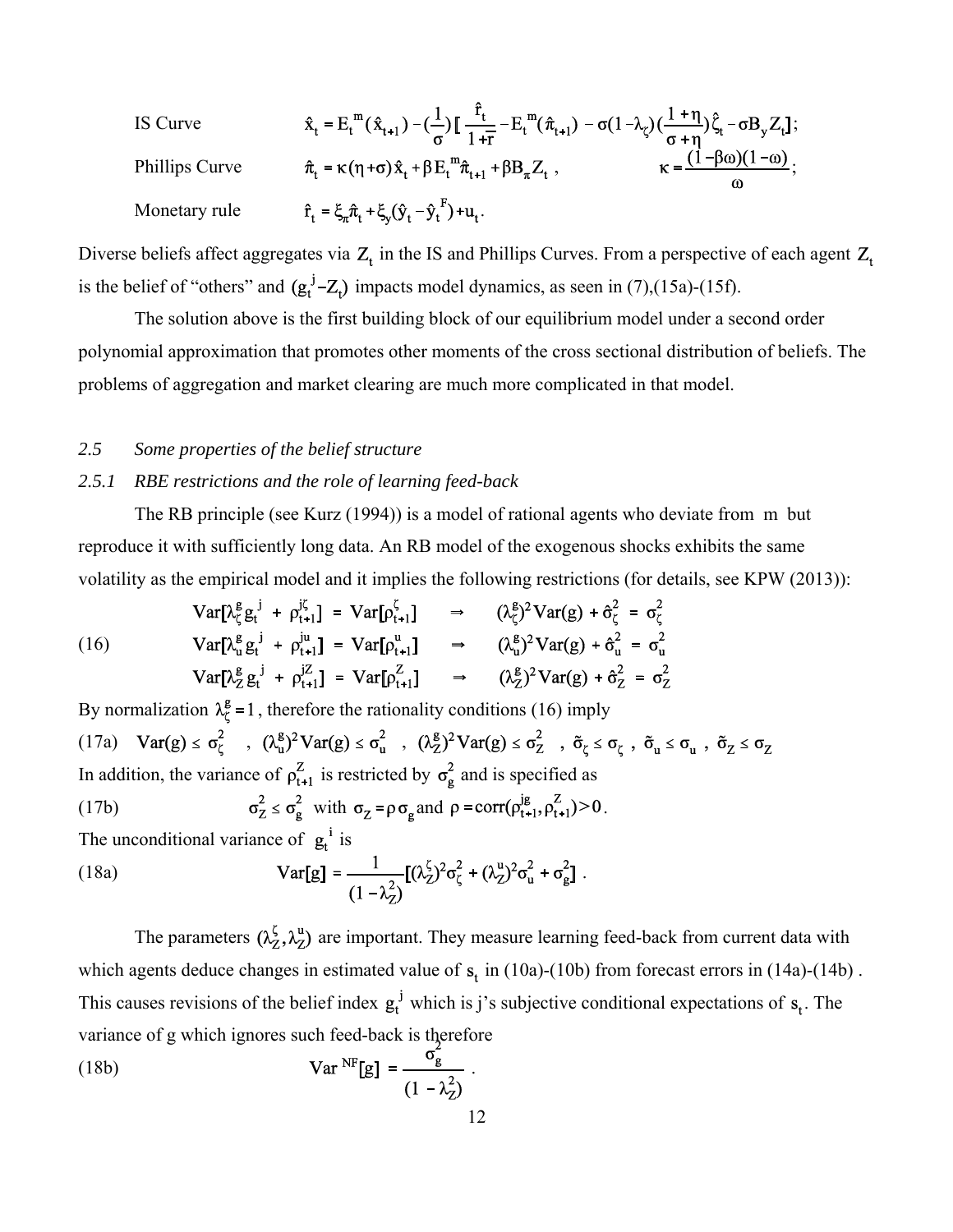| | | |
|---|---|---|
| IS Curve | $\hat{x}_t = E_t^m(\hat{x}_{t+1}) - (\frac{1}{\sigma})[\frac{\hat{r}_t}{1+\bar{r}} - E_t^m(\hat{\pi}_{t+1}) - \sigma(1-\lambda_\zeta)(\frac{1+\eta}{\sigma+\eta})\hat{\zeta}_t - \sigma B_y Z_t]$; | |
| Phillips Curve | $\hat{\pi}_t = \kappa(\eta+\sigma)\hat{x}_t + \beta E_t^m \hat{\pi}_{t+1} + \beta B_\pi Z_t$ , | $\kappa = \frac{(1-\beta\omega)(1-\omega)}{\omega}$; |
| Monetary rule | $\hat{r}_t = \xi_\pi \hat{\pi}_t + \xi_y(\hat{y}_t - \hat{y}_t^F) + u_t$. | |

Diverse beliefs affect aggregates via $Z_t$ in the IS and Phillips Curves. From a perspective of each agent $Z_t$ is the belief of "others" and $(g_t^j - Z_t)$ impacts model dynamics, as seen in (7),(15a)-(15f).

The solution above is the first building block of our equilibrium model under a second order polynomial approximation that promotes other moments of the cross sectional distribution of beliefs. The problems of aggregation and market clearing are much more complicated in that model.

### *2.5 Some properties of the belief structure*

#### *2.5.1 RBE restrictions and the role of learning feed-back*

The RB principle (see Kurz (1994)) is a model of rational agents who deviate from m but reproduce it with sufficiently long data. An RB model of the exogenous shocks exhibits the same volatility as the empirical model and it implies the following restrictions (for details, see KPW (2013)):

$$
(16)\quad
\begin{aligned}
\mathrm{Var}[\lambda_\zeta^g g_t^j + \rho_{t+1}^{j\zeta}] &= \mathrm{Var}[\rho_{t+1}^\zeta] \quad \Rightarrow \quad (\lambda_\zeta^g)^2 \mathrm{Var}(g) + \hat{\sigma}_\zeta^2 = \sigma_\zeta^2 \\
\mathrm{Var}[\lambda_u^g g_t^j + \rho_{t+1}^{ju}] &= \mathrm{Var}[\rho_{t+1}^u] \quad \Rightarrow \quad (\lambda_u^g)^2 \mathrm{Var}(g) + \hat{\sigma}_u^2 = \sigma_u^2 \\
\mathrm{Var}[\lambda_Z^g g_t^j + \rho_{t+1}^{jZ}] &= \mathrm{Var}[\rho_{t+1}^Z] \quad \Rightarrow \quad (\lambda_Z^g)^2 \mathrm{Var}(g) + \hat{\sigma}_Z^2 = \sigma_Z^2
\end{aligned}
$$

By normalization $\lambda_\zeta^g = 1$, therefore the rationality conditions (16) imply

(17a) $\mathrm{Var}(g) \le \sigma_\zeta^2$ , $(\lambda_u^g)^2 \mathrm{Var}(g) \le \sigma_u^2$ , $(\lambda_Z^g)^2 \mathrm{Var}(g) \le \sigma_Z^2$ , $\tilde{\sigma}_\zeta \le \sigma_\zeta$ , $\tilde{\sigma}_u \le \sigma_u$ , $\tilde{\sigma}_Z \le \sigma_Z$

In addition, the variance of $\rho_{t+1}^Z$ is restricted by $\sigma_g^2$ and is specified as

(17b) $$\sigma_Z^2 \le \sigma_g^2 \text{ with } \sigma_Z = \rho\sigma_g \text{ and } \rho = \mathrm{corr}(\rho_{t+1}^{jg}, \rho_{t+1}^Z) > 0.$$

The unconditional variance of $g_t^i$ is

(18a) $$\mathrm{Var}[g] = \frac{1}{(1-\lambda_Z^2)}[(\lambda_Z^\zeta)^2\sigma_\zeta^2 + (\lambda_Z^u)^2\sigma_u^2 + \sigma_g^2].$$

The parameters $(\lambda_Z^\zeta, \lambda_Z^u)$ are important. They measure learning feed-back from current data with which agents deduce changes in estimated value of $s_t$ in (10a)-(10b) from forecast errors in (14a)-(14b). This causes revisions of the belief index $g_t^j$ which is j's subjective conditional expectations of $s_t$. The variance of g which ignores such feed-back is therefore

(18b) $$\mathrm{Var}^{NF}[g] = \frac{\sigma_g^2}{(1-\lambda_Z^2)}.$$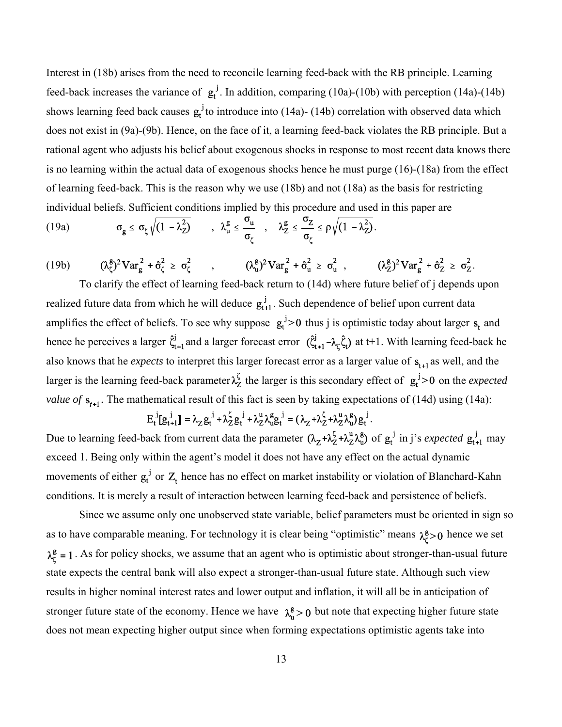Interest in (18b) arises from the need to reconcile learning feed-back with the RB principle. Learning feed-back increases the variance of $g_t^j$. In addition, comparing (10a)-(10b) with perception (14a)-(14b) shows learning feed back causes $g_t^j$ to introduce into (14a)- (14b) correlation with observed data which does not exist in (9a)-(9b). Hence, on the face of it, a learning feed-back violates the RB principle. But a rational agent who adjusts his belief about exogenous shocks in response to most recent data knows there is no learning within the actual data of exogenous shocks hence he must purge (16)-(18a) from the effect of learning feed-back. This is the reason why we use (18b) and not (18a) as the basis for restricting individual beliefs. Sufficient conditions implied by this procedure and used in this paper are

(19a) $$\sigma_g \le \sigma_\zeta \sqrt{(1-\lambda_Z^2)} \quad , \quad \lambda_u^g \le \frac{\sigma_u}{\sigma_\zeta} \quad , \quad \lambda_Z^g \le \frac{\sigma_Z}{\sigma_\zeta} \le \rho\sqrt{(1-\lambda_Z^2)}.$$

(19b) $$(\lambda_\zeta^g)^2 \mathrm{Var}_g^2 + \hat{\sigma}_\zeta^2 \ge \sigma_\zeta^2 \quad , \quad (\lambda_u^g)^2 \mathrm{Var}_g^2 + \hat{\sigma}_u^2 \ge \sigma_u^2 \ , \quad (\lambda_Z^g)^2 \mathrm{Var}_g^2 + \hat{\sigma}_Z^2 \ge \sigma_Z^2.$$

To clarify the effect of learning feed-back return to (14d) where future belief of j depends upon realized future data from which he will deduce $g_{t+1}^j$. Such dependence of belief upon current data amplifies the effect of beliefs. To see why suppose $g_t^j > 0$ thus j is optimistic today about larger $s_t$ and hence he perceives a larger $\hat{\zeta}_{t+1}^j$ and a larger forecast error $(\hat{\zeta}_{t+1}^j - \lambda_\zeta \hat{\zeta}_t)$ at t+1. With learning feed-back he also knows that he *expects* to interpret this larger forecast error as a larger value of $s_{t+1}$ as well, and the larger is the learning feed-back parameter $\lambda_Z^\zeta$ the larger is this secondary effect of $g_t^j > 0$ on the *expected value of* $s_{t+1}$. The mathematical result of this fact is seen by taking expectations of (14d) using (14a):

$$E_t^j[g_{t+1}^j] = \lambda_Z g_t^j + \lambda_Z^\zeta g_t^j + \lambda_Z^u \lambda_u^g g_t^j = (\lambda_Z + \lambda_Z^\zeta + \lambda_Z^u \lambda_u^g) g_t^j.$$

Due to learning feed-back from current data the parameter $(\lambda_Z + \lambda_Z^\zeta + \lambda_Z^u \lambda_u^g)$ of $g_t^j$ in j's *expected* $g_{t+1}^j$ may exceed 1. Being only within the agent's model it does not have any effect on the actual dynamic movements of either $g_t^j$ or $Z_t$ hence has no effect on market instability or violation of Blanchard-Kahn conditions. It is merely a result of interaction between learning feed-back and persistence of beliefs.

Since we assume only one unobserved state variable, belief parameters must be oriented in sign so as to have comparable meaning. For technology it is clear being "optimistic" means $\lambda_\zeta^g > 0$ hence we set $\lambda_\zeta^g = 1$. As for policy shocks, we assume that an agent who is optimistic about stronger-than-usual future state expects the central bank will also expect a stronger-than-usual future state. Although such view results in higher nominal interest rates and lower output and inflation, it will all be in anticipation of stronger future state of the economy. Hence we have $\lambda_u^g > 0$ but note that expecting higher future state does not mean expecting higher output since when forming expectations optimistic agents take into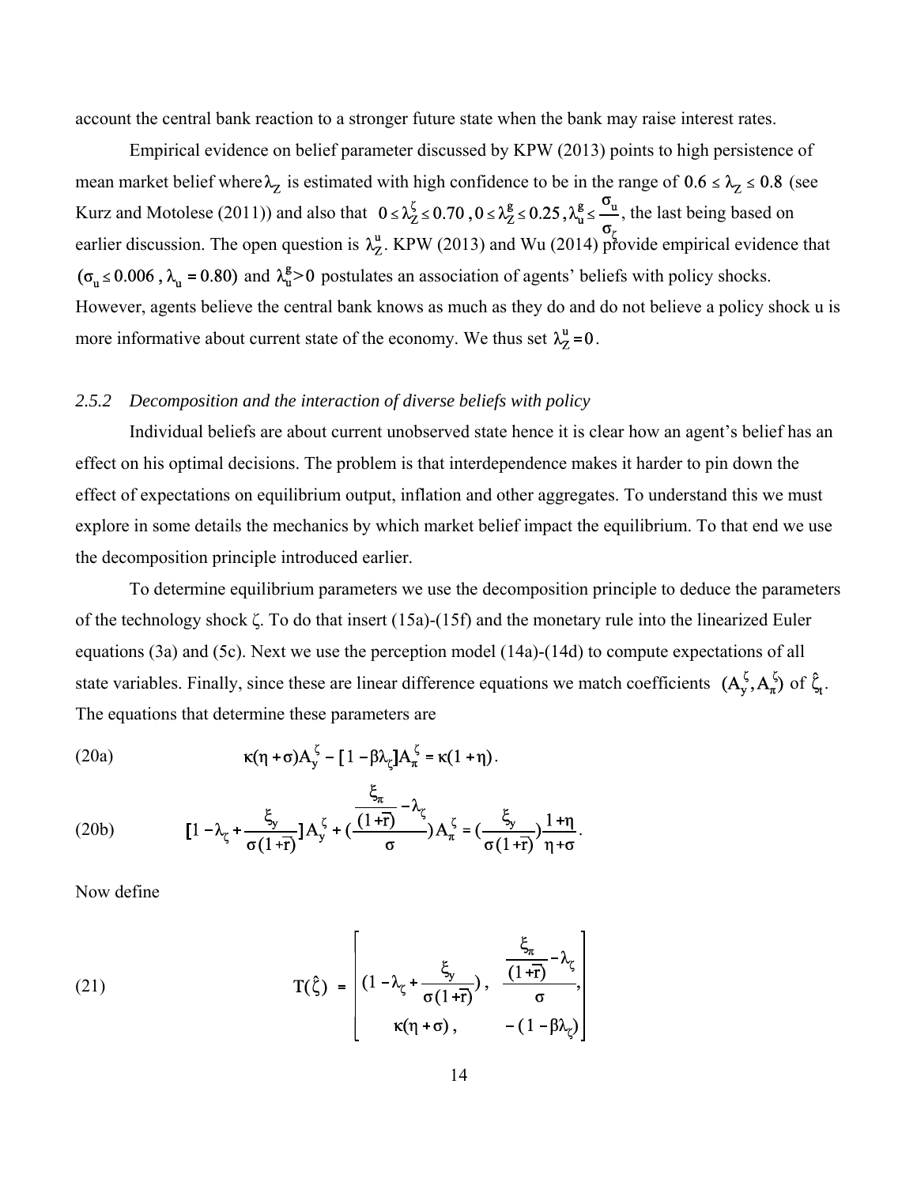account the central bank reaction to a stronger future state when the bank may raise interest rates.

Empirical evidence on belief parameter discussed by KPW (2013) points to high persistence of mean market belief where $\lambda_Z$ is estimated with high confidence to be in the range of $0.6 \leq \lambda_Z \leq 0.8$ (see Kurz and Motolese (2011)) and also that $0 \leq \lambda_Z^{\zeta} \leq 0.70$ , $0 \leq \lambda_Z^{g} \leq 0.25$ , $\lambda_u^{g} \leq \frac{\sigma_u}{\sigma_\zeta}$, the last being based on earlier discussion. The open question is $\lambda_Z^{u}$. KPW (2013) and Wu (2014) provide empirical evidence that $(\sigma_u \leq 0.006 , \lambda_u = 0.80)$ and $\lambda_u^{g} > 0$ postulates an association of agents' beliefs with policy shocks. However, agents believe the central bank knows as much as they do and do not believe a policy shock u is more informative about current state of the economy. We thus set $\lambda_Z^{u} = 0$.

### *2.5.2 Decomposition and the interaction of diverse beliefs with policy*

Individual beliefs are about current unobserved state hence it is clear how an agent's belief has an effect on his optimal decisions. The problem is that interdependence makes it harder to pin down the effect of expectations on equilibrium output, inflation and other aggregates. To understand this we must explore in some details the mechanics by which market belief impact the equilibrium. To that end we use the decomposition principle introduced earlier.

To determine equilibrium parameters we use the decomposition principle to deduce the parameters of the technology shock ζ. To do that insert (15a)-(15f) and the monetary rule into the linearized Euler equations (3a) and (5c). Next we use the perception model (14a)-(14d) to compute expectations of all state variables. Finally, since these are linear difference equations we match coefficients $(A_y^{\zeta}, A_\pi^{\zeta})$ of $\hat{\zeta}_t$. The equations that determine these parameters are

$$\text{(20a)} \qquad \kappa(\eta + \sigma)A_y^{\zeta} - [1 - \beta\lambda_\zeta]A_\pi^{\zeta} = \kappa(1 + \eta).$$

$$\text{(20b)} \qquad [1 - \lambda_\zeta + \frac{\xi_y}{\sigma(1+\bar{r})}]A_y^{\zeta} + (\frac{\frac{\xi_\pi}{(1+\bar{r})} - \lambda_\zeta}{\sigma})A_\pi^{\zeta} = (\frac{\xi_y}{\sigma(1+\bar{r})})\frac{1+\eta}{\eta+\sigma}.$$

Now define

$$\text{(21)} \qquad T(\hat{\zeta}) = \begin{bmatrix} (1 - \lambda_\zeta + \frac{\xi_y}{\sigma(1+\bar{r})}) , & \frac{\frac{\xi_\pi}{(1+\bar{r})} - \lambda_\zeta}{\sigma}, \\ \kappa(\eta + \sigma) , & -(1 - \beta\lambda_\zeta) \end{bmatrix}$$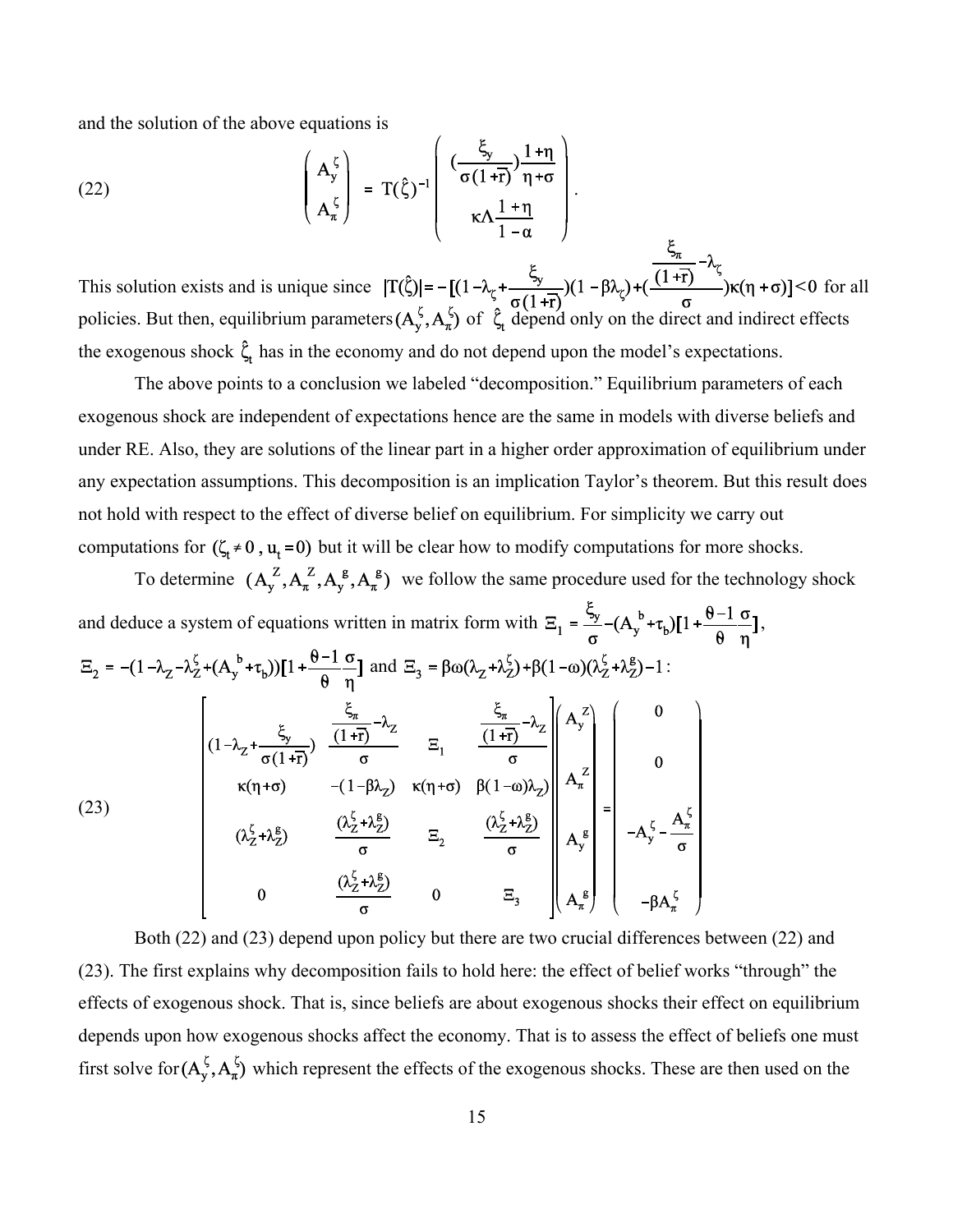and the solution of the above equations is

$$
(22) \qquad \begin{pmatrix} A_y^{\zeta} \\ A_\pi^{\zeta} \end{pmatrix} = T(\hat{\zeta})^{-1} \begin{pmatrix} \left(\dfrac{\xi_y}{\sigma(1+\bar{r})}\right)\dfrac{1+\eta}{\eta+\sigma} \\ \kappa\Lambda\dfrac{1+\eta}{1-\alpha} \end{pmatrix}.
$$

This solution exists and is unique since $|T(\hat{\zeta})| = -[(1-\lambda_\zeta + \frac{\xi_y}{\sigma(1+\bar{r})})(1-\beta\lambda_\zeta) + (\frac{\frac{\xi_\pi}{(1+\bar{r})} - \lambda_\zeta}{\sigma})\kappa(\eta+\sigma)] < 0$ for all policies. But then, equilibrium parameters $(A_y^{\zeta}, A_\pi^{\zeta})$ of $\hat{\zeta}_t$ depend only on the direct and indirect effects the exogenous shock $\hat{\zeta}_t$ has in the economy and do not depend upon the model's expectations.

The above points to a conclusion we labeled "decomposition." Equilibrium parameters of each exogenous shock are independent of expectations hence are the same in models with diverse beliefs and under RE. Also, they are solutions of the linear part in a higher order approximation of equilibrium under any expectation assumptions. This decomposition is an implication Taylor's theorem. But this result does not hold with respect to the effect of diverse belief on equilibrium. For simplicity we carry out computations for $(\zeta_t \neq 0\,,\, u_t = 0)$ but it will be clear how to modify computations for more shocks.

To determine $(A_y^{Z}, A_\pi^{Z}, A_y^{g}, A_\pi^{g})$ we follow the same procedure used for the technology shock and deduce a system of equations written in matrix form with $\Xi_1 = \frac{\xi_y}{\sigma} - (A_y^{b} + \tau_b)[1 + \frac{\theta-1}{\theta}\frac{\sigma}{\eta}]$, $\Xi_2 = -(1 - \lambda_Z - \lambda_Z^{\zeta} + (A_y^{b} + \tau_b))[1 + \frac{\theta-1}{\theta}\frac{\sigma}{\eta}]$ and $\Xi_3 = \beta\omega(\lambda_Z + \lambda_Z^{\zeta}) + \beta(1-\omega)(\lambda_Z^{\zeta} + \lambda_Z^{g}) - 1$:

$$
(23) \qquad \begin{bmatrix} (1-\lambda_Z + \dfrac{\xi_y}{\sigma(1+\bar{r})}) & \dfrac{\frac{\xi_\pi}{(1+\bar{r})} - \lambda_Z}{\sigma} & \Xi_1 & \dfrac{\frac{\xi_\pi}{(1+\bar{r})} - \lambda_Z}{\sigma} \\ \kappa(\eta+\sigma) & -(1-\beta\lambda_Z) & \kappa(\eta+\sigma) & \beta(1-\omega)\lambda_Z \\ (\lambda_Z^{\zeta} + \lambda_Z^{g}) & \dfrac{(\lambda_Z^{\zeta} + \lambda_Z^{g})}{\sigma} & \Xi_2 & \dfrac{(\lambda_Z^{\zeta} + \lambda_Z^{g})}{\sigma} \\ 0 & \dfrac{(\lambda_Z^{\zeta} + \lambda_Z^{g})}{\sigma} & 0 & \Xi_3 \end{bmatrix} \begin{pmatrix} A_y^{Z} \\ A_\pi^{Z} \\ A_y^{g} \\ A_\pi^{g} \end{pmatrix} = \begin{pmatrix} 0 \\ 0 \\ -A_y^{\zeta} - \dfrac{A_\pi^{\zeta}}{\sigma} \\ -\beta A_\pi^{\zeta} \end{pmatrix}
$$

Both (22) and (23) depend upon policy but there are two crucial differences between (22) and (23). The first explains why decomposition fails to hold here: the effect of belief works "through" the effects of exogenous shock. That is, since beliefs are about exogenous shocks their effect on equilibrium depends upon how exogenous shocks affect the economy. That is to assess the effect of beliefs one must first solve for $(A_y^{\zeta}, A_\pi^{\zeta})$ which represent the effects of the exogenous shocks. These are then used on the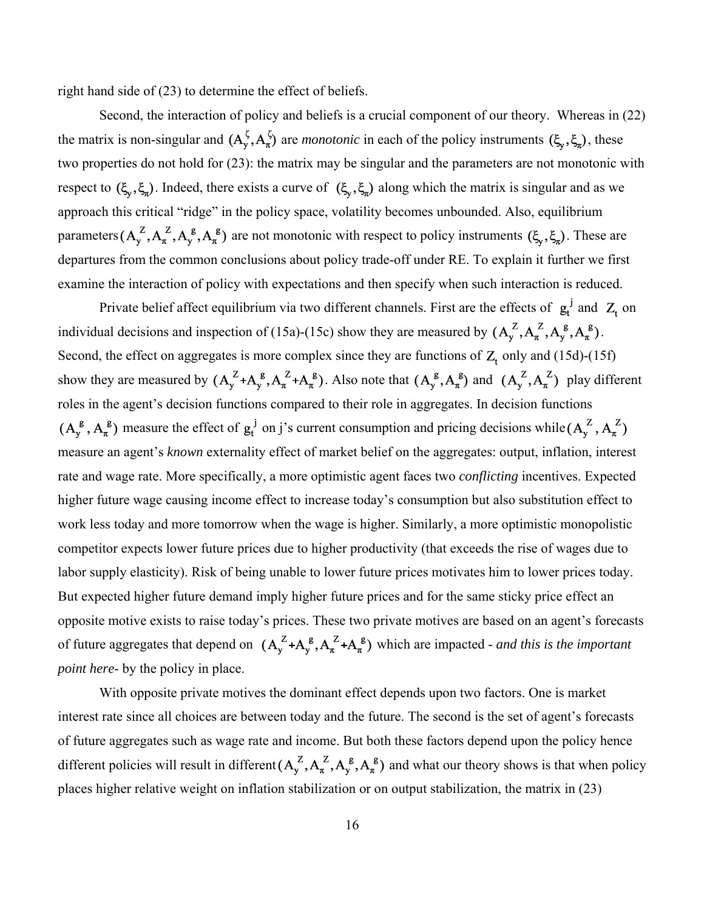right hand side of (23) to determine the effect of beliefs.

Second, the interaction of policy and beliefs is a crucial component of our theory. Whereas in (22) the matrix is non-singular and $(A_y^\zeta, A_\pi^\zeta)$ are *monotonic* in each of the policy instruments $(\xi_y, \xi_\pi)$, these two properties do not hold for (23): the matrix may be singular and the parameters are not monotonic with respect to $(\xi_y, \xi_\pi)$. Indeed, there exists a curve of $(\xi_y, \xi_\pi)$ along which the matrix is singular and as we approach this critical "ridge" in the policy space, volatility becomes unbounded. Also, equilibrium parameters $(A_y^Z, A_\pi^Z, A_y^g, A_\pi^g)$ are not monotonic with respect to policy instruments $(\xi_y, \xi_\pi)$. These are departures from the common conclusions about policy trade-off under RE. To explain it further we first examine the interaction of policy with expectations and then specify when such interaction is reduced.

Private belief affect equilibrium via two different channels. First are the effects of $g_t^j$ and $Z_t$ on individual decisions and inspection of (15a)-(15c) show they are measured by $(A_y^Z, A_\pi^Z, A_y^g, A_\pi^g)$. Second, the effect on aggregates is more complex since they are functions of $Z_t$ only and (15d)-(15f) show they are measured by $(A_y^Z + A_y^g, A_\pi^Z + A_\pi^g)$. Also note that $(A_y^g, A_\pi^g)$ and $(A_y^Z, A_\pi^Z)$ play different roles in the agent's decision functions compared to their role in aggregates. In decision functions $(A_y^g, A_\pi^g)$ measure the effect of $g_t^j$ on j's current consumption and pricing decisions while $(A_y^Z, A_\pi^Z)$ measure an agent's *known* externality effect of market belief on the aggregates: output, inflation, interest rate and wage rate. More specifically, a more optimistic agent faces two *conflicting* incentives. Expected higher future wage causing income effect to increase today's consumption but also substitution effect to work less today and more tomorrow when the wage is higher. Similarly, a more optimistic monopolistic competitor expects lower future prices due to higher productivity (that exceeds the rise of wages due to labor supply elasticity). Risk of being unable to lower future prices motivates him to lower prices today. But expected higher future demand imply higher future prices and for the same sticky price effect an opposite motive exists to raise today's prices. These two private motives are based on an agent's forecasts of future aggregates that depend on $(A_y^Z + A_y^g, A_\pi^Z + A_\pi^g)$ which are impacted - *and this is the important point here*- by the policy in place.

With opposite private motives the dominant effect depends upon two factors. One is market interest rate since all choices are between today and the future. The second is the set of agent's forecasts of future aggregates such as wage rate and income. But both these factors depend upon the policy hence different policies will result in different $(A_y^Z, A_\pi^Z, A_y^g, A_\pi^g)$ and what our theory shows is that when policy places higher relative weight on inflation stabilization or on output stabilization, the matrix in (23)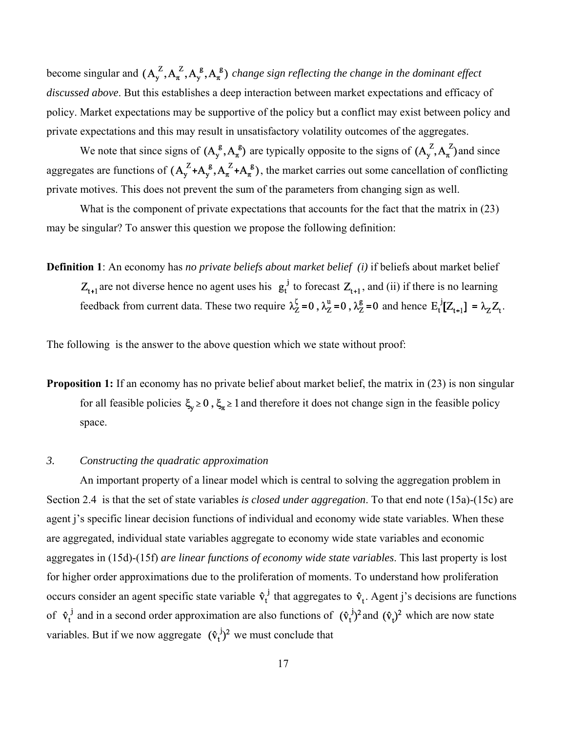become singular and $(A_y^Z, A_\pi^Z, A_y^g, A_\pi^g)$ *change sign reflecting the change in the dominant effect discussed above*. But this establishes a deep interaction between market expectations and efficacy of policy. Market expectations may be supportive of the policy but a conflict may exist between policy and private expectations and this may result in unsatisfactory volatility outcomes of the aggregates.

We note that since signs of $(A_y^g, A_\pi^g)$ are typically opposite to the signs of $(A_y^Z, A_\pi^Z)$ and since aggregates are functions of $(A_y^Z + A_y^g, A_\pi^Z + A_\pi^g)$, the market carries out some cancellation of conflicting private motives. This does not prevent the sum of the parameters from changing sign as well.

What is the component of private expectations that accounts for the fact that the matrix in (23) may be singular? To answer this question we propose the following definition:

**Definition 1**: An economy has *no private beliefs about market belief (i)* if beliefs about market belief $Z_{t+1}$ are not diverse hence no agent uses his $g_t^j$ to forecast $Z_{t+1}$, and (ii) if there is no learning feedback from current data. These two require $\lambda_Z^\zeta = 0$, $\lambda_Z^u = 0$, $\lambda_Z^g = 0$ and hence $E_t^j[Z_{t+1}] = \lambda_Z Z_t$.

The following is the answer to the above question which we state without proof:

**Proposition 1:** If an economy has no private belief about market belief, the matrix in (23) is non singular for all feasible policies $\xi_y \geq 0$, $\xi_\pi \geq 1$ and therefore it does not change sign in the feasible policy space.

### *3. Constructing the quadratic approximation*

An important property of a linear model which is central to solving the aggregation problem in Section 2.4 is that the set of state variables *is closed under aggregation*. To that end note (15a)-(15c) are agent j's specific linear decision functions of individual and economy wide state variables. When these are aggregated, individual state variables aggregate to economy wide state variables and economic aggregates in (15d)-(15f) *are linear functions of economy wide state variables*. This last property is lost for higher order approximations due to the proliferation of moments. To understand how proliferation occurs consider an agent specific state variable $\hat{v}_t^j$ that aggregates to $\hat{v}_t$. Agent j's decisions are functions of $\hat{v}_t^j$ and in a second order approximation are also functions of $(\hat{v}_t^j)^2$ and $(\hat{v}_t)^2$ which are now state variables. But if we now aggregate $(\hat{v}_t^j)^2$ we must conclude that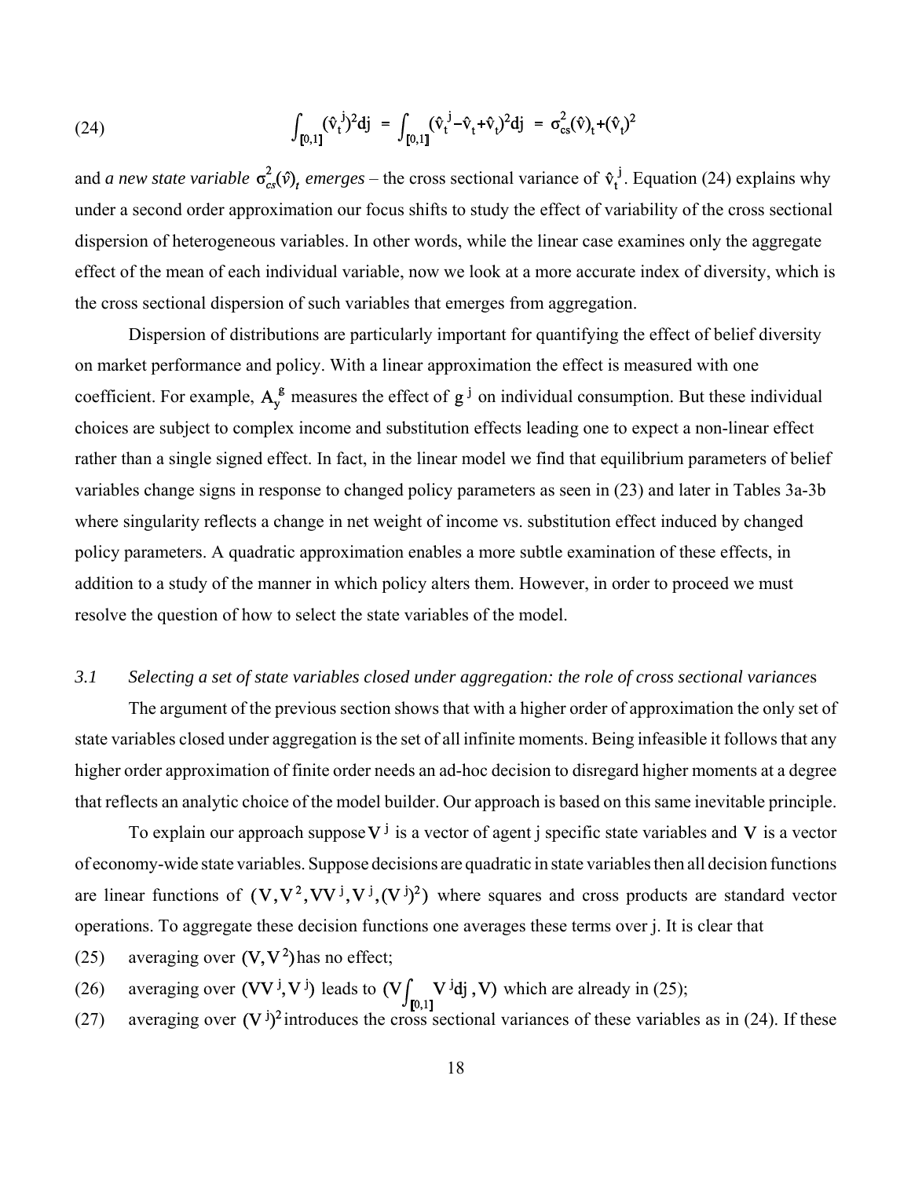$$(24) \qquad \int_{[0,1]} (\hat{v}_t^{\,j})^2 dj \;=\; \int_{[0,1]} (\hat{v}_t^{\,j} - \hat{v}_t + \hat{v}_t)^2 dj \;=\; \sigma_{cs}^2(\hat{v})_t + (\hat{v}_t)^2$$

and *a new state variable* $\sigma_{cs}^2(\hat{v})_t$ *emerges* – the cross sectional variance of $\hat{v}_t^{\,j}$. Equation (24) explains why under a second order approximation our focus shifts to study the effect of variability of the cross sectional dispersion of heterogeneous variables. In other words, while the linear case examines only the aggregate effect of the mean of each individual variable, now we look at a more accurate index of diversity, which is the cross sectional dispersion of such variables that emerges from aggregation.

Dispersion of distributions are particularly important for quantifying the effect of belief diversity on market performance and policy. With a linear approximation the effect is measured with one coefficient. For example, $A_y^g$ measures the effect of $g^j$ on individual consumption. But these individual choices are subject to complex income and substitution effects leading one to expect a non-linear effect rather than a single signed effect. In fact, in the linear model we find that equilibrium parameters of belief variables change signs in response to changed policy parameters as seen in (23) and later in Tables 3a-3b where singularity reflects a change in net weight of income vs. substitution effect induced by changed policy parameters. A quadratic approximation enables a more subtle examination of these effects, in addition to a study of the manner in which policy alters them. However, in order to proceed we must resolve the question of how to select the state variables of the model.

### *3.1 Selecting a set of state variables closed under aggregation: the role of cross sectional variances*

The argument of the previous section shows that with a higher order of approximation the only set of state variables closed under aggregation is the set of all infinite moments. Being infeasible it follows that any higher order approximation of finite order needs an ad-hoc decision to disregard higher moments at a degree that reflects an analytic choice of the model builder. Our approach is based on this same inevitable principle.

To explain our approach suppose $V^j$ is a vector of agent j specific state variables and $V$ is a vector of economy-wide state variables. Suppose decisions are quadratic in state variables then all decision functions are linear functions of $(V, V^2, VV^j, V^j, (V^j)^2)$ where squares and cross products are standard vector operations. To aggregate these decision functions one averages these terms over j. It is clear that

(25) averaging over $(V, V^2)$ has no effect;

(26) averaging over $(VV^j, V^j)$ leads to $(V\int_{[0,1]} V^j dj\,, V)$ which are already in (25);

(27) averaging over $(V^j)^2$ introduces the cross sectional variances of these variables as in (24). If these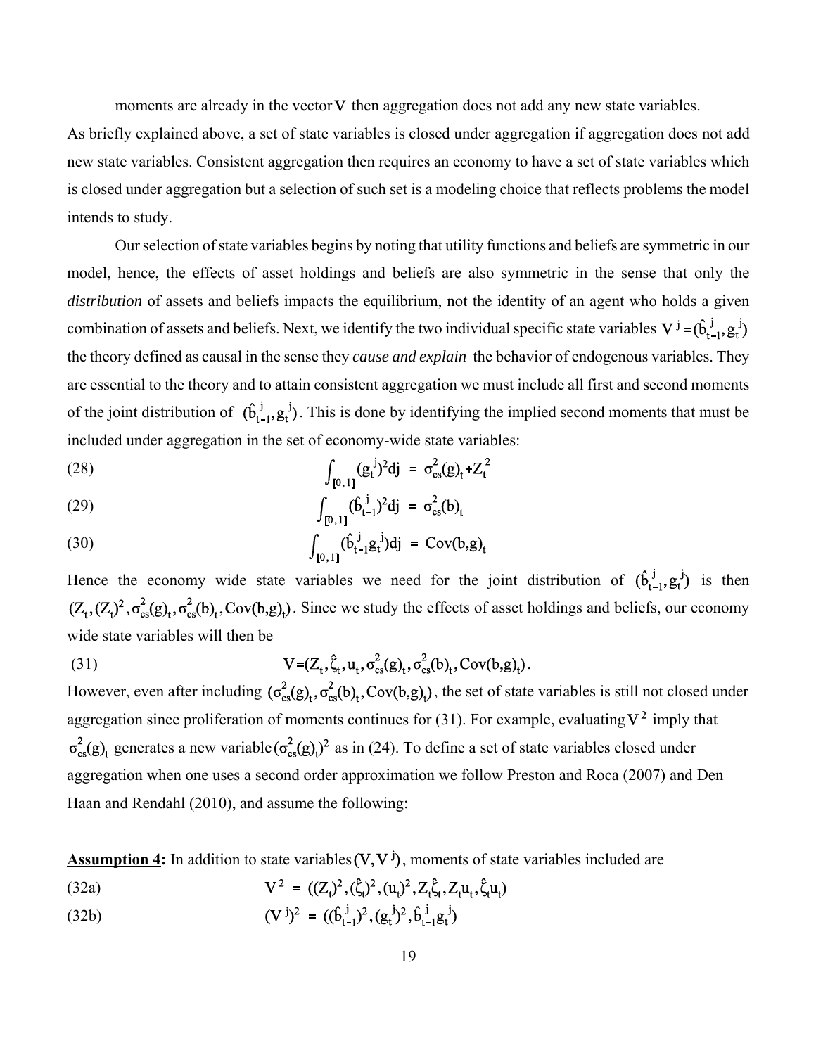moments are already in the vector $V$ then aggregation does not add any new state variables. As briefly explained above, a set of state variables is closed under aggregation if aggregation does not add new state variables. Consistent aggregation then requires an economy to have a set of state variables which is closed under aggregation but a selection of such set is a modeling choice that reflects problems the model intends to study.

Our selection of state variables begins by noting that utility functions and beliefs are symmetric in our model, hence, the effects of asset holdings and beliefs are also symmetric in the sense that only the *distribution* of assets and beliefs impacts the equilibrium, not the identity of an agent who holds a given combination of assets and beliefs. Next, we identify the two individual specific state variables $V^j = (\hat{b}^j_{t-1}, g^j_t)$ the theory defined as causal in the sense they *cause and explain* the behavior of endogenous variables. They are essential to the theory and to attain consistent aggregation we must include all first and second moments of the joint distribution of $(\hat{b}^j_{t-1}, g^j_t)$. This is done by identifying the implied second moments that must be included under aggregation in the set of economy-wide state variables:

$$\int_{[0,1]} (g^j_t)^2 dj = \sigma^2_{cs}(g)_t + Z^2_t \tag{28}$$

$$\int_{[0,1]} (\hat{b}^j_{t-1})^2 dj = \sigma^2_{cs}(b)_t \tag{29}$$

$$\int_{[0,1]} (\hat{b}^j_{t-1} g^j_t) dj = \text{Cov}(b,g)_t \tag{30}$$

Hence the economy wide state variables we need for the joint distribution of $(\hat{b}^j_{t-1}, g^j_t)$ is then $(Z_t, (Z_t)^2, \sigma^2_{cs}(g)_t, \sigma^2_{cs}(b)_t, \text{Cov}(b,g)_t)$. Since we study the effects of asset holdings and beliefs, our economy wide state variables will then be

$$V = (Z_t, \hat{\zeta}_t, u_t, \sigma^2_{cs}(g)_t, \sigma^2_{cs}(b)_t, \text{Cov}(b,g)_t). \tag{31}$$

However, even after including $(\sigma^2_{cs}(g)_t, \sigma^2_{cs}(b)_t, \text{Cov}(b,g)_t)$, the set of state variables is still not closed under aggregation since proliferation of moments continues for (31). For example, evaluating $V^2$ imply that $\sigma^2_{cs}(g)_t$ generates a new variable $(\sigma^2_{cs}(g)_t)^2$ as in (24). To define a set of state variables closed under aggregation when one uses a second order approximation we follow Preston and Roca (2007) and Den Haan and Rendahl (2010), and assume the following:

**Assumption 4:** In addition to state variables $(V, V^j)$, moments of state variables included are

$$V^2 = ((Z_t)^2, (\hat{\zeta}_t)^2, (u_t)^2, Z_t\hat{\zeta}_t, Z_t u_t, \hat{\zeta}_t u_t) \tag{32a}$$

$$(V^j)^2 = ((\hat{b}^j_{t-1})^2, (g^j_t)^2, \hat{b}^j_{t-1} g^j_t) \tag{32b}$$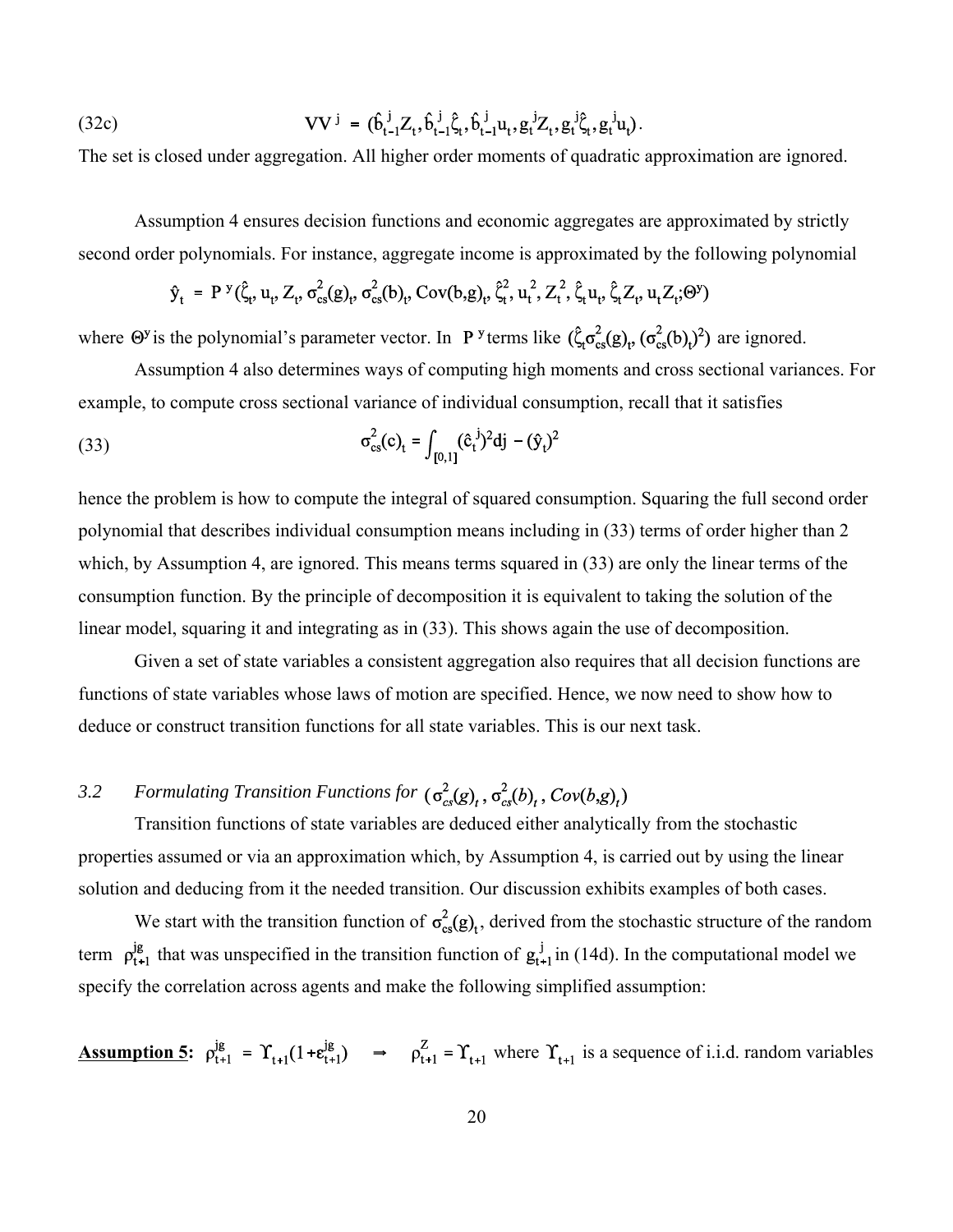$$(32c) \qquad VV^j = (\hat{b}^j_{t-1}Z_t, \hat{b}^j_{t-1}\hat{\zeta}_t, \hat{b}^j_{t-1}u_t, g^j_t Z_t, g^j_t\hat{\zeta}_t, g^j_t u_t).$$

The set is closed under aggregation. All higher order moments of quadratic approximation are ignored.

Assumption 4 ensures decision functions and economic aggregates are approximated by strictly second order polynomials. For instance, aggregate income is approximated by the following polynomial

$$\hat{y}_t = P^y(\hat{\zeta}_t, u_t, Z_t, \sigma^2_{cs}(g)_t, \sigma^2_{cs}(b)_t, \mathrm{Cov}(b,g)_t, \hat{\zeta}^2_t, u_t^2, Z_t^2, \hat{\zeta}_t u_t, \hat{\zeta}_t Z_t, u_t Z_t; \Theta^y)$$

where $\Theta^y$ is the polynomial's parameter vector. In $P^y$ terms like $(\hat{\zeta}_t\sigma^2_{cs}(g)_t, (\sigma^2_{cs}(b)_t)^2)$ are ignored.

Assumption 4 also determines ways of computing high moments and cross sectional variances. For example, to compute cross sectional variance of individual consumption, recall that it satisfies

$$(33) \qquad \sigma^2_{cs}(c)_t = \int_{[0,1]} (\hat{c}^j_t)^2 dj - (\hat{y}_t)^2$$

hence the problem is how to compute the integral of squared consumption. Squaring the full second order polynomial that describes individual consumption means including in (33) terms of order higher than 2 which, by Assumption 4, are ignored. This means terms squared in (33) are only the linear terms of the consumption function. By the principle of decomposition it is equivalent to taking the solution of the linear model, squaring it and integrating as in (33). This shows again the use of decomposition.

Given a set of state variables a consistent aggregation also requires that all decision functions are functions of state variables whose laws of motion are specified. Hence, we now need to show how to deduce or construct transition functions for all state variables. This is our next task.

### 3.2 *Formulating Transition Functions for* $(\sigma^2_{cs}(g)_t, \sigma^2_{cs}(b)_t, Cov(b,g)_t)$

Transition functions of state variables are deduced either analytically from the stochastic properties assumed or via an approximation which, by Assumption 4, is carried out by using the linear solution and deducing from it the needed transition. Our discussion exhibits examples of both cases.

We start with the transition function of $\sigma^2_{cs}(g)_t$, derived from the stochastic structure of the random term $\rho^{jg}_{t+1}$ that was unspecified in the transition function of $g^j_{t+1}$ in (14d). In the computational model we specify the correlation across agents and make the following simplified assumption:

**Assumption 5:** $\rho^{jg}_{t+1} = \Upsilon_{t+1}(1+\varepsilon^{jg}_{t+1}) \quad \Rightarrow \quad \rho^Z_{t+1} = \Upsilon_{t+1}$ where $\Upsilon_{t+1}$ is a sequence of i.i.d. random variables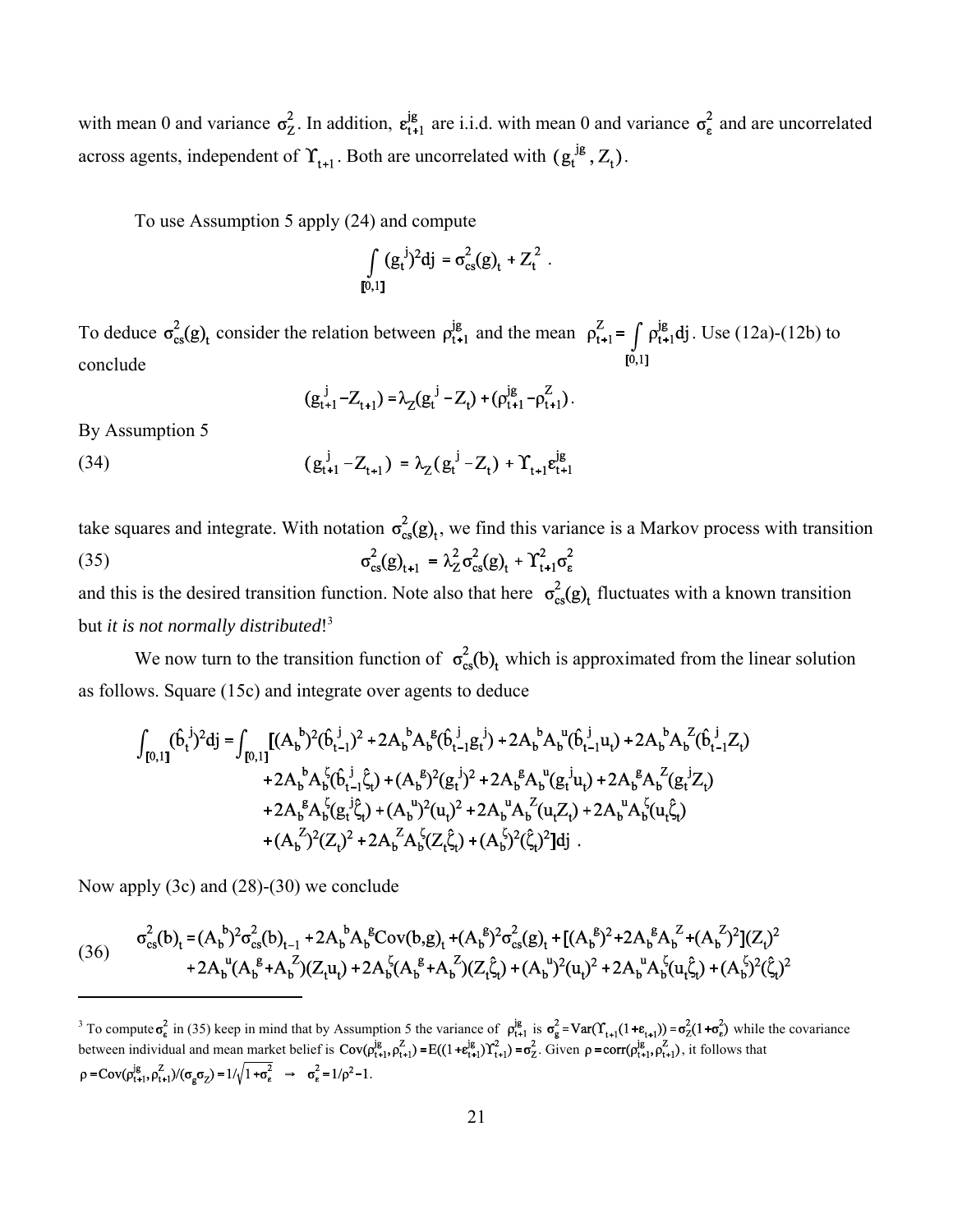with mean 0 and variance $\sigma_Z^2$. In addition, $\varepsilon_{t+1}^{jg}$ are i.i.d. with mean 0 and variance $\sigma_\varepsilon^2$ and are uncorrelated across agents, independent of $\Upsilon_{t+1}$. Both are uncorrelated with $(g_t^{jg}, Z_t)$.

To use Assumption 5 apply (24) and compute

$$\int_{[0,1]} (g_t^j)^2 dj = \sigma_{cs}^2(g)_t + Z_t^2 \ .$$

To deduce $\sigma_{cs}^2(g)_t$ consider the relation between $\rho_{t+1}^{jg}$ and the mean $\rho_{t+1}^Z = \int_{[0,1]} \rho_{t+1}^{jg} dj$. Use (12a)-(12b) to conclude

$$(g_{t+1}^j - Z_{t+1}) = \lambda_Z (g_t^j - Z_t) + (\rho_{t+1}^{jg} - \rho_{t+1}^Z).$$

By Assumption 5

$$(g_{t+1}^j - Z_{t+1}) = \lambda_Z (g_t^j - Z_t) + \Upsilon_{t+1} \varepsilon_{t+1}^{jg} \tag{34}$$

take squares and integrate. With notation $\sigma_{cs}^2(g)_t$, we find this variance is a Markov process with transition

$$\sigma_{cs}^2(g)_{t+1} = \lambda_Z^2 \sigma_{cs}^2(g)_t + \Upsilon_{t+1}^2 \sigma_\varepsilon^2 \tag{35}$$

and this is the desired transition function. Note also that here $\sigma_{cs}^2(g)_t$ fluctuates with a known transition but *it is not normally distributed!*[3]

We now turn to the transition function of $\sigma_{cs}^2(b)_t$ which is approximated from the linear solution as follows. Square (15c) and integrate over agents to deduce

$$\begin{aligned}
\int_{[0,1]} (\hat{b}_t^j)^2 dj = \int_{[0,1]} [&(A_b^b)^2 (\hat{b}_{t-1}^j)^2 + 2A_b^b A_b^g (\hat{b}_{t-1}^j g_t^j) + 2A_b^b A_b^u (\hat{b}_{t-1}^j u_t) + 2A_b^b A_b^Z (\hat{b}_{t-1}^j Z_t) \\
&+ 2A_b^b A_b^\zeta (\hat{b}_{t-1}^j \hat{\zeta}_t) + (A_b^g)^2 (g_t^j)^2 + 2A_b^g A_b^u (g_t^j u_t) + 2A_b^g A_b^Z (g_t^j Z_t) \\
&+ 2A_b^g A_b^\zeta (g_t^j \hat{\zeta}_t) + (A_b^u)^2 (u_t)^2 + 2A_b^u A_b^Z (u_t Z_t) + 2A_b^u A_b^\zeta (u_t \hat{\zeta}_t) \\
&+ (A_b^Z)^2 (Z_t)^2 + 2A_b^Z A_b^\zeta (Z_t \hat{\zeta}_t) + (A_b^\zeta)^2 (\hat{\zeta}_t)^2 ] dj \ .
\end{aligned}$$

Now apply (3c) and (28)-(30) we conclude

$$\begin{aligned}
\sigma_{cs}^2(b)_t = &(A_b^b)^2 \sigma_{cs}^2(b)_{t-1} + 2A_b^b A_b^g \mathrm{Cov}(b,g)_t + (A_b^g)^2 \sigma_{cs}^2(g)_t + [(A_b^g)^2 + 2A_b^g A_b^Z + (A_b^Z)^2](Z_t)^2 \\
&+ 2A_b^u (A_b^g + A_b^Z)(Z_t u_t) + 2A_b^\zeta (A_b^g + A_b^Z)(Z_t \hat{\zeta}_t) + (A_b^u)^2 (u_t)^2 + 2A_b^u A_b^\zeta (u_t \hat{\zeta}_t) + (A_b^\zeta)^2 (\hat{\zeta}_t)^2
\end{aligned} \tag{36}$$

---

[3] To compute $\sigma_\varepsilon^2$ in (35) keep in mind that by Assumption 5 the variance of $\rho_{t+1}^{jg}$ is $\sigma_g^2 = \mathrm{Var}(\Upsilon_{t+1}(1+\varepsilon_{t+1})) = \sigma_Z^2(1+\sigma_\varepsilon^2)$ while the covariance between individual and mean market belief is $\mathrm{Cov}(\rho_{t+1}^{jg}, \rho_{t+1}^Z) = E((1+\varepsilon_{t+1}^{jg})\Upsilon_{t+1}^2) = \sigma_Z^2$. Given $\rho = \mathrm{corr}(\rho_{t+1}^{jg}, \rho_{t+1}^Z)$, it follows that $\rho = \mathrm{Cov}(\rho_{t+1}^{jg}, \rho_{t+1}^Z)/(\sigma_g \sigma_Z) = 1/\sqrt{1+\sigma_\varepsilon^2} \ \rightarrow \ \sigma_\varepsilon^2 = 1/\rho^2 - 1$.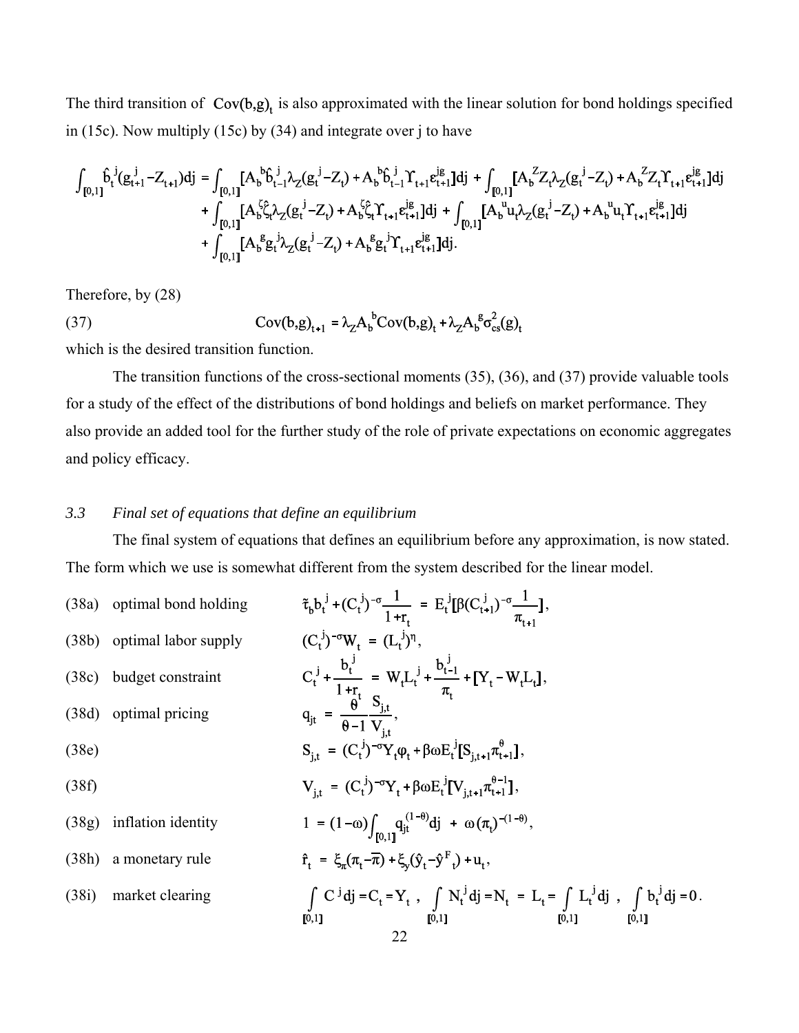The third transition of $Cov(b,g)_t$ is also approximated with the linear solution for bond holdings specified in (15c). Now multiply (15c) by (34) and integrate over j to have

$$
\begin{aligned}
\int_{[0,1]} \hat{b}_t^j (g_{t+1}^j - Z_{t+1}) dj = & \int_{[0,1]} [A_b^b \hat{b}_{t-1}^j \lambda_Z (g_t^j - Z_t) + A_b^b \hat{b}_{t-1}^j \Upsilon_{t+1} \varepsilon_{t+1}^{jg}] dj + \int_{[0,1]} [A_b^Z Z_t \lambda_Z (g_t^j - Z_t) + A_b^Z Z_t \Upsilon_{t+1} \varepsilon_{t+1}^{jg}] dj \\
& + \int_{[0,1]} [A_b^\zeta \hat{\zeta}_t \lambda_Z (g_t^j - Z_t) + A_b^\zeta \hat{\zeta}_t \Upsilon_{t+1} \varepsilon_{t+1}^{jg}] dj + \int_{[0,1]} [A_b^u u_t \lambda_Z (g_t^j - Z_t) + A_b^u u_t \Upsilon_{t+1} \varepsilon_{t+1}^{jg}] dj \\
& + \int_{[0,1]} [A_b^g g_t^j \lambda_Z (g_t^j - Z_t) + A_b^g g_t^j \Upsilon_{t+1} \varepsilon_{t+1}^{jg}] dj.
\end{aligned}
$$

Therefore, by (28)

$$
(37) \qquad Cov(b,g)_{t+1} = \lambda_Z A_b^b Cov(b,g)_t + \lambda_Z A_b^g \sigma_{cs}^2(g)_t
$$

which is the desired transition function.

The transition functions of the cross-sectional moments (35), (36), and (37) provide valuable tools for a study of the effect of the distributions of bond holdings and beliefs on market performance. They also provide an added tool for the further study of the role of private expectations on economic aggregates and policy efficacy.

### 3.3 *Final set of equations that define an equilibrium*

The final system of equations that defines an equilibrium before any approximation, is now stated. The form which we use is somewhat different from the system described for the linear model.

(38a) optimal bond holding
$$\tilde{\tau}_b b_t^j + (C_t^j)^{-\sigma} \frac{1}{1+r_t} = E_t^j [\beta (C_{t+1}^j)^{-\sigma} \frac{1}{\pi_{t+1}}],$$

(38b) optimal labor supply
$$(C_t^j)^{-\sigma} W_t = (L_t^j)^{\eta},$$

(38c) budget constraint
$$C_t^j + \frac{b_t^j}{1+r_t} = W_t L_t^j + \frac{b_{t-1}^j}{\pi_t} + [Y_t - W_t L_t],$$

(38d) optimal pricing
$$q_{jt} = \frac{\theta}{\theta - 1} \frac{S_{j,t}}{V_{j,t}},$$

(38e)
$$S_{j,t} = (C_t^j)^{-\sigma} Y_t \varphi_t + \beta \omega E_t^j [S_{j,t+1} \pi_{t+1}^{\theta}],$$

(38f)
$$V_{j,t} = (C_t^j)^{-\sigma} Y_t + \beta \omega E_t^j [V_{j,t+1} \pi_{t+1}^{\theta - 1}],$$

(38g) inflation identity
$$1 = (1-\omega) \int_{[0,1]} q_{jt}^{(1-\theta)} dj + \omega (\pi_t)^{-(1-\theta)},$$

(38h) a monetary rule
$$\hat{r}_t = \xi_\pi (\pi_t - \overline{\pi}) + \xi_y (\hat{y}_t - \hat{y}^F_t) + u_t,$$

(38i) market clearing
$$\int_{[0,1]} C^j dj = C_t = Y_t \ , \quad \int_{[0,1]} N_t^j dj = N_t = L_t = \int_{[0,1]} L_t^j dj \ , \quad \int_{[0,1]} b_t^j dj = 0.$$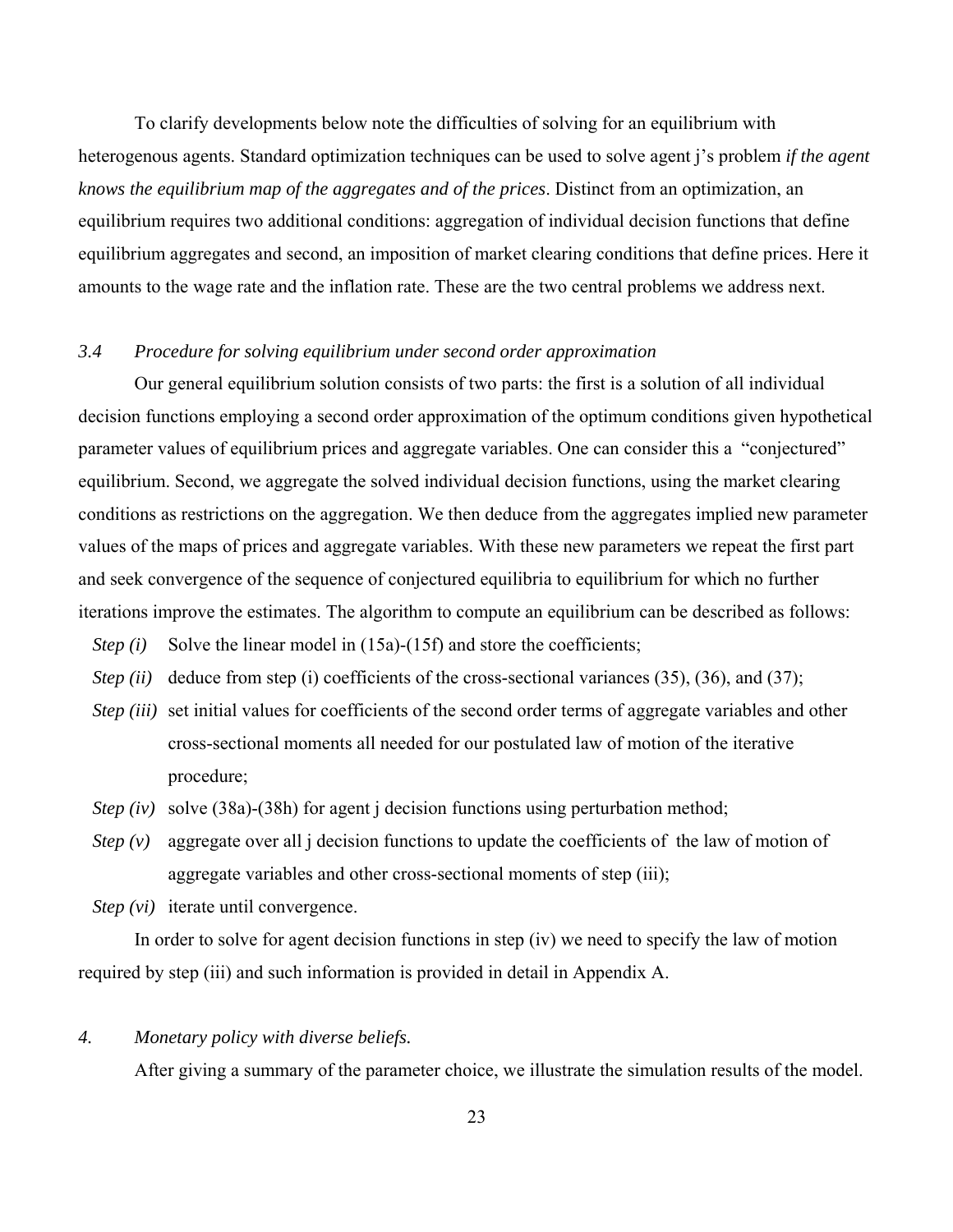To clarify developments below note the difficulties of solving for an equilibrium with heterogenous agents. Standard optimization techniques can be used to solve agent j's problem *if the agent knows the equilibrium map of the aggregates and of the prices*. Distinct from an optimization, an equilibrium requires two additional conditions: aggregation of individual decision functions that define equilibrium aggregates and second, an imposition of market clearing conditions that define prices. Here it amounts to the wage rate and the inflation rate. These are the two central problems we address next.

### *3.4 Procedure for solving equilibrium under second order approximation*

Our general equilibrium solution consists of two parts: the first is a solution of all individual decision functions employing a second order approximation of the optimum conditions given hypothetical parameter values of equilibrium prices and aggregate variables. One can consider this a "conjectured" equilibrium. Second, we aggregate the solved individual decision functions, using the market clearing conditions as restrictions on the aggregation. We then deduce from the aggregates implied new parameter values of the maps of prices and aggregate variables. With these new parameters we repeat the first part and seek convergence of the sequence of conjectured equilibria to equilibrium for which no further iterations improve the estimates. The algorithm to compute an equilibrium can be described as follows:

*Step (i)* Solve the linear model in (15a)-(15f) and store the coefficients;

*Step (ii)* deduce from step (i) coefficients of the cross-sectional variances (35), (36), and (37);

*Step (iii)* set initial values for coefficients of the second order terms of aggregate variables and other cross-sectional moments all needed for our postulated law of motion of the iterative procedure;

*Step (iv)* solve (38a)-(38h) for agent j decision functions using perturbation method;

*Step (v)* aggregate over all j decision functions to update the coefficients of the law of motion of aggregate variables and other cross-sectional moments of step (iii);

*Step (vi)* iterate until convergence.

In order to solve for agent decision functions in step (iv) we need to specify the law of motion required by step (iii) and such information is provided in detail in Appendix A.

## *4. Monetary policy with diverse beliefs.*

After giving a summary of the parameter choice, we illustrate the simulation results of the model.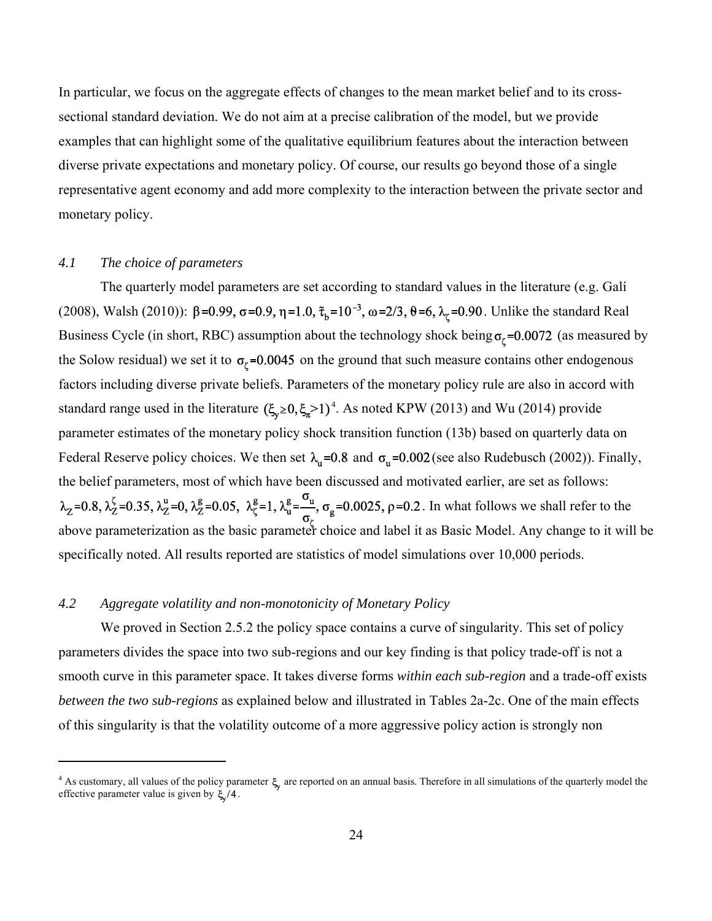In particular, we focus on the aggregate effects of changes to the mean market belief and to its cross-sectional standard deviation. We do not aim at a precise calibration of the model, but we provide examples that can highlight some of the qualitative equilibrium features about the interaction between diverse private expectations and monetary policy. Of course, our results go beyond those of a single representative agent economy and add more complexity to the interaction between the private sector and monetary policy.

### 4.1 *The choice of parameters*

The quarterly model parameters are set according to standard values in the literature (e.g. Galí (2008), Walsh (2010)): $\beta=0.99, \sigma=0.9, \eta=1.0, \tilde{\tau}_b=10^{-3}, \omega=2/3, \theta=6, \lambda_\zeta=0.90$. Unlike the standard Real Business Cycle (in short, RBC) assumption about the technology shock being $\sigma_\zeta=0.0072$ (as measured by the Solow residual) we set it to $\sigma_\zeta=0.0045$ on the ground that such measure contains other endogenous factors including diverse private beliefs. Parameters of the monetary policy rule are also in accord with standard range used in the literature $(\xi_y \geq 0, \xi_\pi > 1)$[4]. As noted KPW (2013) and Wu (2014) provide parameter estimates of the monetary policy shock transition function (13b) based on quarterly data on Federal Reserve policy choices. We then set $\lambda_u=0.8$ and $\sigma_u=0.002$ (see also Rudebusch (2002)). Finally, the belief parameters, most of which have been discussed and motivated earlier, are set as follows: $\lambda_Z=0.8, \lambda_Z^\zeta=0.35, \lambda_Z^u=0, \lambda_Z^g=0.05, \lambda_\zeta^g=1, \lambda_u^g=\frac{\sigma_u}{\sigma_\zeta}, \sigma_g=0.0025, \rho=0.2$. In what follows we shall refer to the above parameterization as the basic parameter choice and label it as Basic Model. Any change to it will be specifically noted. All results reported are statistics of model simulations over 10,000 periods.

### 4.2 *Aggregate volatility and non-monotonicity of Monetary Policy*

We proved in Section 2.5.2 the policy space contains a curve of singularity. This set of policy parameters divides the space into two sub-regions and our key finding is that policy trade-off is not a smooth curve in this parameter space. It takes diverse forms *within each sub-region* and a trade-off exists *between the two sub-regions* as explained below and illustrated in Tables 2a-2c. One of the main effects of this singularity is that the volatility outcome of a more aggressive policy action is strongly non

---

[4] As customary, all values of the policy parameter $\xi_y$ are reported on an annual basis. Therefore in all simulations of the quarterly model the effective parameter value is given by $\xi_y/4$.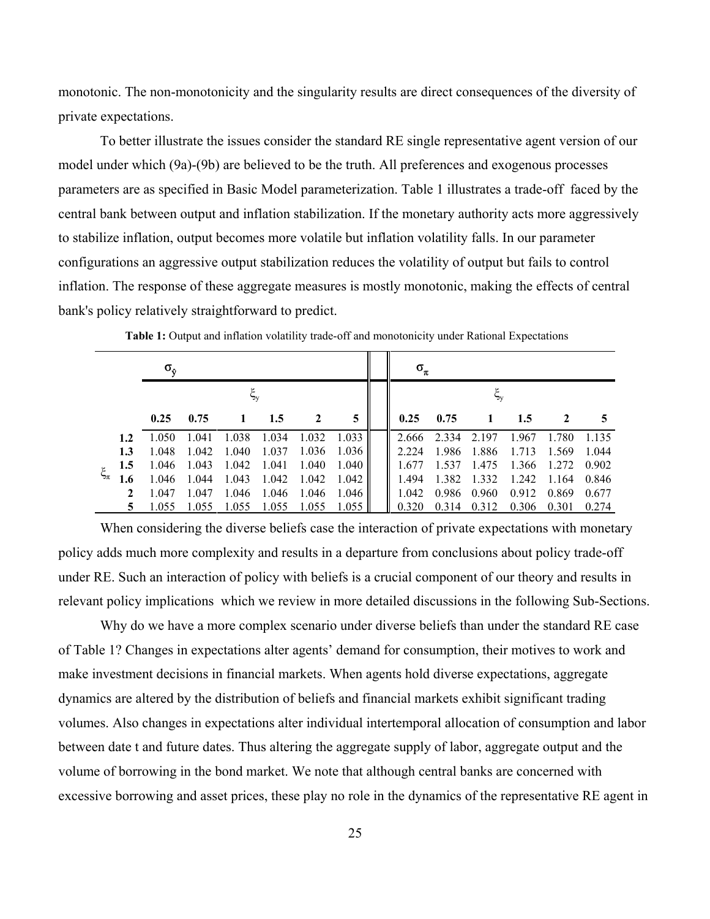monotonic. The non-monotonicity and the singularity results are direct consequences of the diversity of private expectations.

To better illustrate the issues consider the standard RE single representative agent version of our model under which (9a)-(9b) are believed to be the truth. All preferences and exogenous processes parameters are as specified in Basic Model parameterization. Table 1 illustrates a trade-off faced by the central bank between output and inflation stabilization. If the monetary authority acts more aggressively to stabilize inflation, output becomes more volatile but inflation volatility falls. In our parameter configurations an aggressive output stabilization reduces the volatility of output but fails to control inflation. The response of these aggregate measures is mostly monotonic, making the effects of central bank's policy relatively straightforward to predict.

**Table 1:** Output and inflation volatility trade-off and monotonicity under Rational Expectations

| | | $\sigma_{\hat{y}}$ | | | | | | $\sigma_{\pi}$ | | | | | |
|---|---|---|---|---|---|---|---|---|---|---|---|---|---|
| | | $\xi_y$ | | | | | | $\xi_y$ | | | | | |
| | | **0.25** | **0.75** | **1** | **1.5** | **2** | **5** | **0.25** | **0.75** | **1** | **1.5** | **2** | **5** |
| $\xi_{\pi}$ | **1.2** | 1.050 | 1.041 | 1.038 | 1.034 | 1.032 | 1.033 | 2.666 | 2.334 | 2.197 | 1.967 | 1.780 | 1.135 |
| | **1.3** | 1.048 | 1.042 | 1.040 | 1.037 | 1.036 | 1.036 | 2.224 | 1.986 | 1.886 | 1.713 | 1.569 | 1.044 |
| | **1.5** | 1.046 | 1.043 | 1.042 | 1.041 | 1.040 | 1.040 | 1.677 | 1.537 | 1.475 | 1.366 | 1.272 | 0.902 |
| | **1.6** | 1.046 | 1.044 | 1.043 | 1.042 | 1.042 | 1.042 | 1.494 | 1.382 | 1.332 | 1.242 | 1.164 | 0.846 |
| | **2** | 1.047 | 1.047 | 1.046 | 1.046 | 1.046 | 1.046 | 1.042 | 0.986 | 0.960 | 0.912 | 0.869 | 0.677 |
| | **5** | 1.055 | 1.055 | 1.055 | 1.055 | 1.055 | 1.055 | 0.320 | 0.314 | 0.312 | 0.306 | 0.301 | 0.274 |

When considering the diverse beliefs case the interaction of private expectations with monetary policy adds much more complexity and results in a departure from conclusions about policy trade-off under RE. Such an interaction of policy with beliefs is a crucial component of our theory and results in relevant policy implications which we review in more detailed discussions in the following Sub-Sections.

Why do we have a more complex scenario under diverse beliefs than under the standard RE case of Table 1? Changes in expectations alter agents' demand for consumption, their motives to work and make investment decisions in financial markets. When agents hold diverse expectations, aggregate dynamics are altered by the distribution of beliefs and financial markets exhibit significant trading volumes. Also changes in expectations alter individual intertemporal allocation of consumption and labor between date t and future dates. Thus altering the aggregate supply of labor, aggregate output and the volume of borrowing in the bond market. We note that although central banks are concerned with excessive borrowing and asset prices, these play no role in the dynamics of the representative RE agent in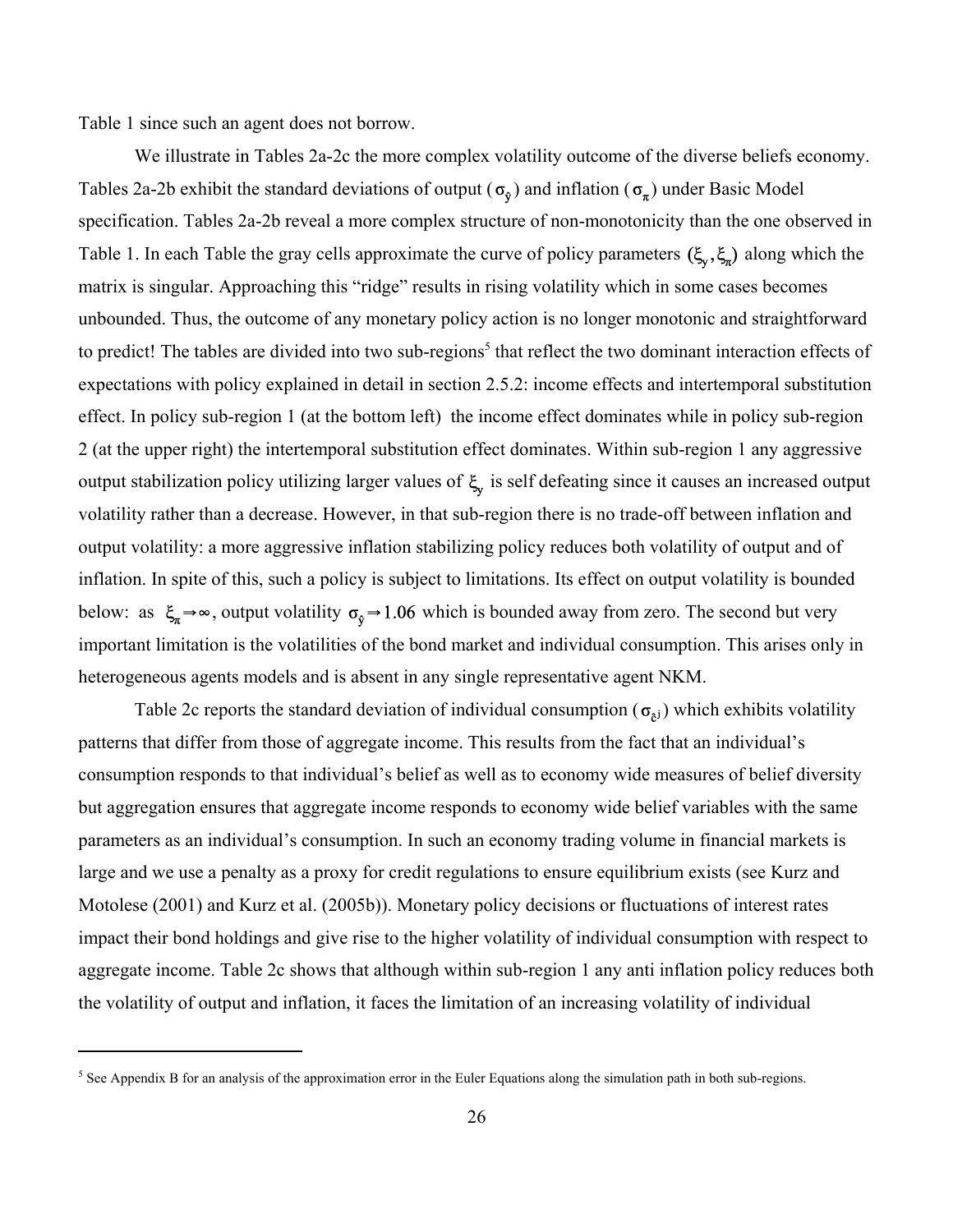Table 1 since such an agent does not borrow.

We illustrate in Tables 2a-2c the more complex volatility outcome of the diverse beliefs economy. Tables 2a-2b exhibit the standard deviations of output ($\sigma_{\hat{y}}$) and inflation ($\sigma_{\pi}$) under Basic Model specification. Tables 2a-2b reveal a more complex structure of non-monotonicity than the one observed in Table 1. In each Table the gray cells approximate the curve of policy parameters $(\xi_y, \xi_\pi)$ along which the matrix is singular. Approaching this "ridge" results in rising volatility which in some cases becomes unbounded. Thus, the outcome of any monetary policy action is no longer monotonic and straightforward to predict! The tables are divided into two sub-regions[5] that reflect the two dominant interaction effects of expectations with policy explained in detail in section 2.5.2: income effects and intertemporal substitution effect. In policy sub-region 1 (at the bottom left) the income effect dominates while in policy sub-region 2 (at the upper right) the intertemporal substitution effect dominates. Within sub-region 1 any aggressive output stabilization policy utilizing larger values of $\xi_y$ is self defeating since it causes an increased output volatility rather than a decrease. However, in that sub-region there is no trade-off between inflation and output volatility: a more aggressive inflation stabilizing policy reduces both volatility of output and of inflation. In spite of this, such a policy is subject to limitations. Its effect on output volatility is bounded below: as $\xi_\pi \Rightarrow \infty$, output volatility $\sigma_{\hat{y}} \Rightarrow 1.06$ which is bounded away from zero. The second but very important limitation is the volatilities of the bond market and individual consumption. This arises only in heterogeneous agents models and is absent in any single representative agent NKM.

Table 2c reports the standard deviation of individual consumption ($\sigma_{\hat{c}^j}$) which exhibits volatility patterns that differ from those of aggregate income. This results from the fact that an individual's consumption responds to that individual's belief as well as to economy wide measures of belief diversity but aggregation ensures that aggregate income responds to economy wide belief variables with the same parameters as an individual's consumption. In such an economy trading volume in financial markets is large and we use a penalty as a proxy for credit regulations to ensure equilibrium exists (see Kurz and Motolese (2001) and Kurz et al. (2005b)). Monetary policy decisions or fluctuations of interest rates impact their bond holdings and give rise to the higher volatility of individual consumption with respect to aggregate income. Table 2c shows that although within sub-region 1 any anti inflation policy reduces both the volatility of output and inflation, it faces the limitation of an increasing volatility of individual

[5] See Appendix B for an analysis of the approximation error in the Euler Equations along the simulation path in both sub-regions.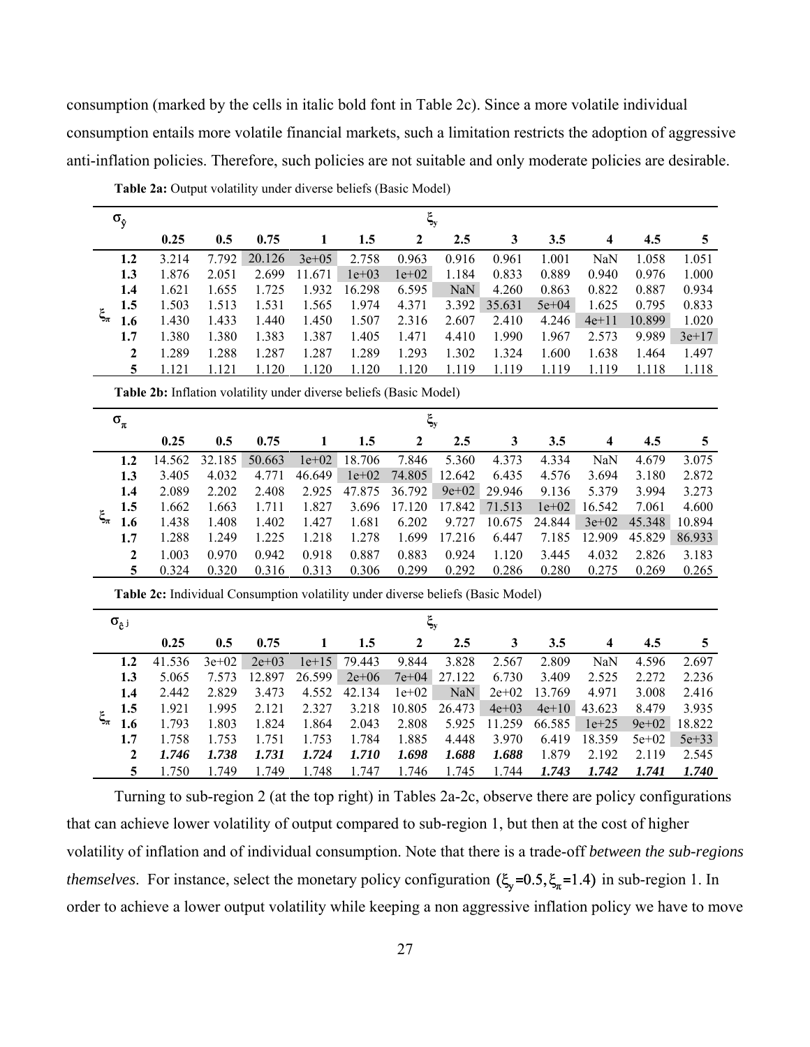consumption (marked by the cells in italic bold font in Table 2c). Since a more volatile individual consumption entails more volatile financial markets, such a limitation restricts the adoption of aggressive anti-inflation policies. Therefore, such policies are not suitable and only moderate policies are desirable.

**Table 2a:** Output volatility under diverse beliefs (Basic Model)

| $\sigma_{\hat{y}}$ | | $\xi_y$ | | | | | | | | | | | |
|---|---|---|---|---|---|---|---|---|---|---|---|---|---|
| | | **0.25** | **0.5** | **0.75** | **1** | **1.5** | **2** | **2.5** | **3** | **3.5** | **4** | **4.5** | **5** |
| $\xi_\pi$ | **1.2** | 3.214 | 7.792 | 20.126 | 3e+05 | 2.758 | 0.963 | 0.916 | 0.961 | 1.001 | NaN | 1.058 | 1.051 |
| | **1.3** | 1.876 | 2.051 | 2.699 | 11.671 | 1e+03 | 1e+02 | 1.184 | 0.833 | 0.889 | 0.940 | 0.976 | 1.000 |
| | **1.4** | 1.621 | 1.655 | 1.725 | 1.932 | 16.298 | 6.595 | NaN | 4.260 | 0.863 | 0.822 | 0.887 | 0.934 |
| | **1.5** | 1.503 | 1.513 | 1.531 | 1.565 | 1.974 | 4.371 | 3.392 | 35.631 | 5e+04 | 1.625 | 0.795 | 0.833 |
| | **1.6** | 1.430 | 1.433 | 1.440 | 1.450 | 1.507 | 2.316 | 2.607 | 2.410 | 4.246 | 4e+11 | 10.899 | 1.020 |
| | **1.7** | 1.380 | 1.380 | 1.383 | 1.387 | 1.405 | 1.471 | 4.410 | 1.990 | 1.967 | 2.573 | 9.989 | 3e+17 |
| | **2** | 1.289 | 1.288 | 1.287 | 1.287 | 1.289 | 1.293 | 1.302 | 1.324 | 1.600 | 1.638 | 1.464 | 1.497 |
| | **5** | 1.121 | 1.121 | 1.120 | 1.120 | 1.120 | 1.120 | 1.119 | 1.119 | 1.119 | 1.119 | 1.118 | 1.118 |

**Table 2b:** Inflation volatility under diverse beliefs (Basic Model)

| $\sigma_\pi$ | | $\xi_y$ | | | | | | | | | | | |
|---|---|---|---|---|---|---|---|---|---|---|---|---|---|
| | | **0.25** | **0.5** | **0.75** | **1** | **1.5** | **2** | **2.5** | **3** | **3.5** | **4** | **4.5** | **5** |
| $\xi_\pi$ | **1.2** | 14.562 | 32.185 | 50.663 | 1e+02 | 18.706 | 7.846 | 5.360 | 4.373 | 4.334 | NaN | 4.679 | 3.075 |
| | **1.3** | 3.405 | 4.032 | 4.771 | 46.649 | 1e+02 | 74.805 | 12.642 | 6.435 | 4.576 | 3.694 | 3.180 | 2.872 |
| | **1.4** | 2.089 | 2.202 | 2.408 | 2.925 | 47.875 | 36.792 | 9e+02 | 29.946 | 9.136 | 5.379 | 3.994 | 3.273 |
| | **1.5** | 1.662 | 1.663 | 1.711 | 1.827 | 3.696 | 17.120 | 17.842 | 71.513 | 1e+02 | 16.542 | 7.061 | 4.600 |
| | **1.6** | 1.438 | 1.408 | 1.402 | 1.427 | 1.681 | 6.202 | 9.727 | 10.675 | 24.844 | 3e+02 | 45.348 | 10.894 |
| | **1.7** | 1.288 | 1.249 | 1.225 | 1.218 | 1.278 | 1.699 | 17.216 | 6.447 | 7.185 | 12.909 | 45.829 | 86.933 |
| | **2** | 1.003 | 0.970 | 0.942 | 0.918 | 0.887 | 0.883 | 0.924 | 1.120 | 3.445 | 4.032 | 2.826 | 3.183 |
| | **5** | 0.324 | 0.320 | 0.316 | 0.313 | 0.306 | 0.299 | 0.292 | 0.286 | 0.280 | 0.275 | 0.269 | 0.265 |

**Table 2c:** Individual Consumption volatility under diverse beliefs (Basic Model)

| $\sigma_{\hat{c}^j}$ | | $\xi_y$ | | | | | | | | | | | |
|---|---|---|---|---|---|---|---|---|---|---|---|---|---|
| | | **0.25** | **0.5** | **0.75** | **1** | **1.5** | **2** | **2.5** | **3** | **3.5** | **4** | **4.5** | **5** |
| $\xi_\pi$ | **1.2** | 41.536 | 3e+02 | 2e+03 | 1e+15 | 79.443 | 9.844 | 3.828 | 2.567 | 2.809 | NaN | 4.596 | 2.697 |
| | **1.3** | 5.065 | 7.573 | 12.897 | 26.599 | 2e+06 | 7e+04 | 27.122 | 6.730 | 3.409 | 2.525 | 2.272 | 2.236 |
| | **1.4** | 2.442 | 2.829 | 3.473 | 4.552 | 42.134 | 1e+02 | NaN | 2e+02 | 13.769 | 4.971 | 3.008 | 2.416 |
| | **1.5** | 1.921 | 1.995 | 2.121 | 2.327 | 3.218 | 10.805 | 26.473 | 4e+03 | 4e+10 | 43.623 | 8.479 | 3.935 |
| | **1.6** | 1.793 | 1.803 | 1.824 | 1.864 | 2.043 | 2.808 | 5.925 | 11.259 | 66.585 | 1e+25 | 9e+02 | 18.822 |
| | **1.7** | 1.758 | 1.753 | 1.751 | 1.753 | 1.784 | 1.885 | 4.448 | 3.970 | 6.419 | 18.359 | 5e+02 | 5e+33 |
| | **2** | ***1.746*** | ***1.738*** | ***1.731*** | ***1.724*** | ***1.710*** | ***1.698*** | ***1.688*** | ***1.688*** | 1.879 | 2.192 | 2.119 | 2.545 |
| | **5** | 1.750 | 1.749 | 1.749 | 1.748 | 1.747 | 1.746 | 1.745 | 1.744 | ***1.743*** | ***1.742*** | ***1.741*** | ***1.740*** |

Turning to sub-region 2 (at the top right) in Tables 2a-2c, observe there are policy configurations that can achieve lower volatility of output compared to sub-region 1, but then at the cost of higher volatility of inflation and of individual consumption. Note that there is a trade-off *between the sub-regions themselves*. For instance, select the monetary policy configuration $(\xi_y = 0.5, \xi_\pi = 1.4)$ in sub-region 1. In order to achieve a lower output volatility while keeping a non aggressive inflation policy we have to move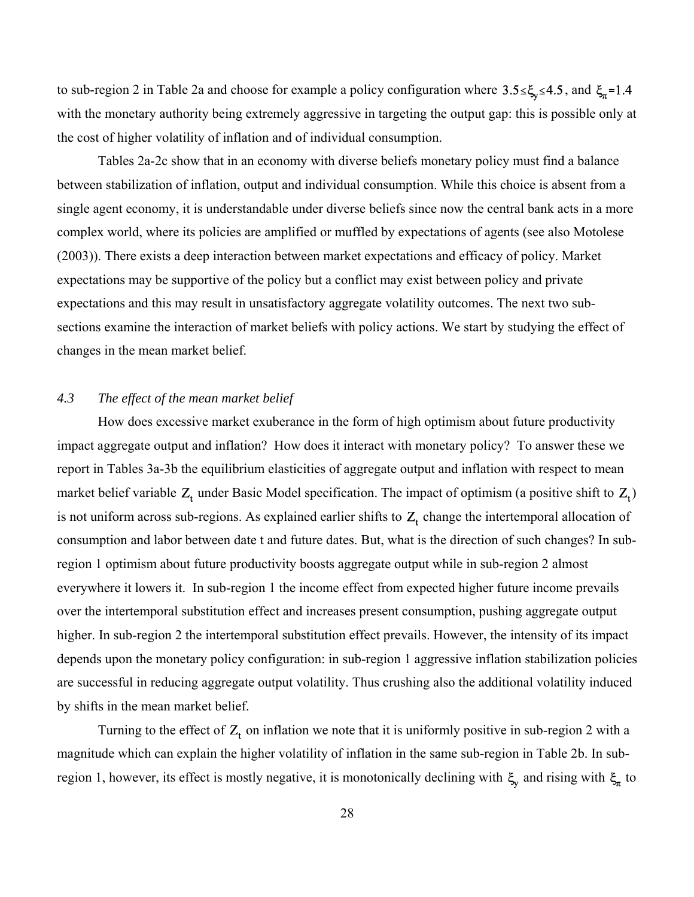to sub-region 2 in Table 2a and choose for example a policy configuration where $3.5 \leq \xi_y \leq 4.5$, and $\xi_\pi = 1.4$ with the monetary authority being extremely aggressive in targeting the output gap: this is possible only at the cost of higher volatility of inflation and of individual consumption.

Tables 2a-2c show that in an economy with diverse beliefs monetary policy must find a balance between stabilization of inflation, output and individual consumption. While this choice is absent from a single agent economy, it is understandable under diverse beliefs since now the central bank acts in a more complex world, where its policies are amplified or muffled by expectations of agents (see also Motolese (2003)). There exists a deep interaction between market expectations and efficacy of policy. Market expectations may be supportive of the policy but a conflict may exist between policy and private expectations and this may result in unsatisfactory aggregate volatility outcomes. The next two sub-sections examine the interaction of market beliefs with policy actions. We start by studying the effect of changes in the mean market belief.

### *4.3 The effect of the mean market belief*

How does excessive market exuberance in the form of high optimism about future productivity impact aggregate output and inflation? How does it interact with monetary policy? To answer these we report in Tables 3a-3b the equilibrium elasticities of aggregate output and inflation with respect to mean market belief variable $Z_t$ under Basic Model specification. The impact of optimism (a positive shift to $Z_t$) is not uniform across sub-regions. As explained earlier shifts to $Z_t$ change the intertemporal allocation of consumption and labor between date t and future dates. But, what is the direction of such changes? In sub-region 1 optimism about future productivity boosts aggregate output while in sub-region 2 almost everywhere it lowers it. In sub-region 1 the income effect from expected higher future income prevails over the intertemporal substitution effect and increases present consumption, pushing aggregate output higher. In sub-region 2 the intertemporal substitution effect prevails. However, the intensity of its impact depends upon the monetary policy configuration: in sub-region 1 aggressive inflation stabilization policies are successful in reducing aggregate output volatility. Thus crushing also the additional volatility induced by shifts in the mean market belief.

Turning to the effect of $Z_t$ on inflation we note that it is uniformly positive in sub-region 2 with a magnitude which can explain the higher volatility of inflation in the same sub-region in Table 2b. In sub-region 1, however, its effect is mostly negative, it is monotonically declining with $\xi_y$ and rising with $\xi_\pi$ to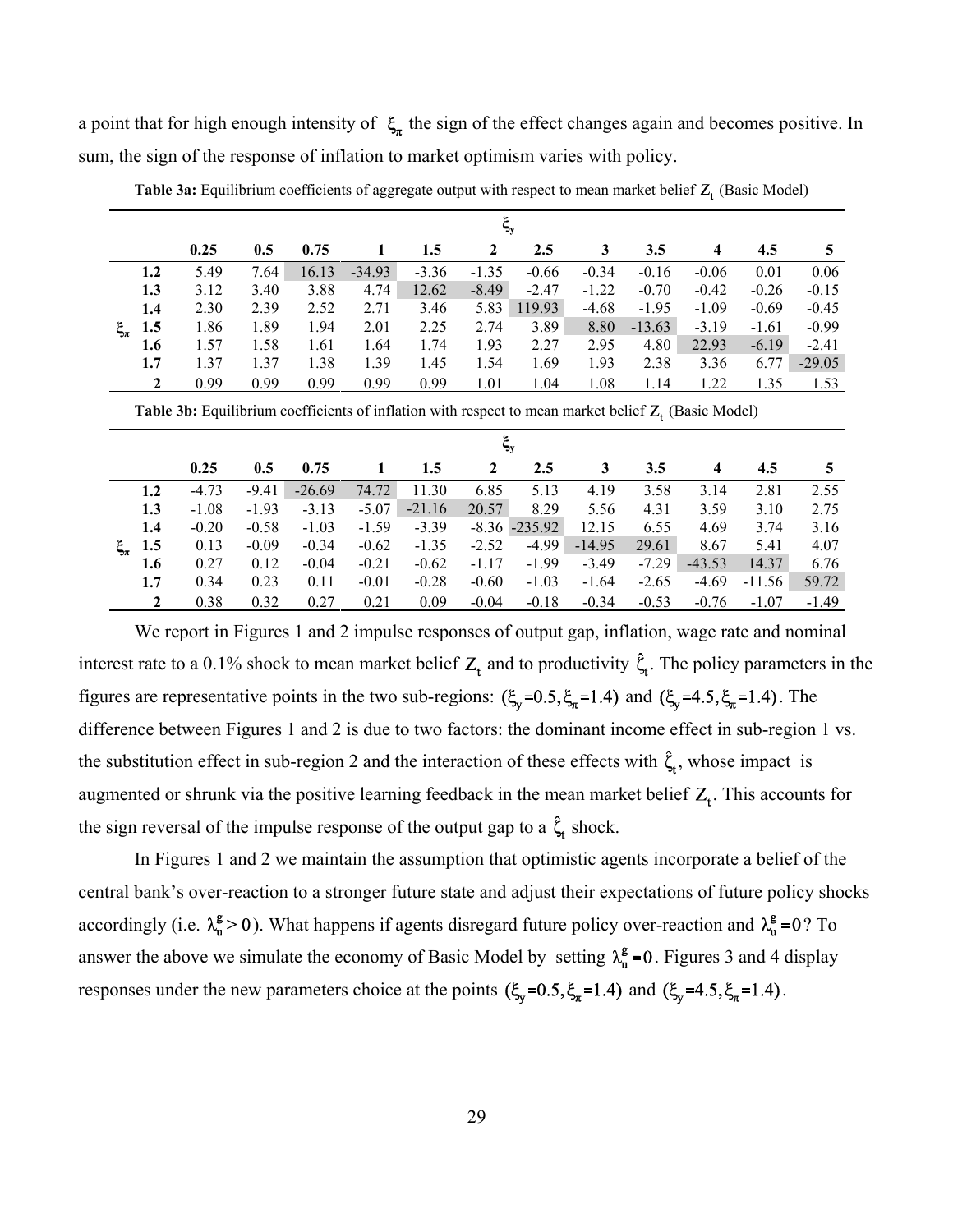a point that for high enough intensity of $\xi_\pi$ the sign of the effect changes again and becomes positive. In sum, the sign of the response of inflation to market optimism varies with policy.

**Table 3a:** Equilibrium coefficients of aggregate output with respect to mean market belief $Z_t$ (Basic Model)

| | | $\xi_y$ | | | | | | | | | | | |
|---|---|---|---|---|---|---|---|---|---|---|---|---|---|
| | | **0.25** | **0.5** | **0.75** | **1** | **1.5** | **2** | **2.5** | **3** | **3.5** | **4** | **4.5** | **5** |
| $\xi_\pi$ | **1.2** | 5.49 | 7.64 | 16.13 | -34.93 | -3.36 | -1.35 | -0.66 | -0.34 | -0.16 | -0.06 | 0.01 | 0.06 |
| | **1.3** | 3.12 | 3.40 | 3.88 | 4.74 | 12.62 | -8.49 | -2.47 | -1.22 | -0.70 | -0.42 | -0.26 | -0.15 |
| | **1.4** | 2.30 | 2.39 | 2.52 | 2.71 | 3.46 | 5.83 | 119.93 | -4.68 | -1.95 | -1.09 | -0.69 | -0.45 |
| | **1.5** | 1.86 | 1.89 | 1.94 | 2.01 | 2.25 | 2.74 | 3.89 | 8.80 | -13.63 | -3.19 | -1.61 | -0.99 |
| | **1.6** | 1.57 | 1.58 | 1.61 | 1.64 | 1.74 | 1.93 | 2.27 | 2.95 | 4.80 | 22.93 | -6.19 | -2.41 |
| | **1.7** | 1.37 | 1.37 | 1.38 | 1.39 | 1.45 | 1.54 | 1.69 | 1.93 | 2.38 | 3.36 | 6.77 | -29.05 |
| | **2** | 0.99 | 0.99 | 0.99 | 0.99 | 0.99 | 1.01 | 1.04 | 1.08 | 1.14 | 1.22 | 1.35 | 1.53 |

**Table 3b:** Equilibrium coefficients of inflation with respect to mean market belief $Z_t$ (Basic Model)

| | | $\xi_y$ | | | | | | | | | | | |
|---|---|---|---|---|---|---|---|---|---|---|---|---|---|
| | | **0.25** | **0.5** | **0.75** | **1** | **1.5** | **2** | **2.5** | **3** | **3.5** | **4** | **4.5** | **5** |
| $\xi_\pi$ | **1.2** | -4.73 | -9.41 | -26.69 | 74.72 | 11.30 | 6.85 | 5.13 | 4.19 | 3.58 | 3.14 | 2.81 | 2.55 |
| | **1.3** | -1.08 | -1.93 | -3.13 | -5.07 | -21.16 | 20.57 | 8.29 | 5.56 | 4.31 | 3.59 | 3.10 | 2.75 |
| | **1.4** | -0.20 | -0.58 | -1.03 | -1.59 | -3.39 | -8.36 | -235.92 | 12.15 | 6.55 | 4.69 | 3.74 | 3.16 |
| | **1.5** | 0.13 | -0.09 | -0.34 | -0.62 | -1.35 | -2.52 | -4.99 | -14.95 | 29.61 | 8.67 | 5.41 | 4.07 |
| | **1.6** | 0.27 | 0.12 | -0.04 | -0.21 | -0.62 | -1.17 | -1.99 | -3.49 | -7.29 | -43.53 | 14.37 | 6.76 |
| | **1.7** | 0.34 | 0.23 | 0.11 | -0.01 | -0.28 | -0.60 | -1.03 | -1.64 | -2.65 | -4.69 | -11.56 | 59.72 |
| | **2** | 0.38 | 0.32 | 0.27 | 0.21 | 0.09 | -0.04 | -0.18 | -0.34 | -0.53 | -0.76 | -1.07 | -1.49 |

We report in Figures 1 and 2 impulse responses of output gap, inflation, wage rate and nominal interest rate to a 0.1% shock to mean market belief $Z_t$ and to productivity $\hat{\zeta}_t$. The policy parameters in the figures are representative points in the two sub-regions: $(\xi_y{=}0.5, \xi_\pi{=}1.4)$ and $(\xi_y{=}4.5, \xi_\pi{=}1.4)$. The difference between Figures 1 and 2 is due to two factors: the dominant income effect in sub-region 1 vs. the substitution effect in sub-region 2 and the interaction of these effects with $\hat{\zeta}_t$, whose impact is augmented or shrunk via the positive learning feedback in the mean market belief $Z_t$. This accounts for the sign reversal of the impulse response of the output gap to a $\hat{\zeta}_t$ shock.

In Figures 1 and 2 we maintain the assumption that optimistic agents incorporate a belief of the central bank's over-reaction to a stronger future state and adjust their expectations of future policy shocks accordingly (i.e. $\lambda_u^g > 0$). What happens if agents disregard future policy over-reaction and $\lambda_u^g = 0$? To answer the above we simulate the economy of Basic Model by setting $\lambda_u^g = 0$. Figures 3 and 4 display responses under the new parameters choice at the points $(\xi_y{=}0.5, \xi_\pi{=}1.4)$ and $(\xi_y{=}4.5, \xi_\pi{=}1.4)$.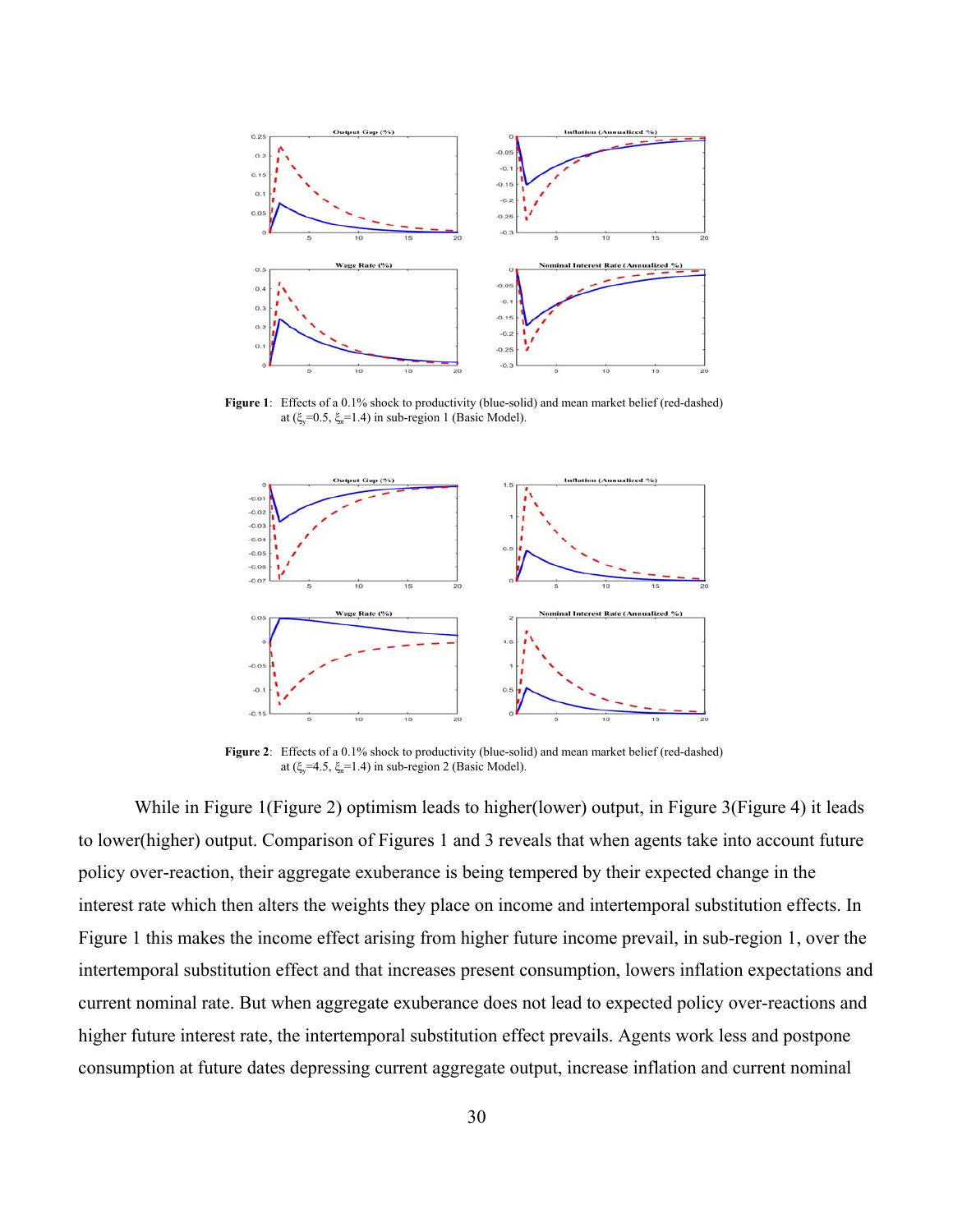**Figure 1**: Effects of a 0.1% shock to productivity (blue-solid) and mean market belief (red-dashed) at ($\xi_y$=0.5, $\xi_\pi$=1.4) in sub-region 1 (Basic Model).

**Figure 2**: Effects of a 0.1% shock to productivity (blue-solid) and mean market belief (red-dashed) at ($\xi_y$=4.5, $\xi_\pi$=1.4) in sub-region 2 (Basic Model).

While in Figure 1(Figure 2) optimism leads to higher(lower) output, in Figure 3(Figure 4) it leads to lower(higher) output. Comparison of Figures 1 and 3 reveals that when agents take into account future policy over-reaction, their aggregate exuberance is being tempered by their expected change in the interest rate which then alters the weights they place on income and intertemporal substitution effects. In Figure 1 this makes the income effect arising from higher future income prevail, in sub-region 1, over the intertemporal substitution effect and that increases present consumption, lowers inflation expectations and current nominal rate. But when aggregate exuberance does not lead to expected policy over-reactions and higher future interest rate, the intertemporal substitution effect prevails. Agents work less and postpone consumption at future dates depressing current aggregate output, increase inflation and current nominal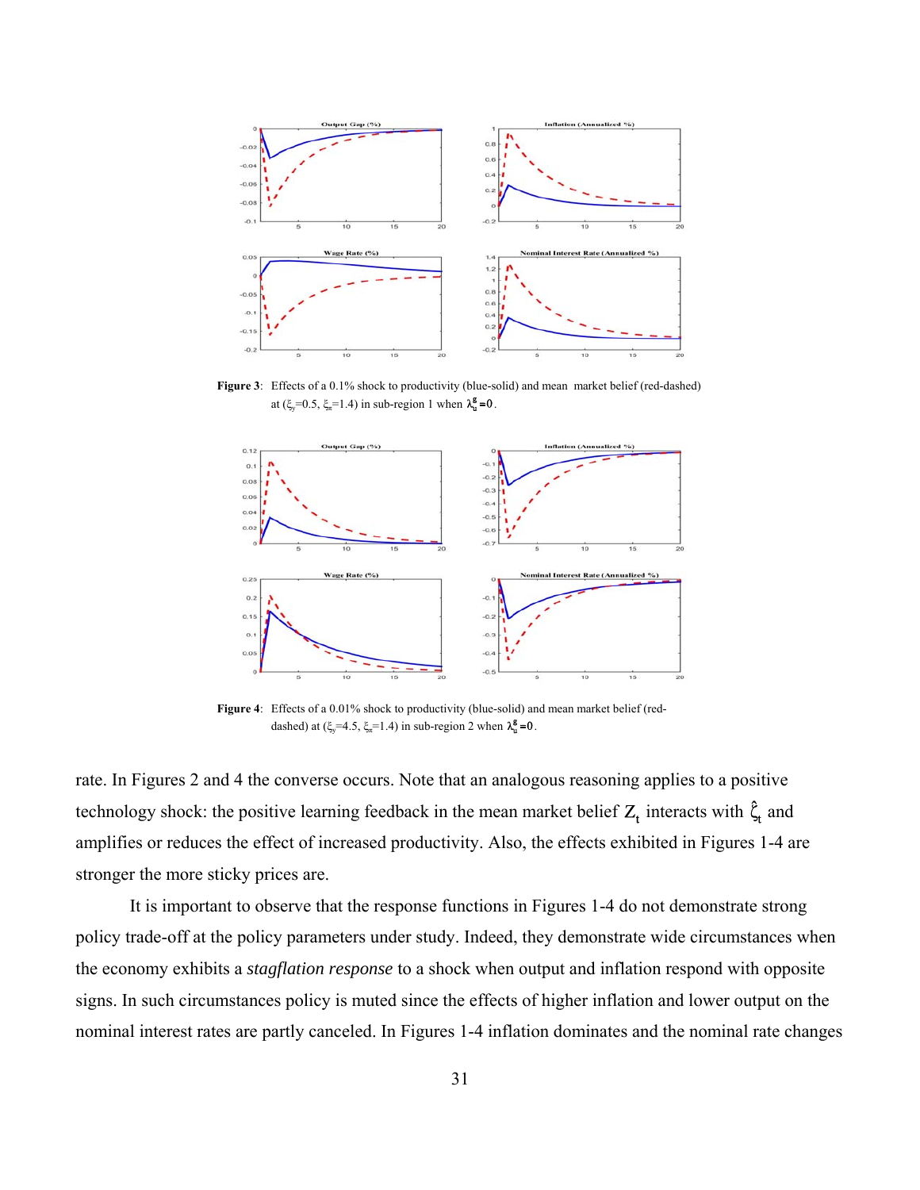**Figure 3**: Effects of a 0.1% shock to productivity (blue-solid) and mean market belief (red-dashed) at ($\xi_y$=0.5, $\xi_\pi$=1.4) in sub-region 1 when $\lambda_u^g = 0$.

**Figure 4**: Effects of a 0.01% shock to productivity (blue-solid) and mean market belief (red-dashed) at ($\xi_y$=4.5, $\xi_\pi$=1.4) in sub-region 2 when $\lambda_u^g = 0$.

rate. In Figures 2 and 4 the converse occurs. Note that an analogous reasoning applies to a positive technology shock: the positive learning feedback in the mean market belief $Z_t$ interacts with $\hat{\zeta}_t$ and amplifies or reduces the effect of increased productivity. Also, the effects exhibited in Figures 1-4 are stronger the more sticky prices are.

It is important to observe that the response functions in Figures 1-4 do not demonstrate strong policy trade-off at the policy parameters under study. Indeed, they demonstrate wide circumstances when the economy exhibits a *stagflation response* to a shock when output and inflation respond with opposite signs. In such circumstances policy is muted since the effects of higher inflation and lower output on the nominal interest rates are partly canceled. In Figures 1-4 inflation dominates and the nominal rate changes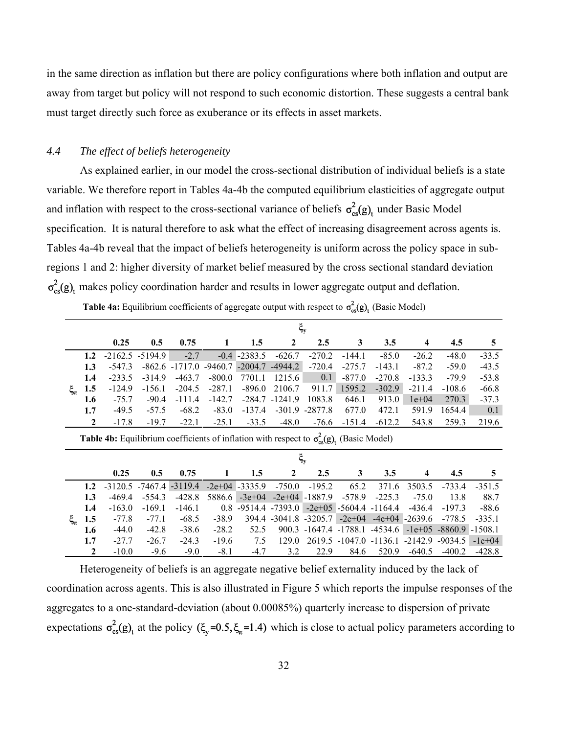in the same direction as inflation but there are policy configurations where both inflation and output are away from target but policy will not respond to such economic distortion. These suggests a central bank must target directly such force as exuberance or its effects in asset markets.

### *4.4 The effect of beliefs heterogeneity*

As explained earlier, in our model the cross-sectional distribution of individual beliefs is a state variable. We therefore report in Tables 4a-4b the computed equilibrium elasticities of aggregate output and inflation with respect to the cross-sectional variance of beliefs $\sigma^2_{cs}(g)_t$ under Basic Model specification. It is natural therefore to ask what the effect of increasing disagreement across agents is. Tables 4a-4b reveal that the impact of beliefs heterogeneity is uniform across the policy space in sub-regions 1 and 2: higher diversity of market belief measured by the cross sectional standard deviation $\sigma^2_{cs}(g)_t$ makes policy coordination harder and results in lower aggregate output and deflation.

**Table 4a:** Equilibrium coefficients of aggregate output with respect to $\sigma^2_{cs}(g)_t$ (Basic Model)

| | | $\xi_y$ | | | | | | | | | | | |
|---|---|---|---|---|---|---|---|---|---|---|---|---|---|
| | | **0.25** | **0.5** | **0.75** | **1** | **1.5** | **2** | **2.5** | **3** | **3.5** | **4** | **4.5** | **5** |
| $\xi_\pi$ | **1.2** | -2162.5 | -5194.9 | -2.7 | -0.4 | -2383.5 | -626.7 | -270.2 | -144.1 | -85.0 | -26.2 | -48.0 | -33.5 |
| | **1.3** | -547.3 | -862.6 | -1717.0 | -9460.7 | -2004.7 | -4944.2 | -720.4 | -275.7 | -143.1 | -87.2 | -59.0 | -43.5 |
| | **1.4** | -233.5 | -314.9 | -463.7 | -800.0 | 7701.1 | 1215.6 | 0.1 | -877.0 | -270.8 | -133.3 | -79.9 | -53.8 |
| | **1.5** | -124.9 | -156.1 | -204.5 | -287.1 | -896.0 | 2106.7 | 911.7 | 1595.2 | -302.9 | -211.4 | -108.6 | -66.8 |
| | **1.6** | -75.7 | -90.4 | -111.4 | -142.7 | -284.7 | -1241.9 | 1083.8 | 646.1 | 913.0 | 1e+04 | 270.3 | -37.3 |
| | **1.7** | -49.5 | -57.5 | -68.2 | -83.0 | -137.4 | -301.9 | -2877.8 | 677.0 | 472.1 | 591.9 | 1654.4 | 0.1 |
| | **2** | -17.8 | -19.7 | -22.1 | -25.1 | -33.5 | -48.0 | -76.6 | -151.4 | -612.2 | 543.8 | 259.3 | 219.6 |

**Table 4b:** Equilibrium coefficients of inflation with respect to $\sigma^2_{cs}(g)_t$ (Basic Model)

| | | $\xi_y$ | | | | | | | | | | | |
|---|---|---|---|---|---|---|---|---|---|---|---|---|---|
| | | **0.25** | **0.5** | **0.75** | **1** | **1.5** | **2** | **2.5** | **3** | **3.5** | **4** | **4.5** | **5** |
| $\xi_\pi$ | **1.2** | -3120.5 | -7467.4 | -3119.4 | -2e+04 | -3335.9 | -750.0 | -195.2 | 65.2 | 371.6 | 3503.5 | -733.4 | -351.5 |
| | **1.3** | -469.4 | -554.3 | -428.8 | 5886.6 | -3e+04 | -2e+04 | -1887.9 | -578.9 | -225.3 | -75.0 | 13.8 | 88.7 |
| | **1.4** | -163.0 | -169.1 | -146.1 | 0.8 | -9514.4 | -7393.0 | -2e+05 | -5604.4 | -1164.4 | -436.4 | -197.3 | -88.6 |
| | **1.5** | -77.8 | -77.1 | -68.5 | -38.9 | 394.4 | -3041.8 | -3205.7 | -2e+04 | -4e+04 | -2639.6 | -778.5 | -335.1 |
| | **1.6** | -44.0 | -42.8 | -38.6 | -28.2 | 52.5 | 900.3 | -1647.4 | -1788.1 | -4534.6 | -1e+05 | -8860.9 | -1508.1 |
| | **1.7** | -27.7 | -26.7 | -24.3 | -19.6 | 7.5 | 129.0 | 2619.5 | -1047.0 | -1136.1 | -2142.9 | -9034.5 | -1e+04 |
| | **2** | -10.0 | -9.6 | -9.0 | -8.1 | -4.7 | 3.2 | 22.9 | 84.6 | 520.9 | -640.5 | -400.2 | -428.8 |

Heterogeneity of beliefs is an aggregate negative belief externality induced by the lack of coordination across agents. This is also illustrated in Figure 5 which reports the impulse responses of the aggregates to a one-standard-deviation (about 0.00085%) quarterly increase to dispersion of private expectations $\sigma^2_{cs}(g)_t$ at the policy $(\xi_y = 0.5, \xi_\pi = 1.4)$ which is close to actual policy parameters according to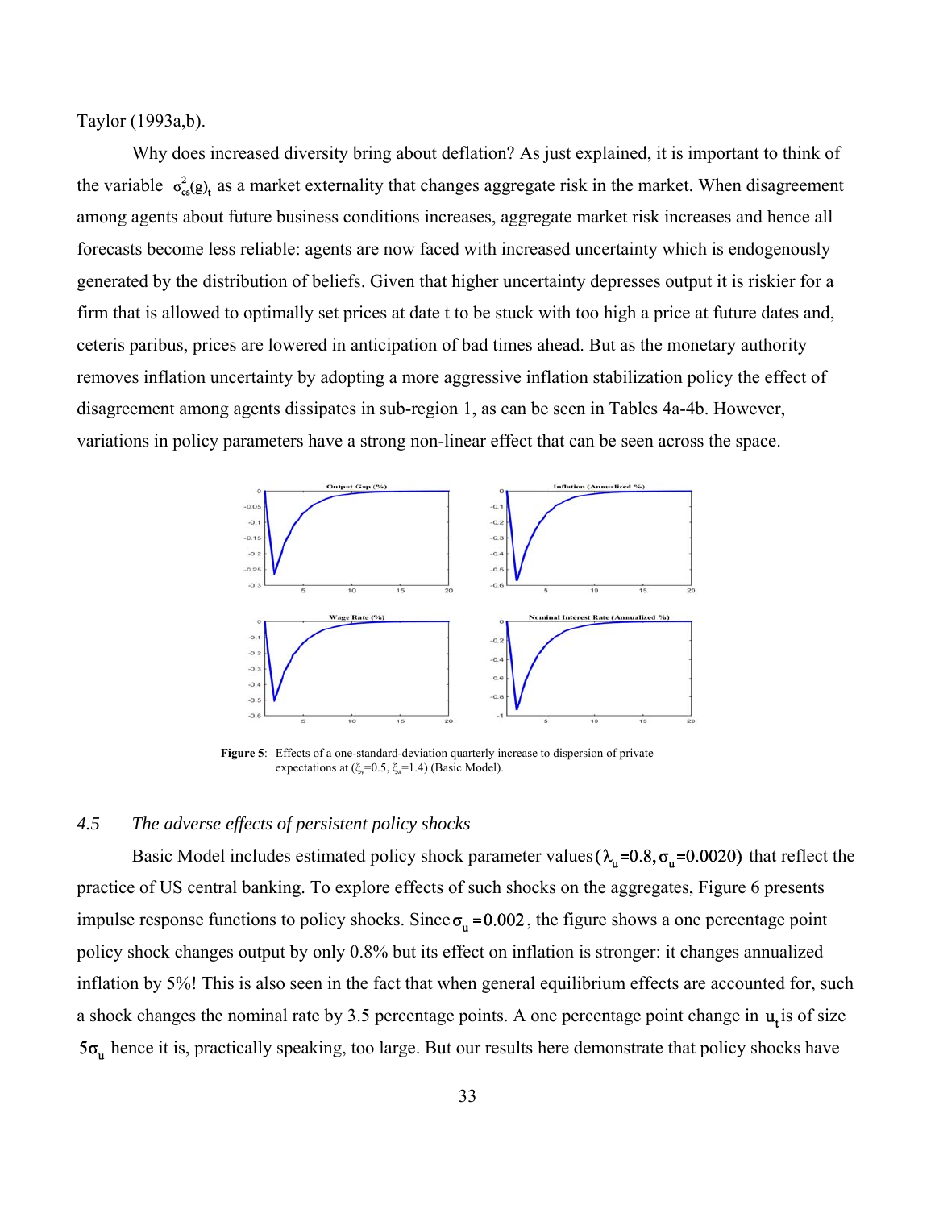Taylor (1993a,b).

Why does increased diversity bring about deflation? As just explained, it is important to think of the variable $\sigma^2_{cs}(g)_t$ as a market externality that changes aggregate risk in the market. When disagreement among agents about future business conditions increases, aggregate market risk increases and hence all forecasts become less reliable: agents are now faced with increased uncertainty which is endogenously generated by the distribution of beliefs. Given that higher uncertainty depresses output it is riskier for a firm that is allowed to optimally set prices at date t to be stuck with too high a price at future dates and, ceteris paribus, prices are lowered in anticipation of bad times ahead. But as the monetary authority removes inflation uncertainty by adopting a more aggressive inflation stabilization policy the effect of disagreement among agents dissipates in sub-region 1, as can be seen in Tables 4a-4b. However, variations in policy parameters have a strong non-linear effect that can be seen across the space.

**Figure 5**: Effects of a one-standard-deviation quarterly increase to dispersion of private expectations at ($\xi_y$=0.5, $\xi_\pi$=1.4) (Basic Model).

### *4.5 The adverse effects of persistent policy shocks*

Basic Model includes estimated policy shock parameter values $(\lambda_u=0.8, \sigma_u=0.0020)$ that reflect the practice of US central banking. To explore effects of such shocks on the aggregates, Figure 6 presents impulse response functions to policy shocks. Since $\sigma_u = 0.002$, the figure shows a one percentage point policy shock changes output by only 0.8% but its effect on inflation is stronger: it changes annualized inflation by 5%! This is also seen in the fact that when general equilibrium effects are accounted for, such a shock changes the nominal rate by 3.5 percentage points. A one percentage point change in $u_t$ is of size $5\sigma_u$ hence it is, practically speaking, too large. But our results here demonstrate that policy shocks have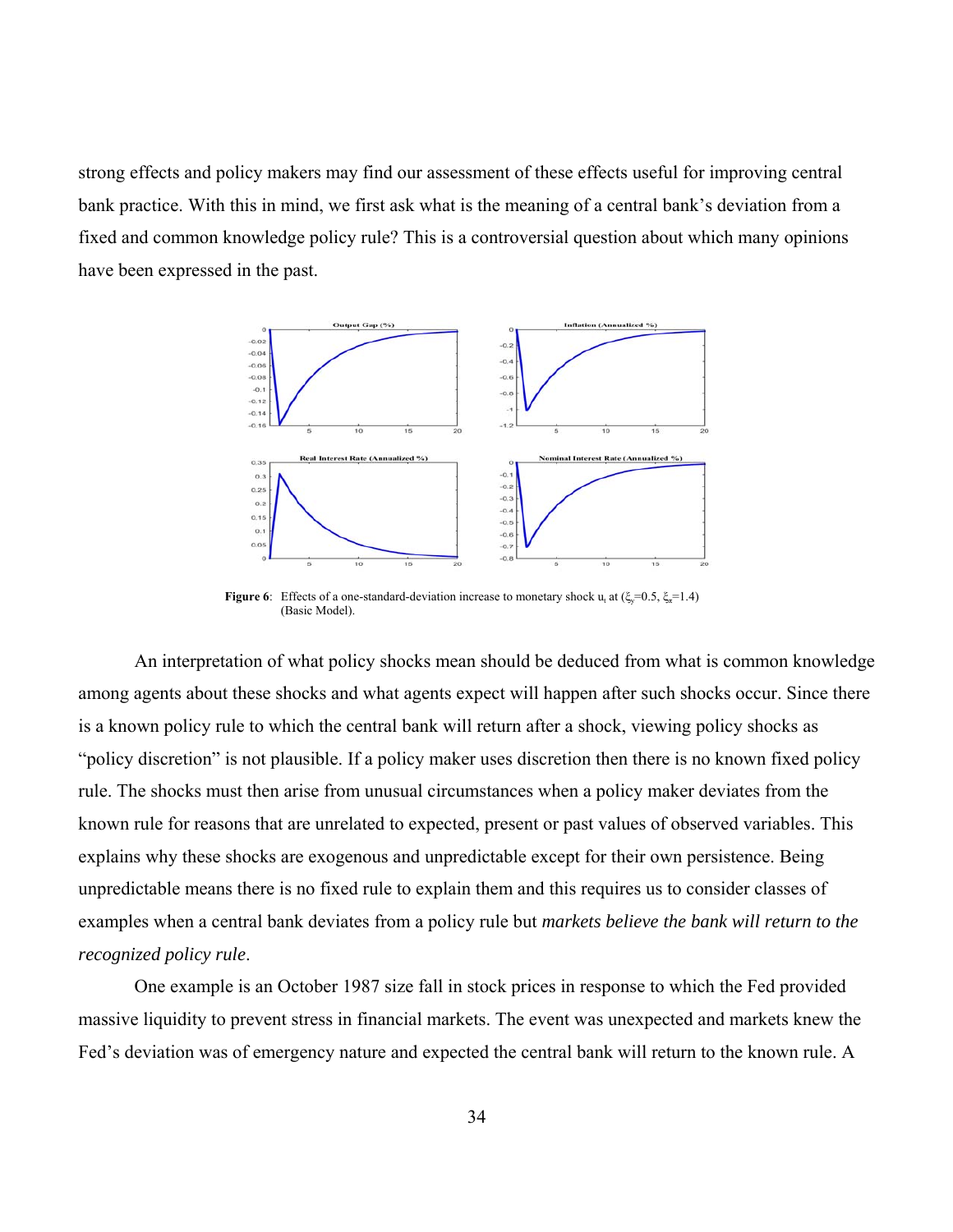strong effects and policy makers may find our assessment of these effects useful for improving central bank practice. With this in mind, we first ask what is the meaning of a central bank's deviation from a fixed and common knowledge policy rule? This is a controversial question about which many opinions have been expressed in the past.

**Figure 6**: Effects of a one-standard-deviation increase to monetary shock $u_t$ at ($\xi_y$=0.5, $\xi_\pi$=1.4) (Basic Model).

An interpretation of what policy shocks mean should be deduced from what is common knowledge among agents about these shocks and what agents expect will happen after such shocks occur. Since there is a known policy rule to which the central bank will return after a shock, viewing policy shocks as "policy discretion" is not plausible. If a policy maker uses discretion then there is no known fixed policy rule. The shocks must then arise from unusual circumstances when a policy maker deviates from the known rule for reasons that are unrelated to expected, present or past values of observed variables. This explains why these shocks are exogenous and unpredictable except for their own persistence. Being unpredictable means there is no fixed rule to explain them and this requires us to consider classes of examples when a central bank deviates from a policy rule but *markets believe the bank will return to the recognized policy rule*.

One example is an October 1987 size fall in stock prices in response to which the Fed provided massive liquidity to prevent stress in financial markets. The event was unexpected and markets knew the Fed's deviation was of emergency nature and expected the central bank will return to the known rule. A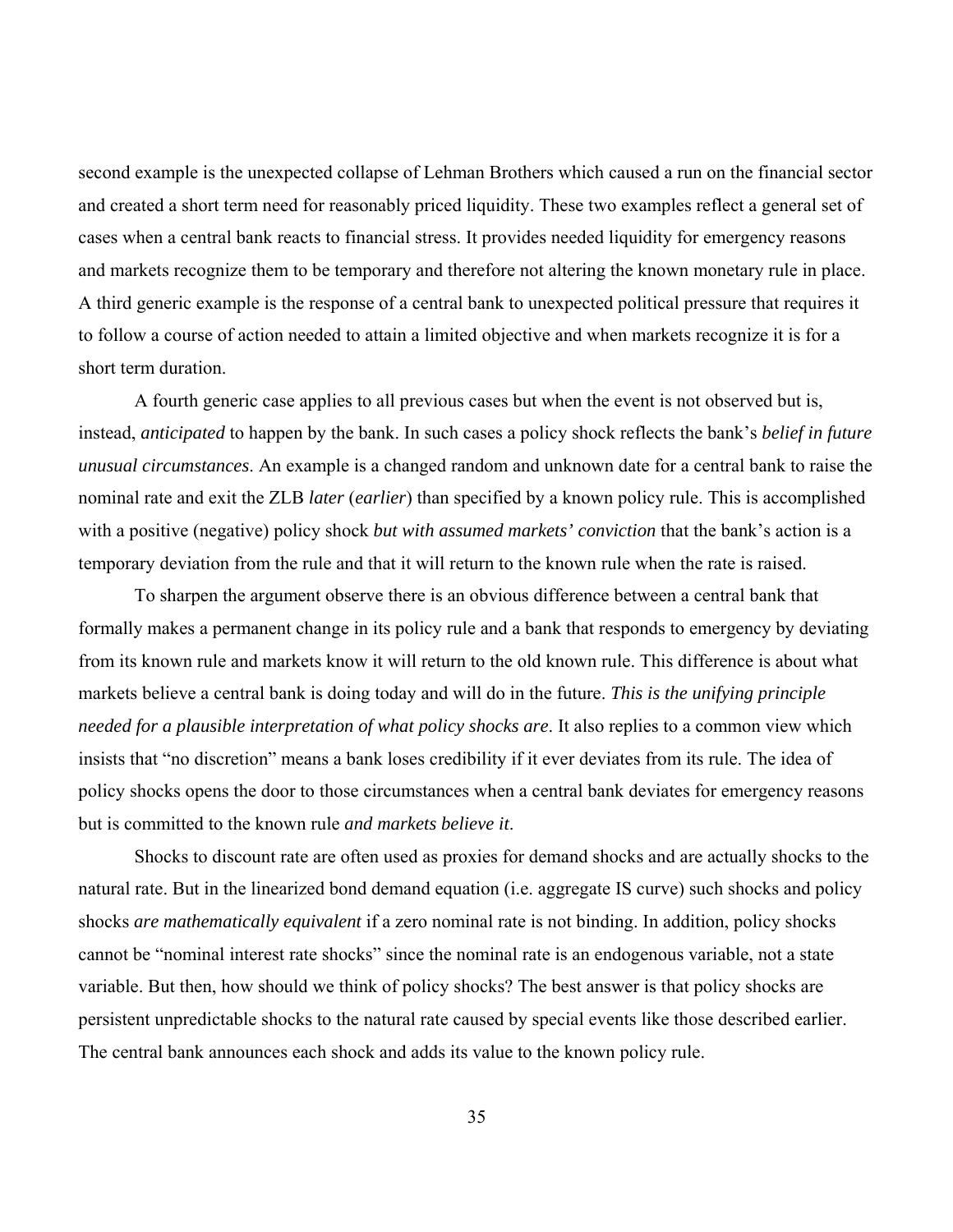second example is the unexpected collapse of Lehman Brothers which caused a run on the financial sector and created a short term need for reasonably priced liquidity. These two examples reflect a general set of cases when a central bank reacts to financial stress. It provides needed liquidity for emergency reasons and markets recognize them to be temporary and therefore not altering the known monetary rule in place. A third generic example is the response of a central bank to unexpected political pressure that requires it to follow a course of action needed to attain a limited objective and when markets recognize it is for a short term duration.

A fourth generic case applies to all previous cases but when the event is not observed but is, instead, *anticipated* to happen by the bank. In such cases a policy shock reflects the bank's *belief in future unusual circumstances*. An example is a changed random and unknown date for a central bank to raise the nominal rate and exit the ZLB *later* (*earlier*) than specified by a known policy rule. This is accomplished with a positive (negative) policy shock *but with assumed markets' conviction* that the bank's action is a temporary deviation from the rule and that it will return to the known rule when the rate is raised.

To sharpen the argument observe there is an obvious difference between a central bank that formally makes a permanent change in its policy rule and a bank that responds to emergency by deviating from its known rule and markets know it will return to the old known rule. This difference is about what markets believe a central bank is doing today and will do in the future. *This is the unifying principle needed for a plausible interpretation of what policy shocks are*. It also replies to a common view which insists that "no discretion" means a bank loses credibility if it ever deviates from its rule. The idea of policy shocks opens the door to those circumstances when a central bank deviates for emergency reasons but is committed to the known rule *and markets believe it*.

Shocks to discount rate are often used as proxies for demand shocks and are actually shocks to the natural rate. But in the linearized bond demand equation (i.e. aggregate IS curve) such shocks and policy shocks *are mathematically equivalent* if a zero nominal rate is not binding. In addition, policy shocks cannot be "nominal interest rate shocks" since the nominal rate is an endogenous variable, not a state variable. But then, how should we think of policy shocks? The best answer is that policy shocks are persistent unpredictable shocks to the natural rate caused by special events like those described earlier. The central bank announces each shock and adds its value to the known policy rule.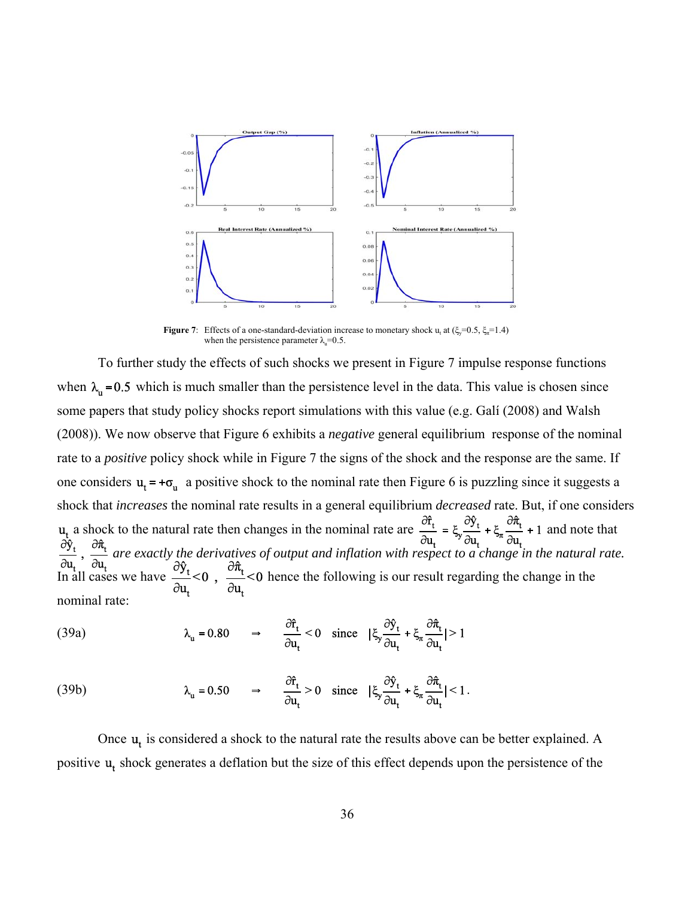**Figure 7**: Effects of a one-standard-deviation increase to monetary shock $u_t$ at ($\xi_y$=0.5, $\xi_\pi$=1.4) when the persistence parameter $\lambda_u$=0.5.

To further study the effects of such shocks we present in Figure 7 impulse response functions when $\lambda_u = 0.5$ which is much smaller than the persistence level in the data. This value is chosen since some papers that study policy shocks report simulations with this value (e.g. Galí (2008) and Walsh (2008)). We now observe that Figure 6 exhibits a *negative* general equilibrium response of the nominal rate to a *positive* policy shock while in Figure 7 the signs of the shock and the response are the same. If one considers $u_t = +\sigma_u$ a positive shock to the nominal rate then Figure 6 is puzzling since it suggests a shock that *increases* the nominal rate results in a general equilibrium *decreased* rate. But, if one considers $u_t$ a shock to the natural rate then changes in the nominal rate are $\frac{\partial \hat{r}_t}{\partial u_t} = \xi_y \frac{\partial \hat{y}_t}{\partial u_t} + \xi_\pi \frac{\partial \hat{\pi}_t}{\partial u_t} + 1$ and note that $\frac{\partial \hat{y}_t}{\partial u_t}$, $\frac{\partial \hat{\pi}_t}{\partial u_t}$ *are exactly the derivatives of output and inflation with respect to a change in the natural rate.* In all cases we have $\frac{\partial \hat{y}_t}{\partial u_t} < 0$ , $\frac{\partial \hat{\pi}_t}{\partial u_t} < 0$ hence the following is our result regarding the change in the nominal rate:

(39a) $$\lambda_u = 0.80 \quad \Rightarrow \quad \frac{\partial \hat{r}_t}{\partial u_t} < 0 \quad \text{since} \quad \left|\xi_y \frac{\partial \hat{y}_t}{\partial u_t} + \xi_\pi \frac{\partial \hat{\pi}_t}{\partial u_t}\right| > 1$$

(39b) $$\lambda_u = 0.50 \quad \Rightarrow \quad \frac{\partial \hat{r}_t}{\partial u_t} > 0 \quad \text{since} \quad \left|\xi_y \frac{\partial \hat{y}_t}{\partial u_t} + \xi_\pi \frac{\partial \hat{\pi}_t}{\partial u_t}\right| < 1 .$$

Once $u_t$ is considered a shock to the natural rate the results above can be better explained. A positive $u_t$ shock generates a deflation but the size of this effect depends upon the persistence of the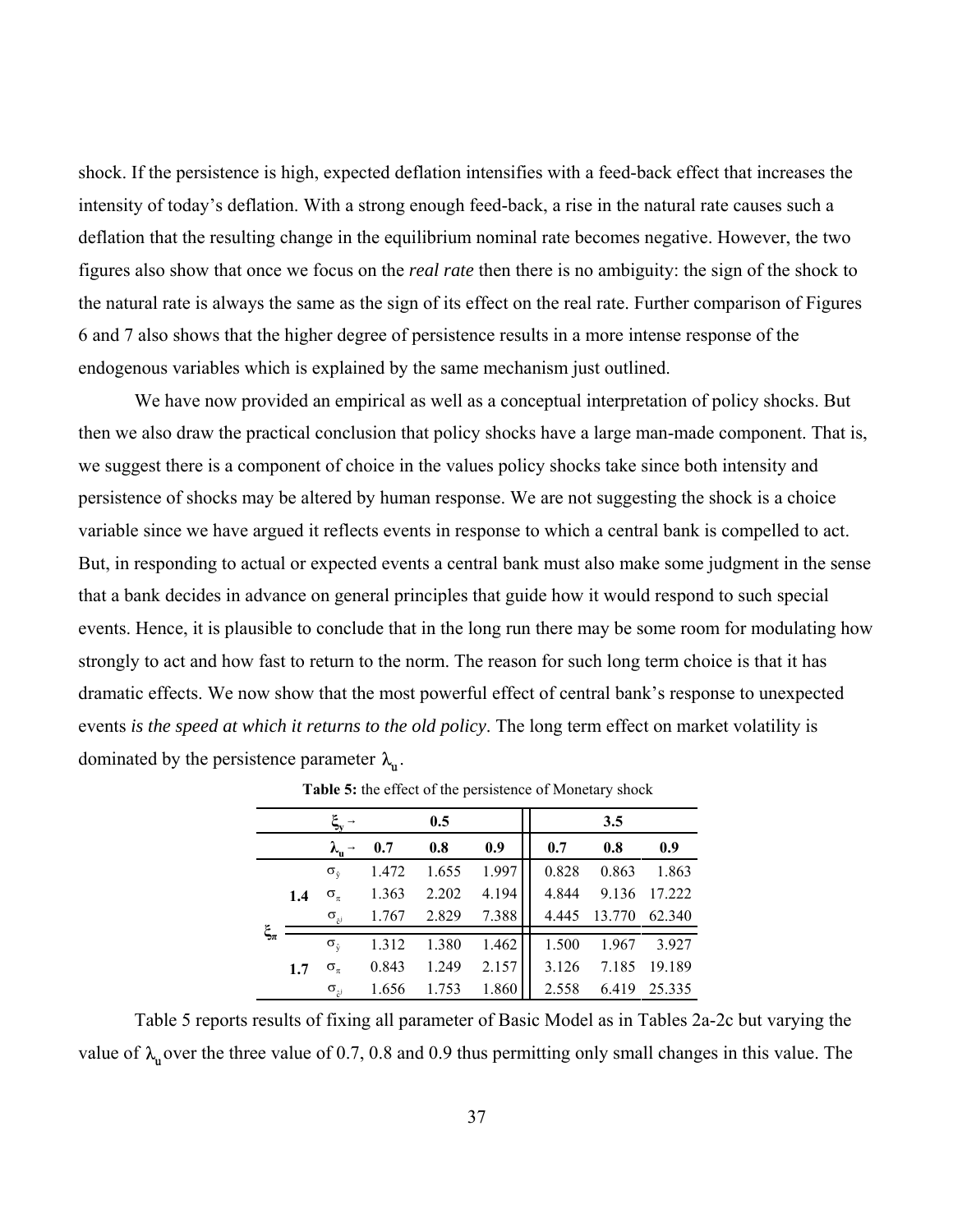shock. If the persistence is high, expected deflation intensifies with a feed-back effect that increases the intensity of today's deflation. With a strong enough feed-back, a rise in the natural rate causes such a deflation that the resulting change in the equilibrium nominal rate becomes negative. However, the two figures also show that once we focus on the *real rate* then there is no ambiguity: the sign of the shock to the natural rate is always the same as the sign of its effect on the real rate. Further comparison of Figures 6 and 7 also shows that the higher degree of persistence results in a more intense response of the endogenous variables which is explained by the same mechanism just outlined.

We have now provided an empirical as well as a conceptual interpretation of policy shocks. But then we also draw the practical conclusion that policy shocks have a large man-made component. That is, we suggest there is a component of choice in the values policy shocks take since both intensity and persistence of shocks may be altered by human response. We are not suggesting the shock is a choice variable since we have argued it reflects events in response to which a central bank is compelled to act. But, in responding to actual or expected events a central bank must also make some judgment in the sense that a bank decides in advance on general principles that guide how it would respond to such special events. Hence, it is plausible to conclude that in the long run there may be some room for modulating how strongly to act and how fast to return to the norm. The reason for such long term choice is that it has dramatic effects. We now show that the most powerful effect of central bank's response to unexpected events *is the speed at which it returns to the old policy*. The long term effect on market volatility is dominated by the persistence parameter $\lambda_u$.

**Table 5:** the effect of the persistence of Monetary shock

| | | $\xi_y \rightarrow$ | 0.5 | | | 3.5 | | |
|---|---|---|---|---|---|---|---|---|
| | | $\lambda_u \rightarrow$ | **0.7** | **0.8** | **0.9** | **0.7** | **0.8** | **0.9** |
| $\xi_\pi$ | **1.4** | $\sigma_{\hat{y}}$ | 1.472 | 1.655 | 1.997 | 0.828 | 0.863 | 1.863 |
| | | $\sigma_\pi$ | 1.363 | 2.202 | 4.194 | 4.844 | 9.136 | 17.222 |
| | | $\sigma_{\hat{\iota}}$ | 1.767 | 2.829 | 7.388 | 4.445 | 13.770 | 62.340 |
| | **1.7** | $\sigma_{\hat{y}}$ | 1.312 | 1.380 | 1.462 | 1.500 | 1.967 | 3.927 |
| | | $\sigma_\pi$ | 0.843 | 1.249 | 2.157 | 3.126 | 7.185 | 19.189 |
| | | $\sigma_{\hat{\iota}}$ | 1.656 | 1.753 | 1.860 | 2.558 | 6.419 | 25.335 |

Table 5 reports results of fixing all parameter of Basic Model as in Tables 2a-2c but varying the value of $\lambda_u$ over the three value of 0.7, 0.8 and 0.9 thus permitting only small changes in this value. The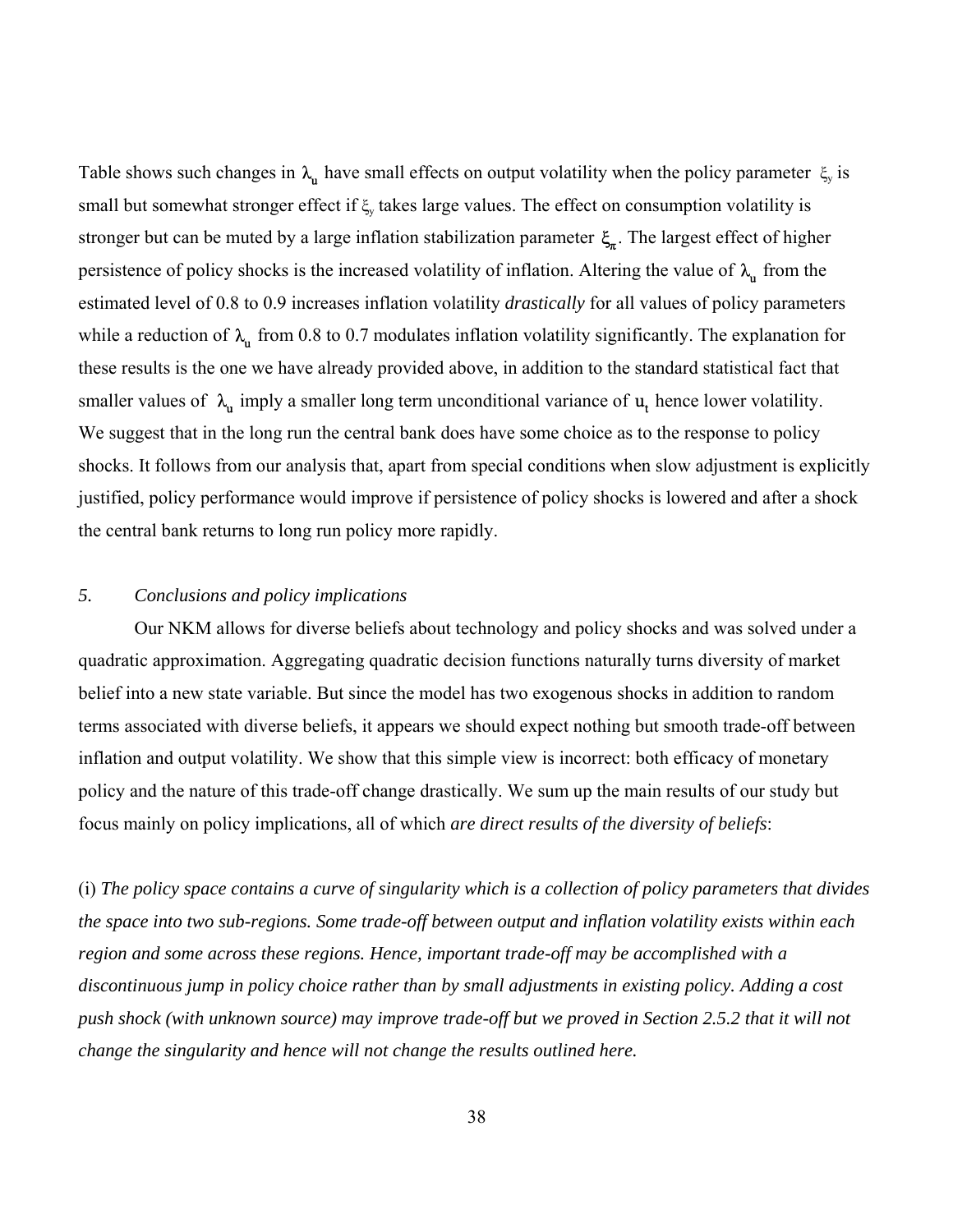Table shows such changes in $\lambda_u$ have small effects on output volatility when the policy parameter $\xi_y$ is small but somewhat stronger effect if $\xi_y$ takes large values. The effect on consumption volatility is stronger but can be muted by a large inflation stabilization parameter $\xi_\pi$. The largest effect of higher persistence of policy shocks is the increased volatility of inflation. Altering the value of $\lambda_u$ from the estimated level of 0.8 to 0.9 increases inflation volatility *drastically* for all values of policy parameters while a reduction of $\lambda_u$ from 0.8 to 0.7 modulates inflation volatility significantly. The explanation for these results is the one we have already provided above, in addition to the standard statistical fact that smaller values of $\lambda_u$ imply a smaller long term unconditional variance of $u_t$ hence lower volatility. We suggest that in the long run the central bank does have some choice as to the response to policy shocks. It follows from our analysis that, apart from special conditions when slow adjustment is explicitly justified, policy performance would improve if persistence of policy shocks is lowered and after a shock the central bank returns to long run policy more rapidly.

## *5. Conclusions and policy implications*

Our NKM allows for diverse beliefs about technology and policy shocks and was solved under a quadratic approximation. Aggregating quadratic decision functions naturally turns diversity of market belief into a new state variable. But since the model has two exogenous shocks in addition to random terms associated with diverse beliefs, it appears we should expect nothing but smooth trade-off between inflation and output volatility. We show that this simple view is incorrect: both efficacy of monetary policy and the nature of this trade-off change drastically. We sum up the main results of our study but focus mainly on policy implications, all of which *are direct results of the diversity of beliefs*:

(i) *The policy space contains a curve of singularity which is a collection of policy parameters that divides the space into two sub-regions. Some trade-off between output and inflation volatility exists within each region and some across these regions. Hence, important trade-off may be accomplished with a discontinuous jump in policy choice rather than by small adjustments in existing policy. Adding a cost push shock (with unknown source) may improve trade-off but we proved in Section 2.5.2 that it will not change the singularity and hence will not change the results outlined here.*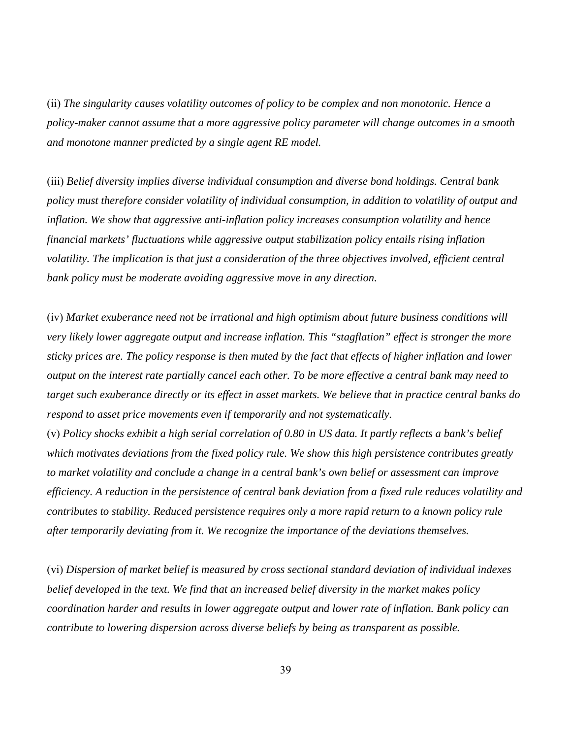(ii) *The singularity causes volatility outcomes of policy to be complex and non monotonic. Hence a policy-maker cannot assume that a more aggressive policy parameter will change outcomes in a smooth and monotone manner predicted by a single agent RE model.*

(iii) *Belief diversity implies diverse individual consumption and diverse bond holdings. Central bank policy must therefore consider volatility of individual consumption, in addition to volatility of output and inflation. We show that aggressive anti-inflation policy increases consumption volatility and hence financial markets' fluctuations while aggressive output stabilization policy entails rising inflation volatility. The implication is that just a consideration of the three objectives involved, efficient central bank policy must be moderate avoiding aggressive move in any direction.*

(iv) *Market exuberance need not be irrational and high optimism about future business conditions will very likely lower aggregate output and increase inflation. This "stagflation" effect is stronger the more sticky prices are. The policy response is then muted by the fact that effects of higher inflation and lower output on the interest rate partially cancel each other. To be more effective a central bank may need to target such exuberance directly or its effect in asset markets. We believe that in practice central banks do respond to asset price movements even if temporarily and not systematically.*

(v) *Policy shocks exhibit a high serial correlation of 0.80 in US data. It partly reflects a bank's belief which motivates deviations from the fixed policy rule. We show this high persistence contributes greatly to market volatility and conclude a change in a central bank's own belief or assessment can improve efficiency. A reduction in the persistence of central bank deviation from a fixed rule reduces volatility and contributes to stability. Reduced persistence requires only a more rapid return to a known policy rule after temporarily deviating from it. We recognize the importance of the deviations themselves.*

(vi) *Dispersion of market belief is measured by cross sectional standard deviation of individual indexes belief developed in the text. We find that an increased belief diversity in the market makes policy coordination harder and results in lower aggregate output and lower rate of inflation. Bank policy can contribute to lowering dispersion across diverse beliefs by being as transparent as possible.*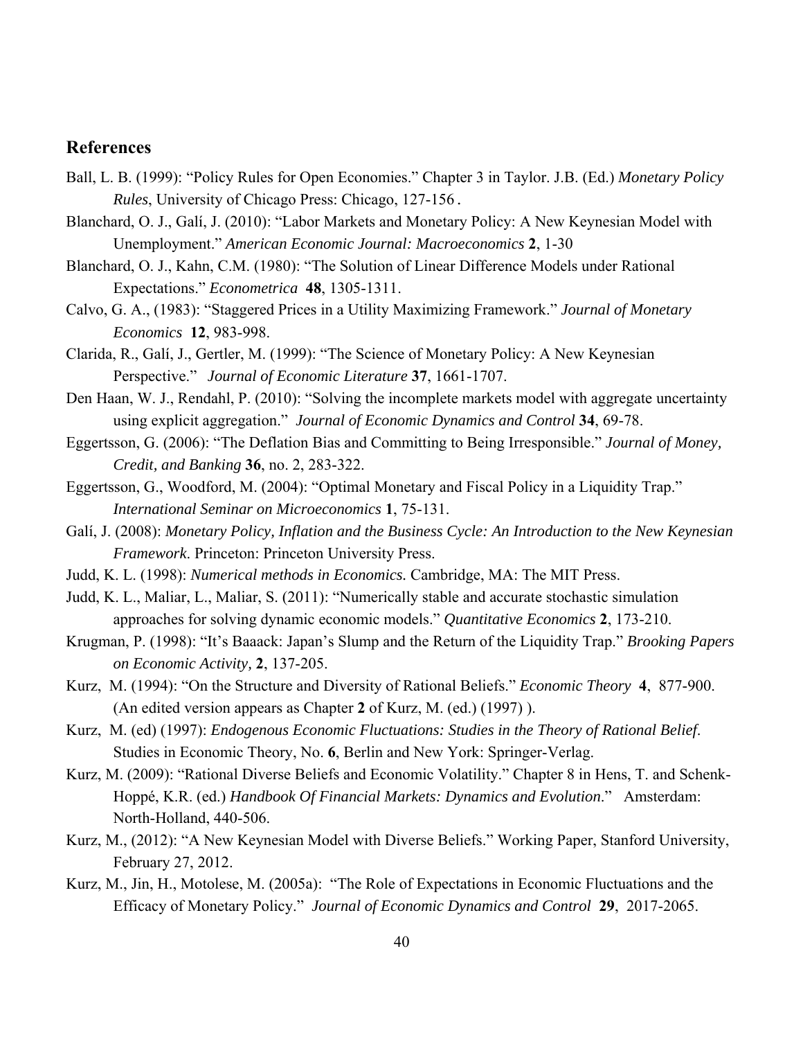## References

Ball, L. B. (1999): "Policy Rules for Open Economies." Chapter 3 in Taylor. J.B. (Ed.) *Monetary Policy Rules*, University of Chicago Press: Chicago, 127-156 **.**

Blanchard, O. J., Galí, J. (2010): "Labor Markets and Monetary Policy: A New Keynesian Model with Unemployment." *American Economic Journal: Macroeconomics* **2**, 1-30

Blanchard, O. J., Kahn, C.M. (1980): "The Solution of Linear Difference Models under Rational Expectations." *Econometrica* **48**, 1305-1311.

Calvo, G. A., (1983): "Staggered Prices in a Utility Maximizing Framework." *Journal of Monetary Economics* **12**, 983-998.

Clarida, R., Galí, J., Gertler, M. (1999): "The Science of Monetary Policy: A New Keynesian Perspective." *Journal of Economic Literature* **37**, 1661-1707.

Den Haan, W. J., Rendahl, P. (2010): "Solving the incomplete markets model with aggregate uncertainty using explicit aggregation." *Journal of Economic Dynamics and Control* **34**, 69-78.

Eggertsson, G. (2006): "The Deflation Bias and Committing to Being Irresponsible." *Journal of Money, Credit, and Banking* **36**, no. 2, 283-322.

Eggertsson, G., Woodford, M. (2004): "Optimal Monetary and Fiscal Policy in a Liquidity Trap." *International Seminar on Microeconomics* **1**, 75-131.

Galí, J. (2008): *Monetary Policy, Inflation and the Business Cycle: An Introduction to the New Keynesian Framework*. Princeton: Princeton University Press.

Judd, K. L. (1998): *Numerical methods in Economics.* Cambridge, MA: The MIT Press.

Judd, K. L., Maliar, L., Maliar, S. (2011): "Numerically stable and accurate stochastic simulation approaches for solving dynamic economic models." *Quantitative Economics* **2**, 173-210.

Krugman, P. (1998): "It's Baaack: Japan's Slump and the Return of the Liquidity Trap." *Brooking Papers on Economic Activity,* **2**, 137-205.

Kurz, M. (1994): "On the Structure and Diversity of Rational Beliefs." *Economic Theory* **4**, 877-900. (An edited version appears as Chapter **2** of Kurz, M. (ed.) (1997) ).

Kurz, M. (ed) (1997): *Endogenous Economic Fluctuations: Studies in the Theory of Rational Belief*. Studies in Economic Theory, No. **6**, Berlin and New York: Springer-Verlag.

Kurz, M. (2009): "Rational Diverse Beliefs and Economic Volatility." Chapter 8 in Hens, T. and Schenk-Hoppé, K.R. (ed.) *Handbook Of Financial Markets: Dynamics and Evolution*." Amsterdam: North-Holland, 440-506.

Kurz, M., (2012): "A New Keynesian Model with Diverse Beliefs." Working Paper, Stanford University, February 27, 2012.

Kurz, M., Jin, H., Motolese, M. (2005a): "The Role of Expectations in Economic Fluctuations and the Efficacy of Monetary Policy." *Journal of Economic Dynamics and Control* **29**, 2017-2065.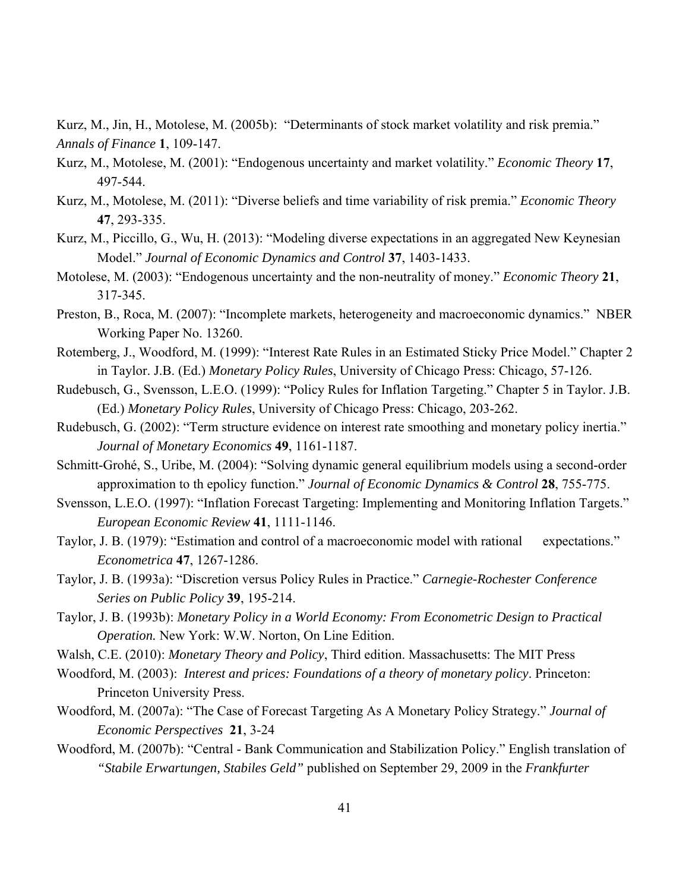Kurz, M., Jin, H., Motolese, M. (2005b): "Determinants of stock market volatility and risk premia." *Annals of Finance* **1**, 109-147.

Kurz, M., Motolese, M. (2001): "Endogenous uncertainty and market volatility." *Economic Theory* **17**, 497-544.

Kurz, M., Motolese, M. (2011): "Diverse beliefs and time variability of risk premia." *Economic Theory* **47**, 293-335.

Kurz, M., Piccillo, G., Wu, H. (2013): "Modeling diverse expectations in an aggregated New Keynesian Model." *Journal of Economic Dynamics and Control* **37**, 1403-1433.

Motolese, M. (2003): "Endogenous uncertainty and the non-neutrality of money." *Economic Theory* **21**, 317-345.

Preston, B., Roca, M. (2007): "Incomplete markets, heterogeneity and macroeconomic dynamics." NBER Working Paper No. 13260.

Rotemberg, J., Woodford, M. (1999): "Interest Rate Rules in an Estimated Sticky Price Model." Chapter 2 in Taylor. J.B. (Ed.) *Monetary Policy Rules*, University of Chicago Press: Chicago, 57-126.

Rudebusch, G., Svensson, L.E.O. (1999): "Policy Rules for Inflation Targeting." Chapter 5 in Taylor. J.B. (Ed.) *Monetary Policy Rules*, University of Chicago Press: Chicago, 203-262.

Rudebusch, G. (2002): "Term structure evidence on interest rate smoothing and monetary policy inertia." *Journal of Monetary Economics* **49**, 1161-1187.

Schmitt-Grohé, S., Uribe, M. (2004): "Solving dynamic general equilibrium models using a second-order approximation to th epolicy function." *Journal of Economic Dynamics & Control* **28**, 755-775.

Svensson, L.E.O. (1997): "Inflation Forecast Targeting: Implementing and Monitoring Inflation Targets." *European Economic Review* **41**, 1111-1146.

Taylor, J. B. (1979): "Estimation and control of a macroeconomic model with rational expectations." *Econometrica* **47**, 1267-1286.

Taylor, J. B. (1993a): "Discretion versus Policy Rules in Practice." *Carnegie-Rochester Conference Series on Public Policy* **39**, 195-214.

Taylor, J. B. (1993b): *Monetary Policy in a World Economy: From Econometric Design to Practical Operation.* New York: W.W. Norton, On Line Edition.

Walsh, C.E. (2010): *Monetary Theory and Policy*, Third edition. Massachusetts: The MIT Press

Woodford, M. (2003): *Interest and prices: Foundations of a theory of monetary policy*. Princeton: Princeton University Press.

Woodford, M. (2007a): "The Case of Forecast Targeting As A Monetary Policy Strategy." *Journal of Economic Perspectives* **21**, 3-24

Woodford, M. (2007b): "Central - Bank Communication and Stabilization Policy." English translation of *"Stabile Erwartungen, Stabiles Geld"* published on September 29, 2009 in the *Frankfurter*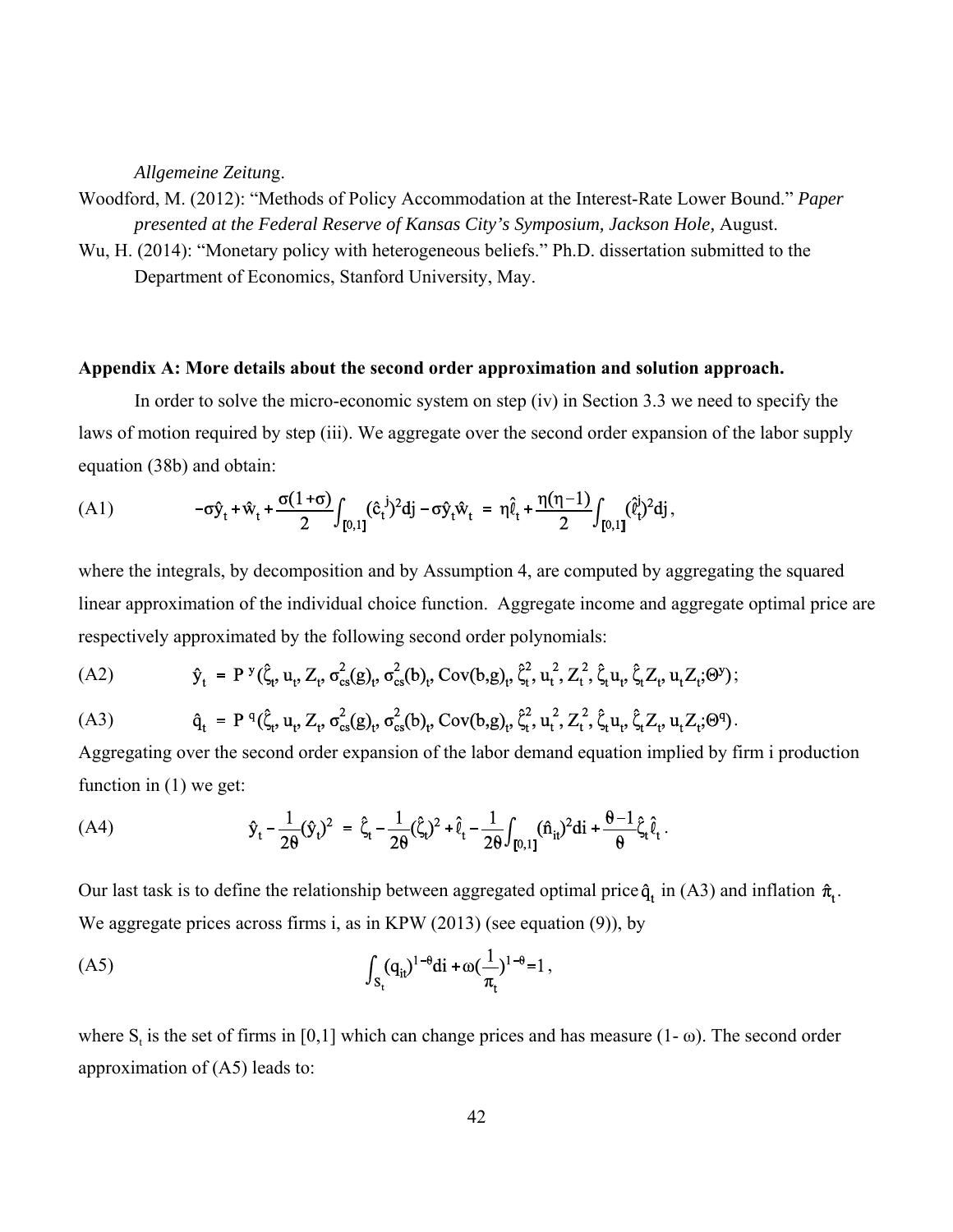*Allgemeine Zeitung*.

Woodford, M. (2012): "Methods of Policy Accommodation at the Interest-Rate Lower Bound." *Paper presented at the Federal Reserve of Kansas City's Symposium, Jackson Hole,* August.

Wu, H. (2014): "Monetary policy with heterogeneous beliefs." Ph.D. dissertation submitted to the Department of Economics, Stanford University, May.

**Appendix A: More details about the second order approximation and solution approach.**

In order to solve the micro-economic system on step (iv) in Section 3.3 we need to specify the laws of motion required by step (iii). We aggregate over the second order expansion of the labor supply equation (38b) and obtain:

$$-\sigma\hat{y}_t + \hat{w}_t + \frac{\sigma(1+\sigma)}{2}\int_{[0,1]}(\hat{c}_t^j)^2 dj - \sigma\hat{y}_t\hat{w}_t \;=\; \eta\hat{\ell}_t + \frac{\eta(\eta-1)}{2}\int_{[0,1]}(\hat{\ell}_t^j)^2 dj\,, \tag{A1}$$

where the integrals, by decomposition and by Assumption 4, are computed by aggregating the squared linear approximation of the individual choice function. Aggregate income and aggregate optimal price are respectively approximated by the following second order polynomials:

$$\hat{y}_t \;=\; P^{\,y}(\hat{\zeta}_t, u_t, Z_t, \sigma_{cs}^2(g)_t, \sigma_{cs}^2(b)_t, \text{Cov}(b,g)_t, \hat{\zeta}_t^2, u_t^2, Z_t^2, \hat{\zeta}_t u_t, \hat{\zeta}_t Z_t, u_t Z_t; \Theta^y)\,; \tag{A2}$$

$$\hat{q}_t \;=\; P^{\,q}(\hat{\zeta}_t, u_t, Z_t, \sigma_{cs}^2(g)_t, \sigma_{cs}^2(b)_t, \text{Cov}(b,g)_t, \hat{\zeta}_t^2, u_t^2, Z_t^2, \hat{\zeta}_t u_t, \hat{\zeta}_t Z_t, u_t Z_t; \Theta^q)\,. \tag{A3}$$

Aggregating over the second order expansion of the labor demand equation implied by firm i production function in (1) we get:

$$\hat{y}_t - \frac{1}{2\theta}(\hat{y}_t)^2 \;=\; \hat{\zeta}_t - \frac{1}{2\theta}(\hat{\zeta}_t)^2 + \hat{\ell}_t - \frac{1}{2\theta}\int_{[0,1]}(\hat{n}_{it})^2 di + \frac{\theta-1}{\theta}\hat{\zeta}_t\hat{\ell}_t\,. \tag{A4}$$

Our last task is to define the relationship between aggregated optimal price $\hat{q}_t$ in (A3) and inflation $\hat{\pi}_t$. We aggregate prices across firms i, as in KPW (2013) (see equation (9)), by

$$\int_{S_t}(q_{it})^{1-\theta}di + \omega\left(\frac{1}{\pi_t}\right)^{1-\theta} = 1\,, \tag{A5}$$

where $S_t$ is the set of firms in [0,1] which can change prices and has measure (1- $\omega$). The second order approximation of (A5) leads to: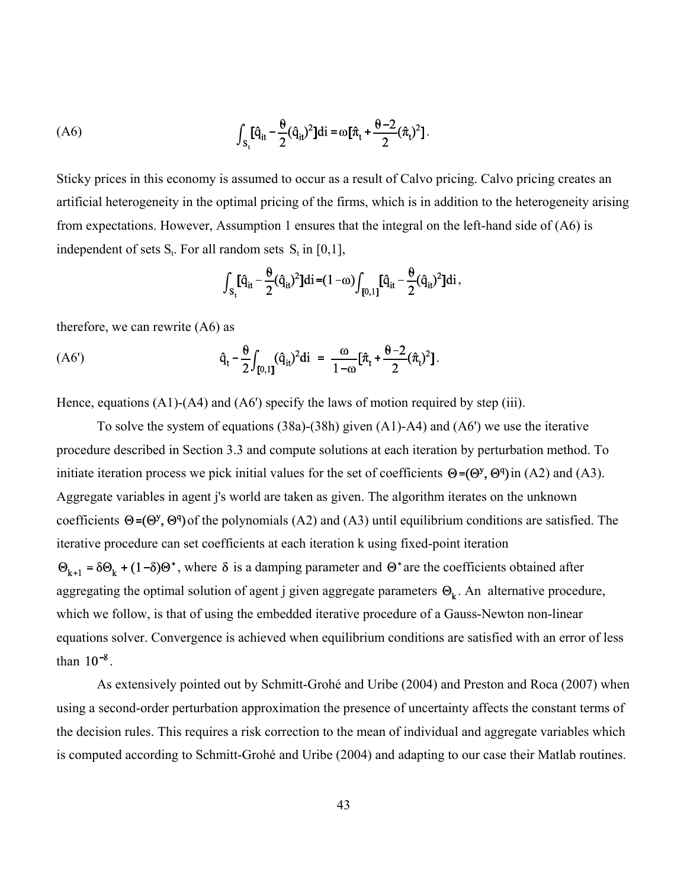(A6)
$$\int_{S_t}[\hat{q}_{it} - \frac{\theta}{2}(\hat{q}_{it})^2]di = \omega[\hat{\pi}_t + \frac{\theta - 2}{2}(\hat{\pi}_t)^2].$$

Sticky prices in this economy is assumed to occur as a result of Calvo pricing. Calvo pricing creates an artificial heterogeneity in the optimal pricing of the firms, which is in addition to the heterogeneity arising from expectations. However, Assumption 1 ensures that the integral on the left-hand side of (A6) is independent of sets $S_t$. For all random sets $S_t$ in [0,1],

$$\int_{S_t}[\hat{q}_{it} - \frac{\theta}{2}(\hat{q}_{it})^2]di = (1-\omega)\int_{[0,1]}[\hat{q}_{it} - \frac{\theta}{2}(\hat{q}_{it})^2]di,$$

therefore, we can rewrite (A6) as

(A6')
$$\hat{q}_t - \frac{\theta}{2}\int_{[0,1]}(\hat{q}_{it})^2 di = \frac{\omega}{1-\omega}[\hat{\pi}_t + \frac{\theta-2}{2}(\hat{\pi}_t)^2].$$

Hence, equations (A1)-(A4) and (A6') specify the laws of motion required by step (iii).

To solve the system of equations (38a)-(38h) given (A1)-A4) and (A6') we use the iterative procedure described in Section 3.3 and compute solutions at each iteration by perturbation method. To initiate iteration process we pick initial values for the set of coefficients $\Theta = (\Theta^y, \Theta^q)$ in (A2) and (A3). Aggregate variables in agent j's world are taken as given. The algorithm iterates on the unknown coefficients $\Theta = (\Theta^y, \Theta^q)$ of the polynomials (A2) and (A3) until equilibrium conditions are satisfied. The iterative procedure can set coefficients at each iteration k using fixed-point iteration $\Theta_{k+1} = \delta\Theta_k + (1-\delta)\Theta^*$, where $\delta$ is a damping parameter and $\Theta^*$ are the coefficients obtained after aggregating the optimal solution of agent j given aggregate parameters $\Theta_k$. An alternative procedure, which we follow, is that of using the embedded iterative procedure of a Gauss-Newton non-linear equations solver. Convergence is achieved when equilibrium conditions are satisfied with an error of less than $10^{-8}$.

As extensively pointed out by Schmitt-Grohé and Uribe (2004) and Preston and Roca (2007) when using a second-order perturbation approximation the presence of uncertainty affects the constant terms of the decision rules. This requires a risk correction to the mean of individual and aggregate variables which is computed according to Schmitt-Grohé and Uribe (2004) and adapting to our case their Matlab routines.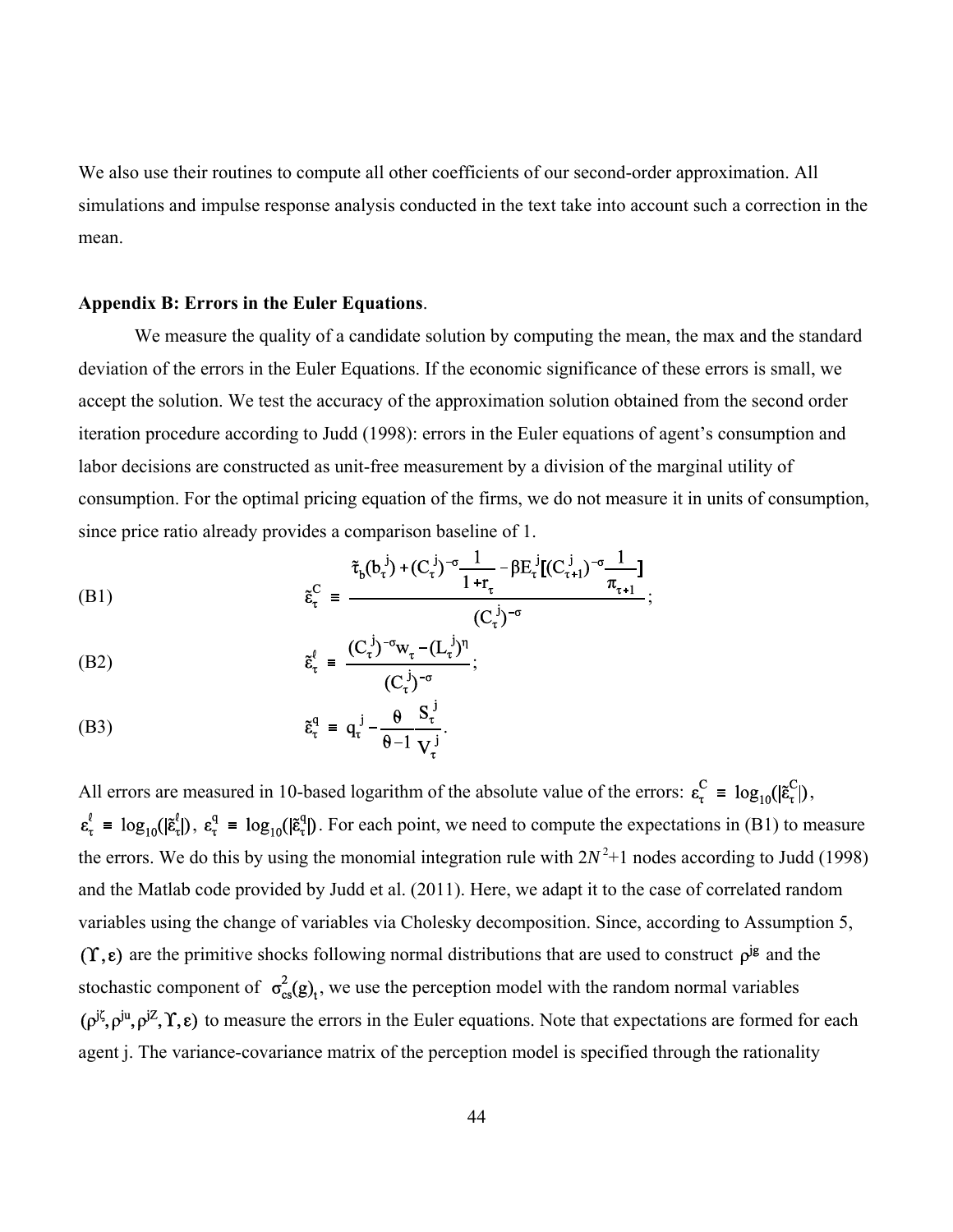We also use their routines to compute all other coefficients of our second-order approximation. All simulations and impulse response analysis conducted in the text take into account such a correction in the mean.

**Appendix B: Errors in the Euler Equations**.

We measure the quality of a candidate solution by computing the mean, the max and the standard deviation of the errors in the Euler Equations. If the economic significance of these errors is small, we accept the solution. We test the accuracy of the approximation solution obtained from the second order iteration procedure according to Judd (1998): errors in the Euler equations of agent's consumption and labor decisions are constructed as unit-free measurement by a division of the marginal utility of consumption. For the optimal pricing equation of the firms, we do not measure it in units of consumption, since price ratio already provides a comparison baseline of 1.

$$\text{(B1)} \qquad \tilde{\varepsilon}_{\tau}^{C} \equiv \frac{\tilde{\tau}_b(b_{\tau}^{j}) + (C_{\tau}^{j})^{-\sigma}\dfrac{1}{1+r_{\tau}} - \beta E_{\tau}^{j}\left[(C_{\tau+1}^{j})^{-\sigma}\dfrac{1}{\pi_{\tau+1}}\right]}{(C_{\tau}^{j})^{-\sigma}};$$

$$\text{(B2)} \qquad \tilde{\varepsilon}_{\tau}^{\ell} \equiv \frac{(C_{\tau}^{j})^{-\sigma}w_{\tau} - (L_{\tau}^{j})^{\eta}}{(C_{\tau}^{j})^{-\sigma}};$$

$$\text{(B3)} \qquad \tilde{\varepsilon}_{\tau}^{q} \equiv q_{\tau}^{j} - \frac{\theta}{\theta-1}\frac{S_{\tau}^{j}}{V_{\tau}^{j}}.$$

All errors are measured in 10-based logarithm of the absolute value of the errors: $\varepsilon_{\tau}^{C} \equiv \log_{10}(|\tilde{\varepsilon}_{\tau}^{C}|)$, $\varepsilon_{\tau}^{\ell} \equiv \log_{10}(|\tilde{\varepsilon}_{\tau}^{\ell}|)$, $\varepsilon_{\tau}^{q} \equiv \log_{10}(|\tilde{\varepsilon}_{\tau}^{q}|)$. For each point, we need to compute the expectations in (B1) to measure the errors. We do this by using the monomial integration rule with $2N^2+1$ nodes according to Judd (1998) and the Matlab code provided by Judd et al. (2011). Here, we adapt it to the case of correlated random variables using the change of variables via Cholesky decomposition. Since, according to Assumption 5, $(\Upsilon, \varepsilon)$ are the primitive shocks following normal distributions that are used to construct $\rho^{jg}$ and the stochastic component of $\sigma_{cs}^{2}(g)_t$, we use the perception model with the random normal variables $(\rho^{j\zeta}, \rho^{ju}, \rho^{jZ}, \Upsilon, \varepsilon)$ to measure the errors in the Euler equations. Note that expectations are formed for each agent j. The variance-covariance matrix of the perception model is specified through the rationality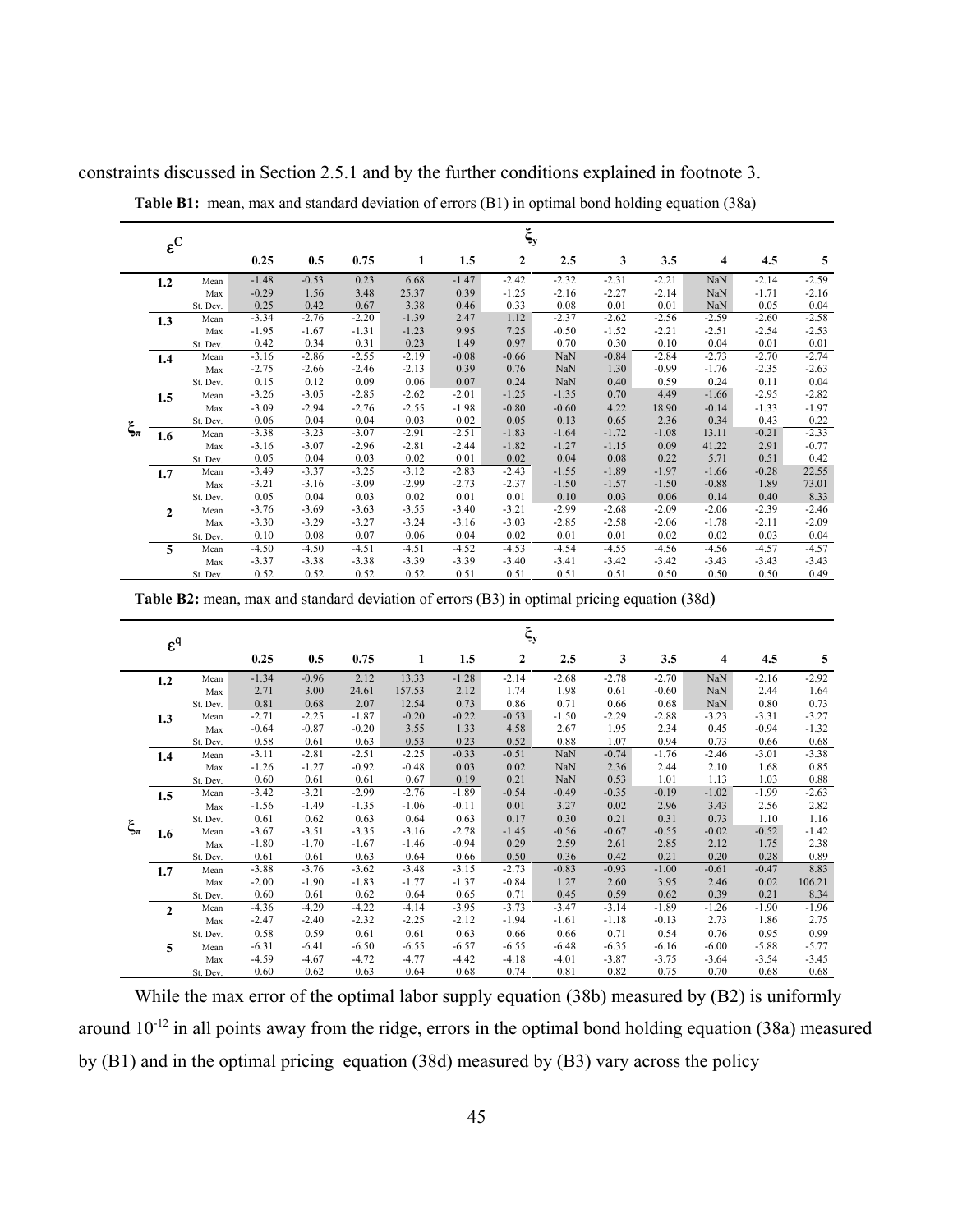constraints discussed in Section 2.5.1 and by the further conditions explained in footnote 3.

**Table B1:** mean, max and standard deviation of errors (B1) in optimal bond holding equation (38a)

| $\varepsilon^C$ | | | $\xi_y$ | | | | | | | | | | | |
|---|---|---|---|---|---|---|---|---|---|---|---|---|---|---|
| | | | 0.25 | 0.5 | 0.75 | 1 | 1.5 | 2 | 2.5 | 3 | 3.5 | 4 | 4.5 | 5 |
| $\xi_\pi$ | 1.2 | Mean | -1.48 | -0.53 | 0.23 | 6.68 | -1.47 | -2.42 | -2.32 | -2.31 | -2.21 | NaN | -2.14 | -2.59 |
| | | Max | -0.29 | 1.56 | 3.48 | 25.37 | 0.39 | -1.25 | -2.16 | -2.27 | -2.14 | NaN | -1.71 | -2.16 |
| | | St. Dev. | 0.25 | 0.42 | 0.67 | 3.38 | 0.46 | 0.33 | 0.08 | 0.01 | 0.01 | NaN | 0.05 | 0.04 |
| | 1.3 | Mean | -3.34 | -2.76 | -2.20 | -1.39 | 2.47 | 1.12 | -2.37 | -2.62 | -2.56 | -2.59 | -2.60 | -2.58 |
| | | Max | -1.95 | -1.67 | -1.31 | -1.23 | 9.95 | 7.25 | -0.50 | -1.52 | -2.21 | -2.51 | -2.54 | -2.53 |
| | | St. Dev. | 0.42 | 0.34 | 0.31 | 0.23 | 1.49 | 0.97 | 0.70 | 0.30 | 0.10 | 0.04 | 0.01 | 0.01 |
| | 1.4 | Mean | -3.16 | -2.86 | -2.55 | -2.19 | -0.08 | -0.66 | NaN | -0.84 | -2.84 | -2.73 | -2.70 | -2.74 |
| | | Max | -2.75 | -2.66 | -2.46 | -2.13 | 0.39 | 0.76 | NaN | 1.30 | -0.99 | -1.76 | -2.35 | -2.63 |
| | | St. Dev. | 0.15 | 0.12 | 0.09 | 0.06 | 0.07 | 0.24 | NaN | 0.40 | 0.59 | 0.24 | 0.11 | 0.04 |
| | 1.5 | Mean | -3.26 | -3.05 | -2.85 | -2.62 | -2.01 | -1.25 | -1.35 | 0.70 | 4.49 | -1.66 | -2.95 | -2.82 |
| | | Max | -3.09 | -2.94 | -2.76 | -2.55 | -1.98 | -0.80 | -0.60 | 4.22 | 18.90 | -0.14 | -1.33 | -1.97 |
| | | St. Dev. | 0.06 | 0.04 | 0.04 | 0.03 | 0.02 | 0.05 | 0.13 | 0.65 | 2.36 | 0.34 | 0.43 | 0.22 |
| | 1.6 | Mean | -3.38 | -3.23 | -3.07 | -2.91 | -2.51 | -1.83 | -1.64 | -1.72 | -1.08 | 13.11 | -0.21 | -2.33 |
| | | Max | -3.16 | -3.07 | -2.96 | -2.81 | -2.44 | -1.82 | -1.27 | -1.15 | 0.09 | 41.22 | 2.91 | -0.77 |
| | | St. Dev. | 0.05 | 0.04 | 0.03 | 0.02 | 0.01 | 0.02 | 0.04 | 0.08 | 0.22 | 5.71 | 0.51 | 0.42 |
| | 1.7 | Mean | -3.49 | -3.37 | -3.25 | -3.12 | -2.83 | -2.43 | -1.55 | -1.89 | -1.97 | -1.66 | -0.28 | 22.55 |
| | | Max | -3.21 | -3.16 | -3.09 | -2.99 | -2.73 | -2.37 | -1.50 | -1.57 | -1.50 | -0.88 | 1.89 | 73.01 |
| | | St. Dev. | 0.05 | 0.04 | 0.03 | 0.02 | 0.01 | 0.01 | 0.10 | 0.03 | 0.06 | 0.14 | 0.40 | 8.33 |
| | 2 | Mean | -3.76 | -3.69 | -3.63 | -3.55 | -3.40 | -3.21 | -2.99 | -2.68 | -2.09 | -2.06 | -2.39 | -2.46 |
| | | Max | -3.30 | -3.29 | -3.27 | -3.24 | -3.16 | -3.03 | -2.85 | -2.58 | -2.06 | -1.78 | -2.11 | -2.09 |
| | | St. Dev. | 0.10 | 0.08 | 0.07 | 0.06 | 0.04 | 0.02 | 0.01 | 0.01 | 0.02 | 0.02 | 0.03 | 0.04 |
| | 5 | Mean | -4.50 | -4.50 | -4.51 | -4.51 | -4.52 | -4.53 | -4.54 | -4.55 | -4.56 | -4.56 | -4.57 | -4.57 |
| | | Max | -3.37 | -3.38 | -3.38 | -3.39 | -3.39 | -3.40 | -3.41 | -3.42 | -3.42 | -3.43 | -3.43 | -3.43 |
| | | St. Dev. | 0.52 | 0.52 | 0.52 | 0.52 | 0.51 | 0.51 | 0.51 | 0.51 | 0.50 | 0.50 | 0.50 | 0.49 |

**Table B2:** mean, max and standard deviation of errors (B3) in optimal pricing equation (38d)

| $\varepsilon^q$ | | | $\xi_y$ | | | | | | | | | | | |
|---|---|---|---|---|---|---|---|---|---|---|---|---|---|---|
| | | | 0.25 | 0.5 | 0.75 | 1 | 1.5 | 2 | 2.5 | 3 | 3.5 | 4 | 4.5 | 5 |
| $\xi_\pi$ | 1.2 | Mean | -1.34 | -0.96 | 2.12 | 13.33 | -1.28 | -2.14 | -2.68 | -2.78 | -2.70 | NaN | -2.16 | -2.92 |
| | | Max | 2.71 | 3.00 | 24.61 | 157.53 | 2.12 | 1.74 | 1.98 | 0.61 | -0.60 | NaN | 2.44 | 1.64 |
| | | St. Dev. | 0.81 | 0.68 | 2.07 | 12.54 | 0.73 | 0.86 | 0.71 | 0.66 | 0.68 | NaN | 0.80 | 0.73 |
| | 1.3 | Mean | -2.71 | -2.25 | -1.87 | -0.20 | -0.22 | -0.53 | -1.50 | -2.29 | -2.88 | -3.23 | -3.31 | -3.27 |
| | | Max | -0.64 | -0.87 | -0.20 | 3.55 | 1.33 | 4.58 | 2.67 | 1.95 | 2.34 | 0.45 | -0.94 | -1.32 |
| | | St. Dev. | 0.58 | 0.61 | 0.63 | 0.53 | 0.23 | 0.52 | 0.88 | 1.07 | 0.94 | 0.73 | 0.66 | 0.68 |
| | 1.4 | Mean | -3.11 | -2.81 | -2.51 | -2.25 | -0.33 | -0.51 | NaN | -0.74 | -1.76 | -2.46 | -3.01 | -3.38 |
| | | Max | -1.26 | -1.27 | -0.92 | -0.48 | 0.03 | 0.02 | NaN | 2.36 | 2.44 | 2.10 | 1.68 | 0.85 |
| | | St. Dev. | 0.60 | 0.61 | 0.61 | 0.67 | 0.19 | 0.21 | NaN | 0.53 | 1.01 | 1.13 | 1.03 | 0.88 |
| | 1.5 | Mean | -3.42 | -3.21 | -2.99 | -2.76 | -1.89 | -0.54 | -0.49 | -0.35 | -0.19 | -1.02 | -1.99 | -2.63 |
| | | Max | -1.56 | -1.49 | -1.35 | -1.06 | -0.11 | 0.01 | 3.27 | 0.02 | 2.96 | 3.43 | 2.56 | 2.82 |
| | | St. Dev. | 0.61 | 0.62 | 0.63 | 0.64 | 0.63 | 0.17 | 0.30 | 0.21 | 0.31 | 0.73 | 1.10 | 1.16 |
| | 1.6 | Mean | -3.67 | -3.51 | -3.35 | -3.16 | -2.78 | -1.45 | -0.56 | -0.67 | -0.55 | -0.02 | -0.52 | -1.42 |
| | | Max | -1.80 | -1.70 | -1.67 | -1.46 | -0.94 | 0.29 | 2.59 | 2.61 | 2.85 | 2.12 | 1.75 | 2.38 |
| | | St. Dev. | 0.61 | 0.61 | 0.63 | 0.64 | 0.66 | 0.50 | 0.36 | 0.42 | 0.21 | 0.20 | 0.28 | 0.89 |
| | 1.7 | Mean | -3.88 | -3.76 | -3.62 | -3.48 | -3.15 | -2.73 | -0.83 | -0.93 | -1.00 | -0.61 | -0.47 | 8.83 |
| | | Max | -2.00 | -1.90 | -1.83 | -1.77 | -1.37 | -0.84 | 1.27 | 2.60 | 3.95 | 2.46 | 0.02 | 106.21 |
| | | St. Dev. | 0.60 | 0.61 | 0.62 | 0.64 | 0.65 | 0.71 | 0.45 | 0.59 | 0.62 | 0.39 | 0.21 | 8.34 |
| | 2 | Mean | -4.36 | -4.29 | -4.22 | -4.14 | -3.95 | -3.73 | -3.47 | -3.14 | -1.89 | -1.26 | -1.90 | -1.96 |
| | | Max | -2.47 | -2.40 | -2.32 | -2.25 | -2.12 | -1.94 | -1.61 | -1.18 | -0.13 | 2.73 | 1.86 | 2.75 |
| | | St. Dev. | 0.58 | 0.59 | 0.61 | 0.61 | 0.63 | 0.66 | 0.66 | 0.71 | 0.54 | 0.76 | 0.95 | 0.99 |
| | 5 | Mean | -6.31 | -6.41 | -6.50 | -6.55 | -6.57 | -6.55 | -6.48 | -6.35 | -6.16 | -6.00 | -5.88 | -5.77 |
| | | Max | -4.59 | -4.67 | -4.72 | -4.77 | -4.42 | -4.18 | -4.01 | -3.87 | -3.75 | -3.64 | -3.54 | -3.45 |
| | | St. Dev. | 0.60 | 0.62 | 0.63 | 0.64 | 0.68 | 0.74 | 0.81 | 0.82 | 0.75 | 0.70 | 0.68 | 0.68 |

While the max error of the optimal labor supply equation (38b) measured by (B2) is uniformly around $10^{-12}$ in all points away from the ridge, errors in the optimal bond holding equation (38a) measured by (B1) and in the optimal pricing equation (38d) measured by (B3) vary across the policy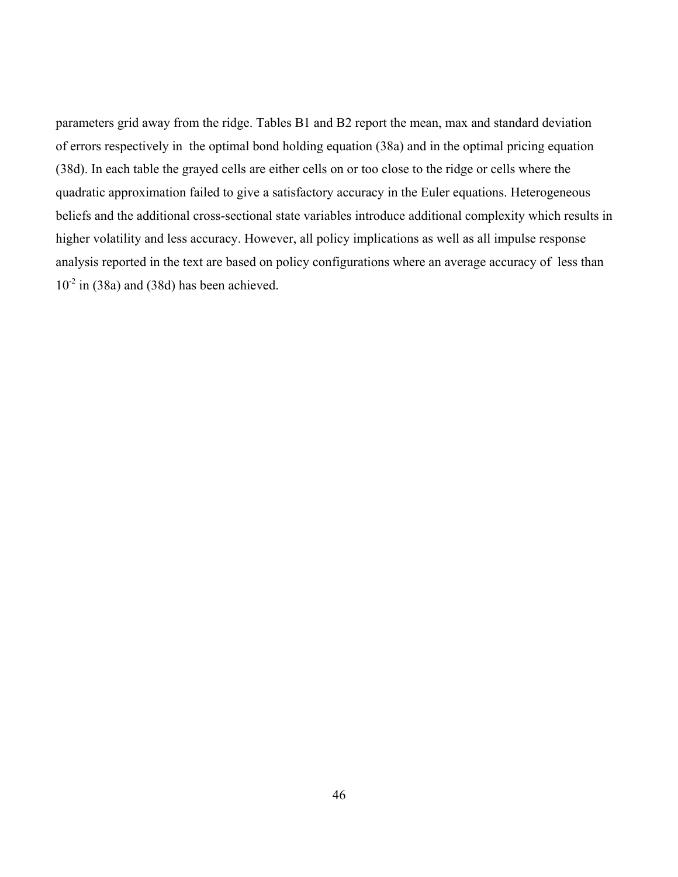parameters grid away from the ridge. Tables B1 and B2 report the mean, max and standard deviation of errors respectively in the optimal bond holding equation (38a) and in the optimal pricing equation (38d). In each table the grayed cells are either cells on or too close to the ridge or cells where the quadratic approximation failed to give a satisfactory accuracy in the Euler equations. Heterogeneous beliefs and the additional cross-sectional state variables introduce additional complexity which results in higher volatility and less accuracy. However, all policy implications as well as all impulse response analysis reported in the text are based on policy configurations where an average accuracy of less than $10^{-2}$ in (38a) and (38d) has been achieved.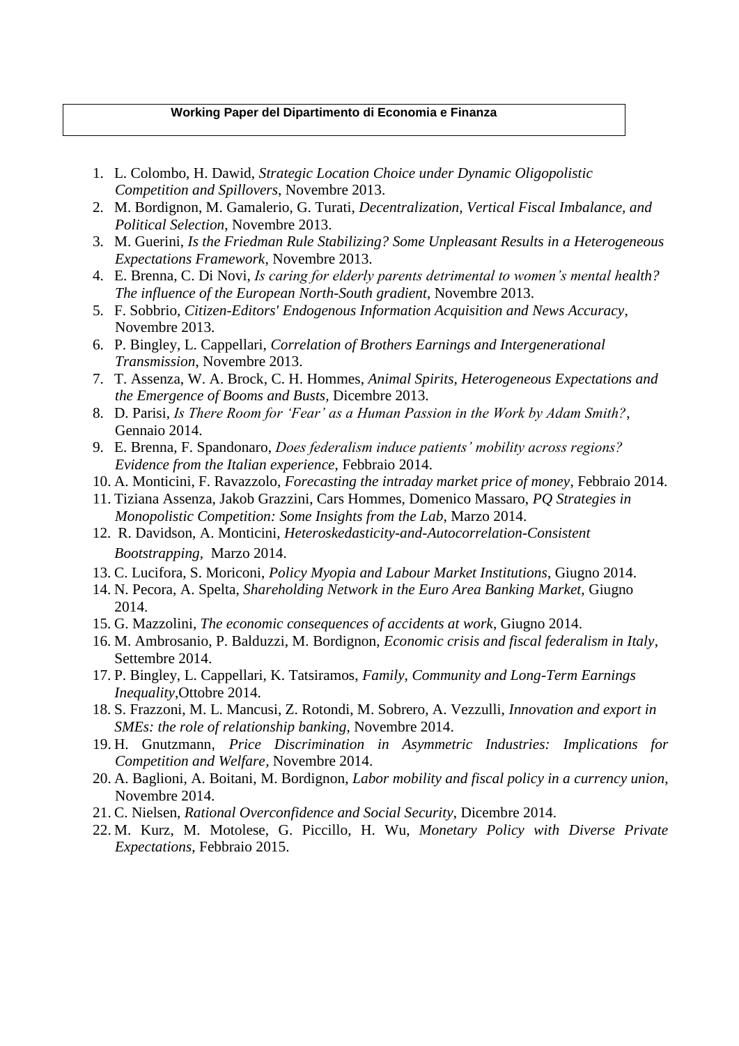**Working Paper del Dipartimento di Economia e Finanza**

1. L. Colombo, H. Dawid, *Strategic Location Choice under Dynamic Oligopolistic Competition and Spillovers*, Novembre 2013.
2. M. Bordignon, M. Gamalerio, G. Turati, *Decentralization, Vertical Fiscal Imbalance, and Political Selection*, Novembre 2013.
3. M. Guerini, *Is the Friedman Rule Stabilizing? Some Unpleasant Results in a Heterogeneous Expectations Framework*, Novembre 2013.
4. E. Brenna, C. Di Novi, *Is caring for elderly parents detrimental to women's mental health? The influence of the European North-South gradient*, Novembre 2013.
5. F. Sobbrio, *Citizen-Editors' Endogenous Information Acquisition and News Accuracy*, Novembre 2013.
6. P. Bingley, L. Cappellari, *Correlation of Brothers Earnings and Intergenerational Transmission*, Novembre 2013.
7. T. Assenza, W. A. Brock, C. H. Hommes, *Animal Spirits, Heterogeneous Expectations and the Emergence of Booms and Busts*, Dicembre 2013.
8. D. Parisi, *Is There Room for 'Fear' as a Human Passion in the Work by Adam Smith?*, Gennaio 2014.
9. E. Brenna, F. Spandonaro, *Does federalism induce patients' mobility across regions? Evidence from the Italian experience*, Febbraio 2014.
10. A. Monticini, F. Ravazzolo, *Forecasting the intraday market price of money*, Febbraio 2014.
11. Tiziana Assenza, Jakob Grazzini, Cars Hommes, Domenico Massaro, *PQ Strategies in Monopolistic Competition: Some Insights from the Lab*, Marzo 2014.
12. R. Davidson, A. Monticini, *Heteroskedasticity-and-Autocorrelation-Consistent Bootstrapping*, Marzo 2014.
13. C. Lucifora, S. Moriconi, *Policy Myopia and Labour Market Institutions*, Giugno 2014.
14. N. Pecora, A. Spelta, *Shareholding Network in the Euro Area Banking Market*, Giugno 2014.
15. G. Mazzolini, *The economic consequences of accidents at work*, Giugno 2014.
16. M. Ambrosanio, P. Balduzzi, M. Bordignon, *Economic crisis and fiscal federalism in Italy*, Settembre 2014.
17. P. Bingley, L. Cappellari, K. Tatsiramos, *Family, Community and Long-Term Earnings Inequality*,Ottobre 2014.
18. S. Frazzoni, M. L. Mancusi, Z. Rotondi, M. Sobrero, A. Vezzulli, *Innovation and export in SMEs: the role of relationship banking*, Novembre 2014.
19. H. Gnutzmann, *Price Discrimination in Asymmetric Industries: Implications for Competition and Welfare*, Novembre 2014.
20. A. Baglioni, A. Boitani, M. Bordignon, *Labor mobility and fiscal policy in a currency union*, Novembre 2014.
21. C. Nielsen, *Rational Overconfidence and Social Security*, Dicembre 2014.
22. M. Kurz, M. Motolese, G. Piccillo, H. Wu, *Monetary Policy with Diverse Private Expectations*, Febbraio 2015.